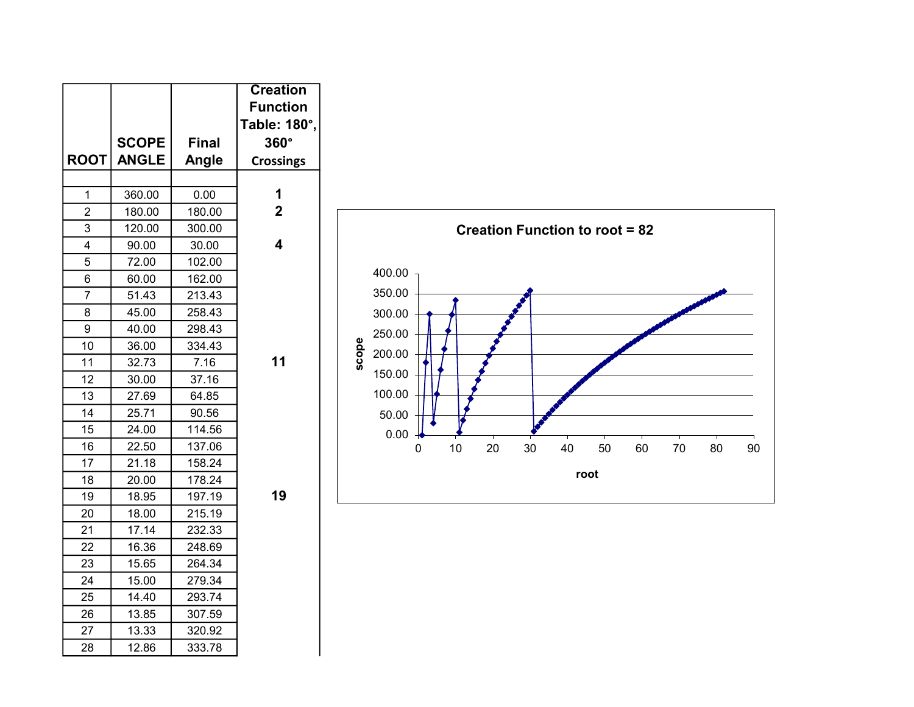| ROOT | SCOPE ANGLE | Final Angle | Creation Function Table: 180°, 360° Crossings |
|---|---|---|---|
| | | | |
| 1 | 360.00 | 0.00 | **1** |
| 2 | 180.00 | 180.00 | **2** |
| 3 | 120.00 | 300.00 | |
| 4 | 90.00 | 30.00 | **4** |
| 5 | 72.00 | 102.00 | |
| 6 | 60.00 | 162.00 | |
| 7 | 51.43 | 213.43 | |
| 8 | 45.00 | 258.43 | |
| 9 | 40.00 | 298.43 | |
| 10 | 36.00 | 334.43 | |
| 11 | 32.73 | 7.16 | **11** |
| 12 | 30.00 | 37.16 | |
| 13 | 27.69 | 64.85 | |
| 14 | 25.71 | 90.56 | |
| 15 | 24.00 | 114.56 | |
| 16 | 22.50 | 137.06 | |
| 17 | 21.18 | 158.24 | |
| 18 | 20.00 | 178.24 | |
| 19 | 18.95 | 197.19 | **19** |
| 20 | 18.00 | 215.19 | |
| 21 | 17.14 | 232.33 | |
| 22 | 16.36 | 248.69 | |
| 23 | 15.65 | 264.34 | |
| 24 | 15.00 | 279.34 | |
| 25 | 14.40 | 293.74 | |
| 26 | 13.85 | 307.59 | |
| 27 | 13.33 | 320.92 | |
| 28 | 12.86 | 333.78 | |

**Creation Function to root = 82**

(Chart: scope vs. root)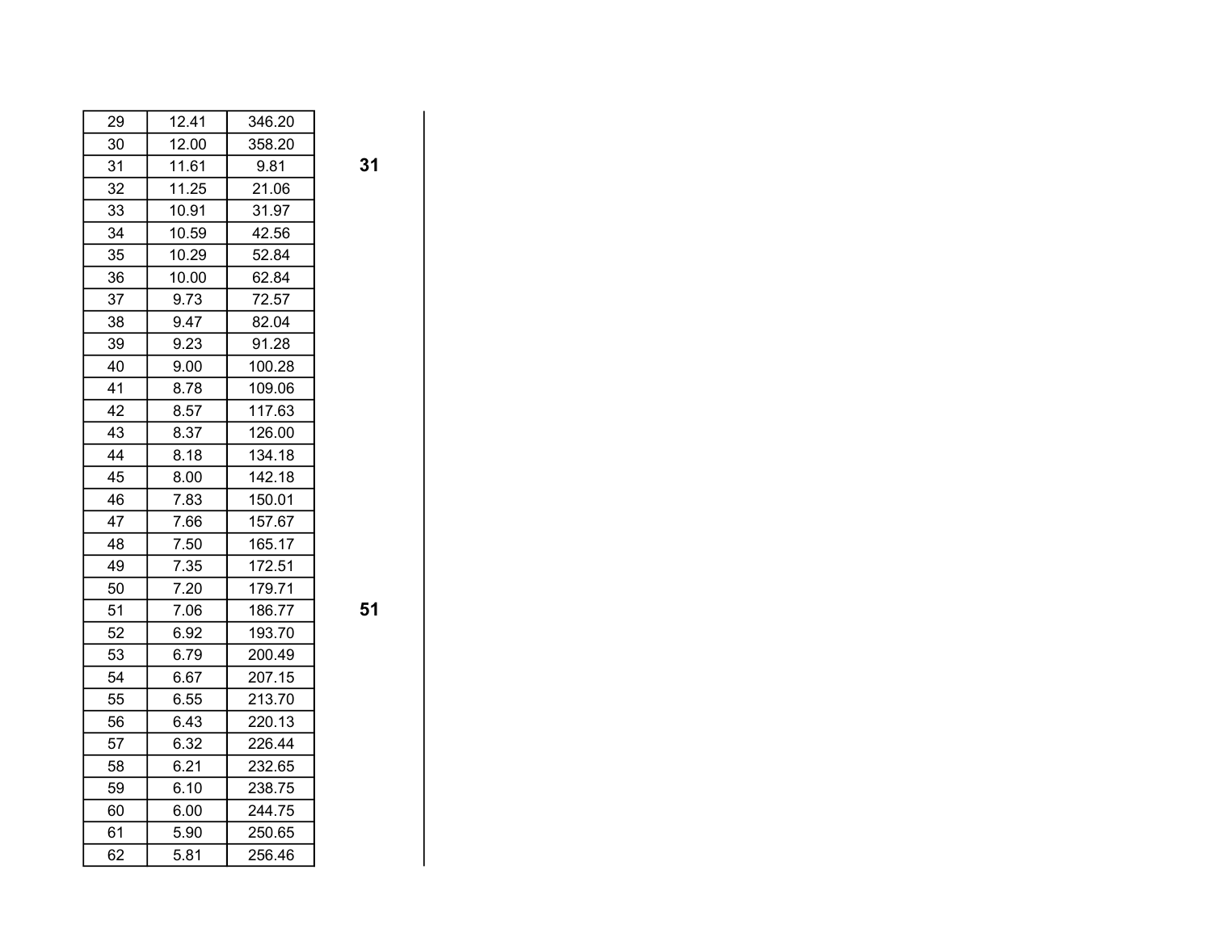| | | |
|---|---|---|
| 29 | 12.41 | 346.20 |
| 30 | 12.00 | 358.20 |
| 31 | 11.61 | 9.81 |
| 32 | 11.25 | 21.06 |
| 33 | 10.91 | 31.97 |
| 34 | 10.59 | 42.56 |
| 35 | 10.29 | 52.84 |
| 36 | 10.00 | 62.84 |
| 37 | 9.73 | 72.57 |
| 38 | 9.47 | 82.04 |
| 39 | 9.23 | 91.28 |
| 40 | 9.00 | 100.28 |
| 41 | 8.78 | 109.06 |
| 42 | 8.57 | 117.63 |
| 43 | 8.37 | 126.00 |
| 44 | 8.18 | 134.18 |
| 45 | 8.00 | 142.18 |
| 46 | 7.83 | 150.01 |
| 47 | 7.66 | 157.67 |
| 48 | 7.50 | 165.17 |
| 49 | 7.35 | 172.51 |
| 50 | 7.20 | 179.71 |
| 51 | 7.06 | 186.77 |
| 52 | 6.92 | 193.70 |
| 53 | 6.79 | 200.49 |
| 54 | 6.67 | 207.15 |
| 55 | 6.55 | 213.70 |
| 56 | 6.43 | 220.13 |
| 57 | 6.32 | 226.44 |
| 58 | 6.21 | 232.65 |
| 59 | 6.10 | 238.75 |
| 60 | 6.00 | 244.75 |
| 61 | 5.90 | 250.65 |
| 62 | 5.81 | 256.46 |

**31**

**51**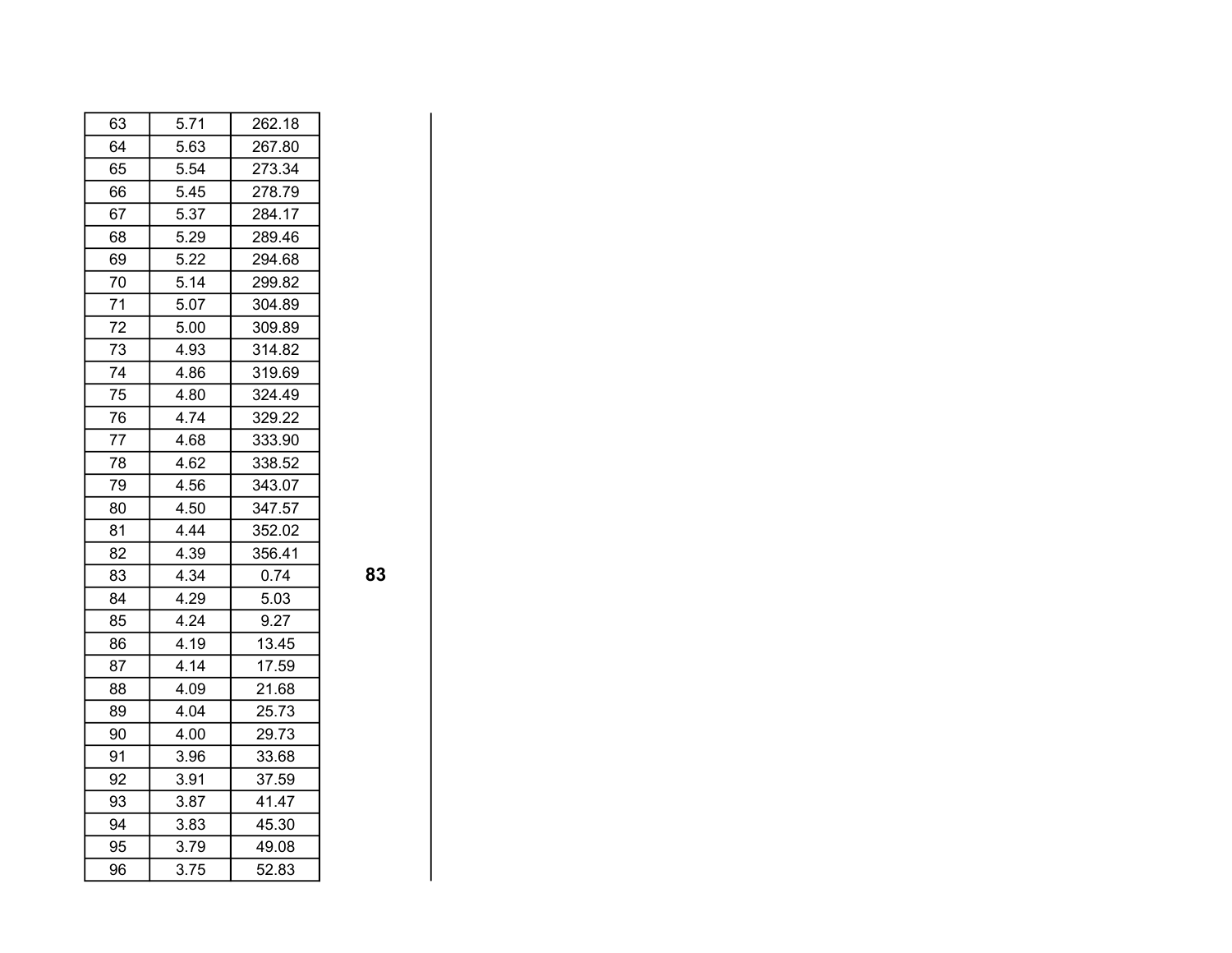| | | |
|---|---|---|
| 63 | 5.71 | 262.18 |
| 64 | 5.63 | 267.80 |
| 65 | 5.54 | 273.34 |
| 66 | 5.45 | 278.79 |
| 67 | 5.37 | 284.17 |
| 68 | 5.29 | 289.46 |
| 69 | 5.22 | 294.68 |
| 70 | 5.14 | 299.82 |
| 71 | 5.07 | 304.89 |
| 72 | 5.00 | 309.89 |
| 73 | 4.93 | 314.82 |
| 74 | 4.86 | 319.69 |
| 75 | 4.80 | 324.49 |
| 76 | 4.74 | 329.22 |
| 77 | 4.68 | 333.90 |
| 78 | 4.62 | 338.52 |
| 79 | 4.56 | 343.07 |
| 80 | 4.50 | 347.57 |
| 81 | 4.44 | 352.02 |
| 82 | 4.39 | 356.41 |
| 83 | 4.34 | 0.74 |
| 84 | 4.29 | 5.03 |
| 85 | 4.24 | 9.27 |
| 86 | 4.19 | 13.45 |
| 87 | 4.14 | 17.59 |
| 88 | 4.09 | 21.68 |
| 89 | 4.04 | 25.73 |
| 90 | 4.00 | 29.73 |
| 91 | 3.96 | 33.68 |
| 92 | 3.91 | 37.59 |
| 93 | 3.87 | 41.47 |
| 94 | 3.83 | 45.30 |
| 95 | 3.79 | 49.08 |
| 96 | 3.75 | 52.83 |

**83**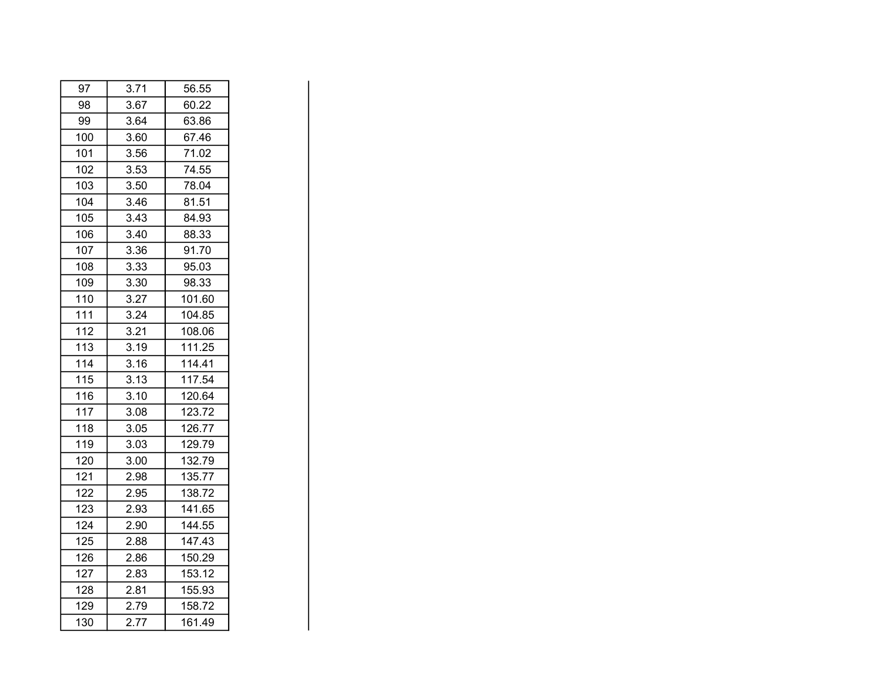| 97 | 3.71 | 56.55 |
|---|---|---|
| 98 | 3.67 | 60.22 |
| 99 | 3.64 | 63.86 |
| 100 | 3.60 | 67.46 |
| 101 | 3.56 | 71.02 |
| 102 | 3.53 | 74.55 |
| 103 | 3.50 | 78.04 |
| 104 | 3.46 | 81.51 |
| 105 | 3.43 | 84.93 |
| 106 | 3.40 | 88.33 |
| 107 | 3.36 | 91.70 |
| 108 | 3.33 | 95.03 |
| 109 | 3.30 | 98.33 |
| 110 | 3.27 | 101.60 |
| 111 | 3.24 | 104.85 |
| 112 | 3.21 | 108.06 |
| 113 | 3.19 | 111.25 |
| 114 | 3.16 | 114.41 |
| 115 | 3.13 | 117.54 |
| 116 | 3.10 | 120.64 |
| 117 | 3.08 | 123.72 |
| 118 | 3.05 | 126.77 |
| 119 | 3.03 | 129.79 |
| 120 | 3.00 | 132.79 |
| 121 | 2.98 | 135.77 |
| 122 | 2.95 | 138.72 |
| 123 | 2.93 | 141.65 |
| 124 | 2.90 | 144.55 |
| 125 | 2.88 | 147.43 |
| 126 | 2.86 | 150.29 |
| 127 | 2.83 | 153.12 |
| 128 | 2.81 | 155.93 |
| 129 | 2.79 | 158.72 |
| 130 | 2.77 | 161.49 |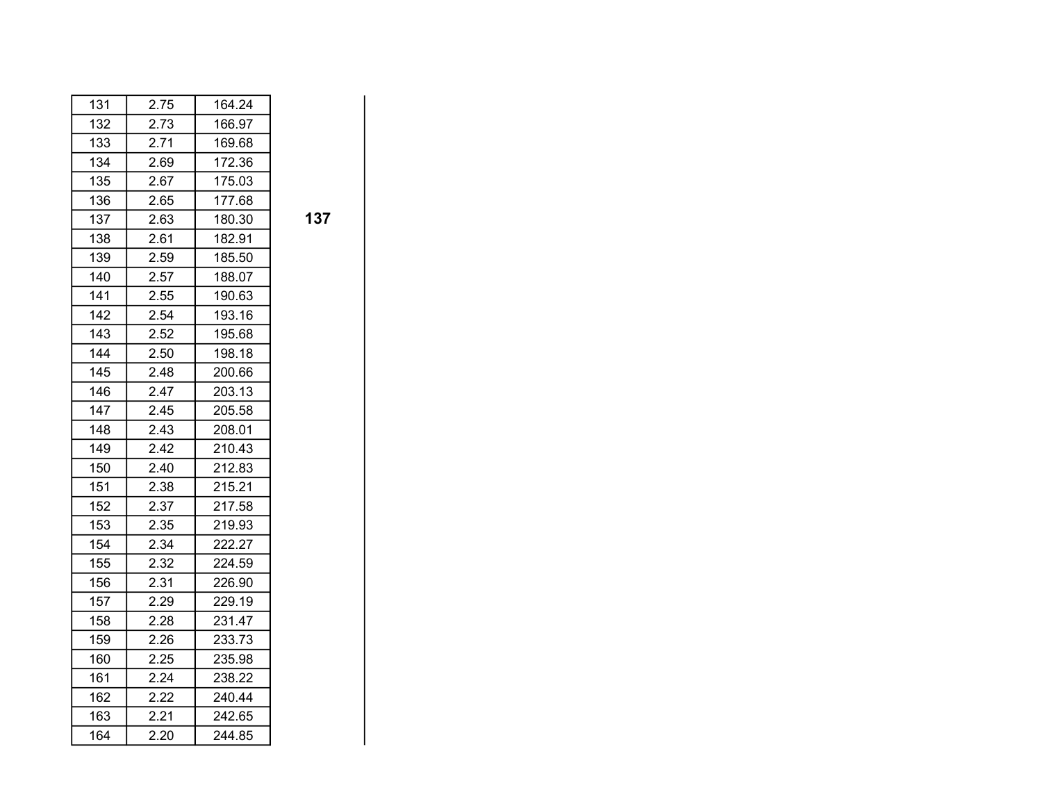| | | |
|---|---|---|
| 131 | 2.75 | 164.24 |
| 132 | 2.73 | 166.97 |
| 133 | 2.71 | 169.68 |
| 134 | 2.69 | 172.36 |
| 135 | 2.67 | 175.03 |
| 136 | 2.65 | 177.68 |
| 137 | 2.63 | 180.30 |
| 138 | 2.61 | 182.91 |
| 139 | 2.59 | 185.50 |
| 140 | 2.57 | 188.07 |
| 141 | 2.55 | 190.63 |
| 142 | 2.54 | 193.16 |
| 143 | 2.52 | 195.68 |
| 144 | 2.50 | 198.18 |
| 145 | 2.48 | 200.66 |
| 146 | 2.47 | 203.13 |
| 147 | 2.45 | 205.58 |
| 148 | 2.43 | 208.01 |
| 149 | 2.42 | 210.43 |
| 150 | 2.40 | 212.83 |
| 151 | 2.38 | 215.21 |
| 152 | 2.37 | 217.58 |
| 153 | 2.35 | 219.93 |
| 154 | 2.34 | 222.27 |
| 155 | 2.32 | 224.59 |
| 156 | 2.31 | 226.90 |
| 157 | 2.29 | 229.19 |
| 158 | 2.28 | 231.47 |
| 159 | 2.26 | 233.73 |
| 160 | 2.25 | 235.98 |
| 161 | 2.24 | 238.22 |
| 162 | 2.22 | 240.44 |
| 163 | 2.21 | 242.65 |
| 164 | 2.20 | 244.85 |

**137**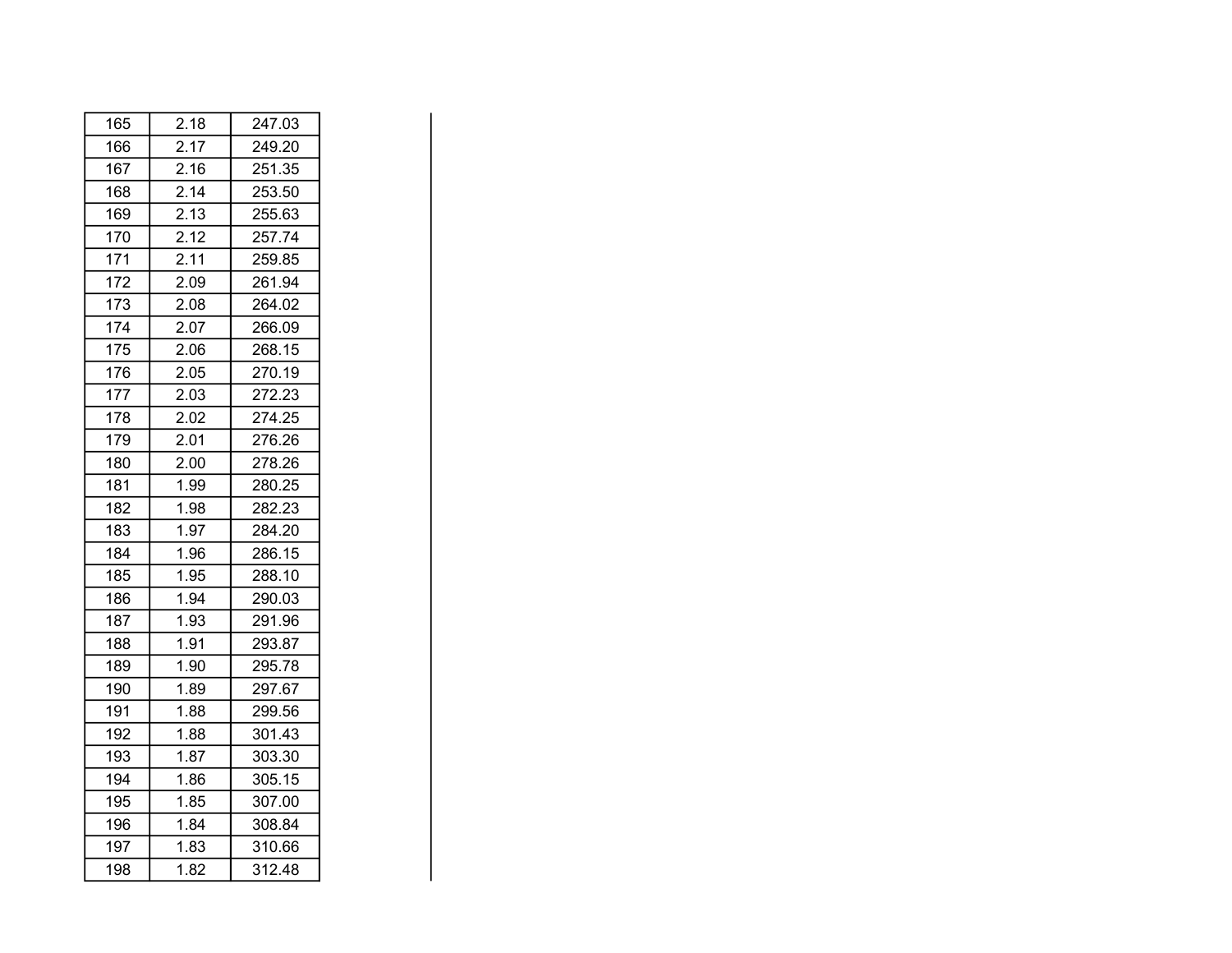| | | |
|---|---|---|
| 165 | 2.18 | 247.03 |
| 166 | 2.17 | 249.20 |
| 167 | 2.16 | 251.35 |
| 168 | 2.14 | 253.50 |
| 169 | 2.13 | 255.63 |
| 170 | 2.12 | 257.74 |
| 171 | 2.11 | 259.85 |
| 172 | 2.09 | 261.94 |
| 173 | 2.08 | 264.02 |
| 174 | 2.07 | 266.09 |
| 175 | 2.06 | 268.15 |
| 176 | 2.05 | 270.19 |
| 177 | 2.03 | 272.23 |
| 178 | 2.02 | 274.25 |
| 179 | 2.01 | 276.26 |
| 180 | 2.00 | 278.26 |
| 181 | 1.99 | 280.25 |
| 182 | 1.98 | 282.23 |
| 183 | 1.97 | 284.20 |
| 184 | 1.96 | 286.15 |
| 185 | 1.95 | 288.10 |
| 186 | 1.94 | 290.03 |
| 187 | 1.93 | 291.96 |
| 188 | 1.91 | 293.87 |
| 189 | 1.90 | 295.78 |
| 190 | 1.89 | 297.67 |
| 191 | 1.88 | 299.56 |
| 192 | 1.88 | 301.43 |
| 193 | 1.87 | 303.30 |
| 194 | 1.86 | 305.15 |
| 195 | 1.85 | 307.00 |
| 196 | 1.84 | 308.84 |
| 197 | 1.83 | 310.66 |
| 198 | 1.82 | 312.48 |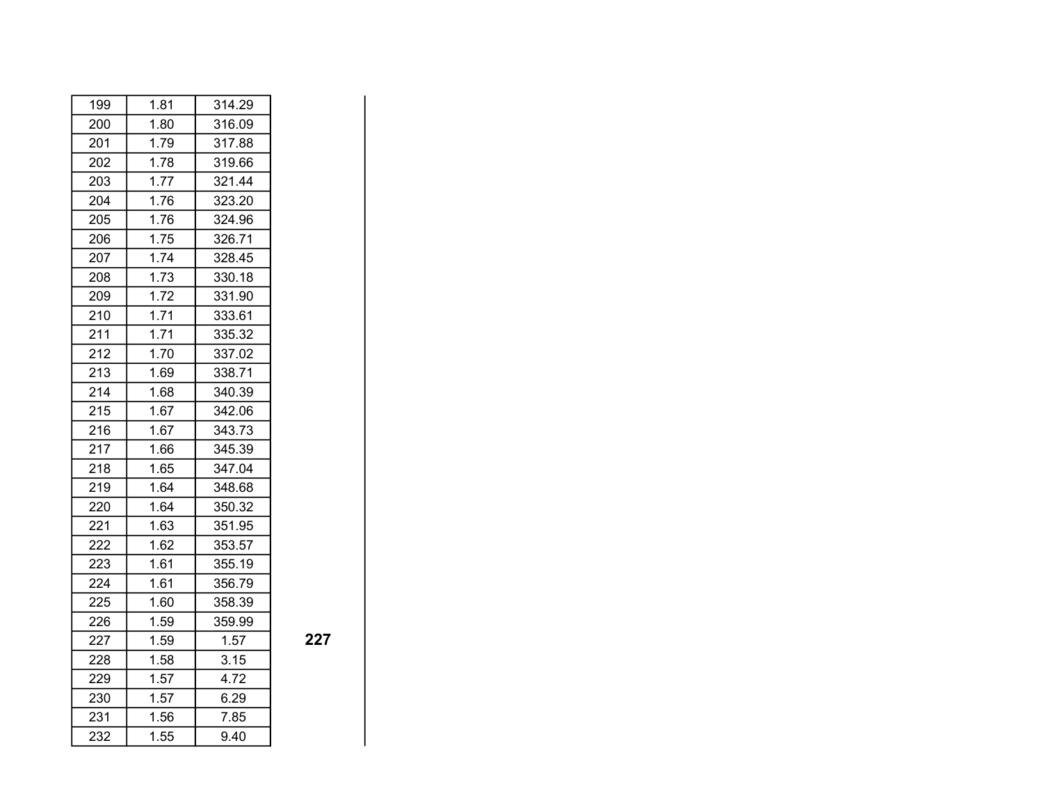| | | |
|---|---|---|
| 199 | 1.81 | 314.29 |
| 200 | 1.80 | 316.09 |
| 201 | 1.79 | 317.88 |
| 202 | 1.78 | 319.66 |
| 203 | 1.77 | 321.44 |
| 204 | 1.76 | 323.20 |
| 205 | 1.76 | 324.96 |
| 206 | 1.75 | 326.71 |
| 207 | 1.74 | 328.45 |
| 208 | 1.73 | 330.18 |
| 209 | 1.72 | 331.90 |
| 210 | 1.71 | 333.61 |
| 211 | 1.71 | 335.32 |
| 212 | 1.70 | 337.02 |
| 213 | 1.69 | 338.71 |
| 214 | 1.68 | 340.39 |
| 215 | 1.67 | 342.06 |
| 216 | 1.67 | 343.73 |
| 217 | 1.66 | 345.39 |
| 218 | 1.65 | 347.04 |
| 219 | 1.64 | 348.68 |
| 220 | 1.64 | 350.32 |
| 221 | 1.63 | 351.95 |
| 222 | 1.62 | 353.57 |
| 223 | 1.61 | 355.19 |
| 224 | 1.61 | 356.79 |
| 225 | 1.60 | 358.39 |
| 226 | 1.59 | 359.99 |
| 227 | 1.59 | 1.57 |
| 228 | 1.58 | 3.15 |
| 229 | 1.57 | 4.72 |
| 230 | 1.57 | 6.29 |
| 231 | 1.56 | 7.85 |
| 232 | 1.55 | 9.40 |

**227**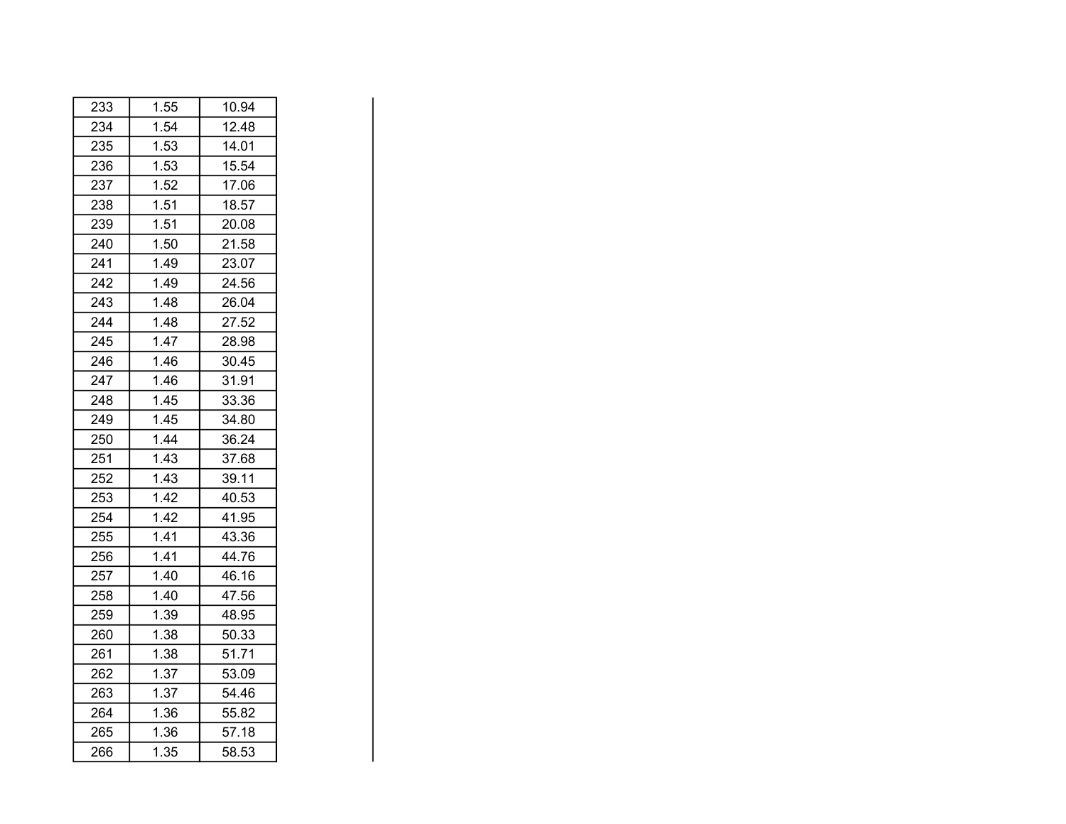| | | |
|---|---|---|
| 233 | 1.55 | 10.94 |
| 234 | 1.54 | 12.48 |
| 235 | 1.53 | 14.01 |
| 236 | 1.53 | 15.54 |
| 237 | 1.52 | 17.06 |
| 238 | 1.51 | 18.57 |
| 239 | 1.51 | 20.08 |
| 240 | 1.50 | 21.58 |
| 241 | 1.49 | 23.07 |
| 242 | 1.49 | 24.56 |
| 243 | 1.48 | 26.04 |
| 244 | 1.48 | 27.52 |
| 245 | 1.47 | 28.98 |
| 246 | 1.46 | 30.45 |
| 247 | 1.46 | 31.91 |
| 248 | 1.45 | 33.36 |
| 249 | 1.45 | 34.80 |
| 250 | 1.44 | 36.24 |
| 251 | 1.43 | 37.68 |
| 252 | 1.43 | 39.11 |
| 253 | 1.42 | 40.53 |
| 254 | 1.42 | 41.95 |
| 255 | 1.41 | 43.36 |
| 256 | 1.41 | 44.76 |
| 257 | 1.40 | 46.16 |
| 258 | 1.40 | 47.56 |
| 259 | 1.39 | 48.95 |
| 260 | 1.38 | 50.33 |
| 261 | 1.38 | 51.71 |
| 262 | 1.37 | 53.09 |
| 263 | 1.37 | 54.46 |
| 264 | 1.36 | 55.82 |
| 265 | 1.36 | 57.18 |
| 266 | 1.35 | 58.53 |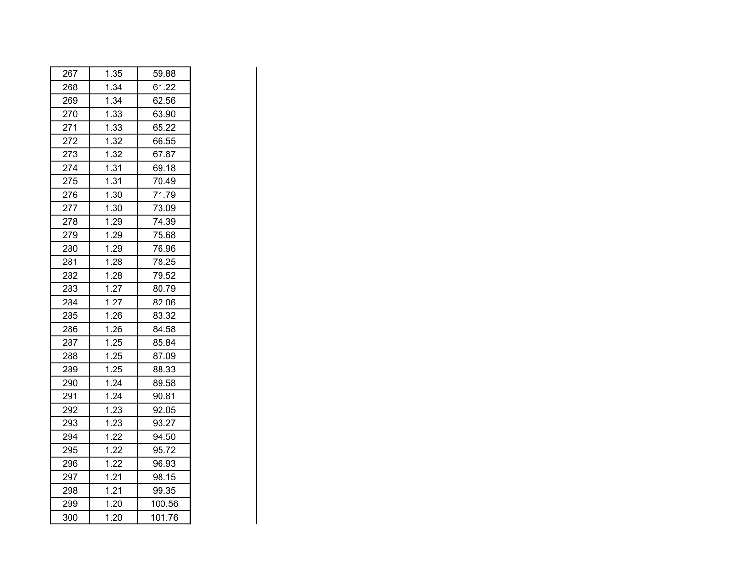| | | |
|---|---|---|
| 267 | 1.35 | 59.88 |
| 268 | 1.34 | 61.22 |
| 269 | 1.34 | 62.56 |
| 270 | 1.33 | 63.90 |
| 271 | 1.33 | 65.22 |
| 272 | 1.32 | 66.55 |
| 273 | 1.32 | 67.87 |
| 274 | 1.31 | 69.18 |
| 275 | 1.31 | 70.49 |
| 276 | 1.30 | 71.79 |
| 277 | 1.30 | 73.09 |
| 278 | 1.29 | 74.39 |
| 279 | 1.29 | 75.68 |
| 280 | 1.29 | 76.96 |
| 281 | 1.28 | 78.25 |
| 282 | 1.28 | 79.52 |
| 283 | 1.27 | 80.79 |
| 284 | 1.27 | 82.06 |
| 285 | 1.26 | 83.32 |
| 286 | 1.26 | 84.58 |
| 287 | 1.25 | 85.84 |
| 288 | 1.25 | 87.09 |
| 289 | 1.25 | 88.33 |
| 290 | 1.24 | 89.58 |
| 291 | 1.24 | 90.81 |
| 292 | 1.23 | 92.05 |
| 293 | 1.23 | 93.27 |
| 294 | 1.22 | 94.50 |
| 295 | 1.22 | 95.72 |
| 296 | 1.22 | 96.93 |
| 297 | 1.21 | 98.15 |
| 298 | 1.21 | 99.35 |
| 299 | 1.20 | 100.56 |
| 300 | 1.20 | 101.76 |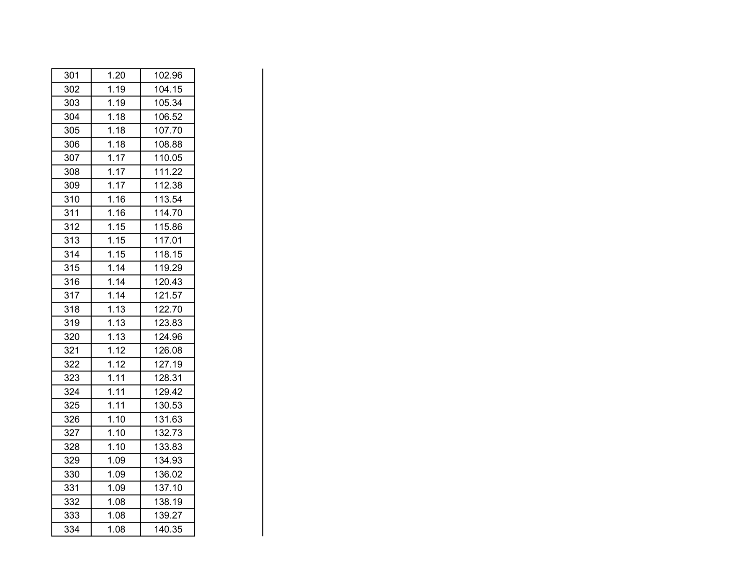| | | |
|---|---|---|
| 301 | 1.20 | 102.96 |
| 302 | 1.19 | 104.15 |
| 303 | 1.19 | 105.34 |
| 304 | 1.18 | 106.52 |
| 305 | 1.18 | 107.70 |
| 306 | 1.18 | 108.88 |
| 307 | 1.17 | 110.05 |
| 308 | 1.17 | 111.22 |
| 309 | 1.17 | 112.38 |
| 310 | 1.16 | 113.54 |
| 311 | 1.16 | 114.70 |
| 312 | 1.15 | 115.86 |
| 313 | 1.15 | 117.01 |
| 314 | 1.15 | 118.15 |
| 315 | 1.14 | 119.29 |
| 316 | 1.14 | 120.43 |
| 317 | 1.14 | 121.57 |
| 318 | 1.13 | 122.70 |
| 319 | 1.13 | 123.83 |
| 320 | 1.13 | 124.96 |
| 321 | 1.12 | 126.08 |
| 322 | 1.12 | 127.19 |
| 323 | 1.11 | 128.31 |
| 324 | 1.11 | 129.42 |
| 325 | 1.11 | 130.53 |
| 326 | 1.10 | 131.63 |
| 327 | 1.10 | 132.73 |
| 328 | 1.10 | 133.83 |
| 329 | 1.09 | 134.93 |
| 330 | 1.09 | 136.02 |
| 331 | 1.09 | 137.10 |
| 332 | 1.08 | 138.19 |
| 333 | 1.08 | 139.27 |
| 334 | 1.08 | 140.35 |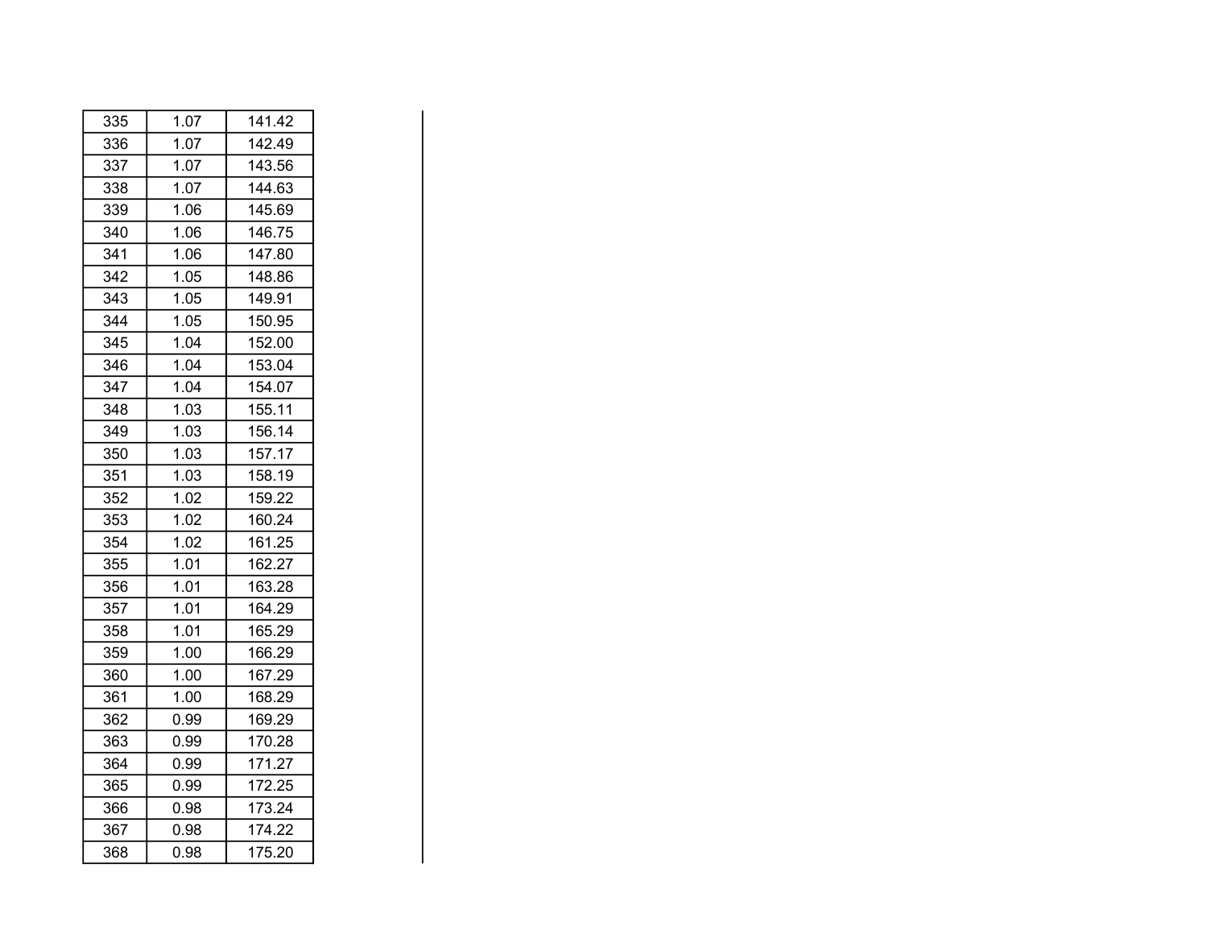| | | |
|---|---|---|
| 335 | 1.07 | 141.42 |
| 336 | 1.07 | 142.49 |
| 337 | 1.07 | 143.56 |
| 338 | 1.07 | 144.63 |
| 339 | 1.06 | 145.69 |
| 340 | 1.06 | 146.75 |
| 341 | 1.06 | 147.80 |
| 342 | 1.05 | 148.86 |
| 343 | 1.05 | 149.91 |
| 344 | 1.05 | 150.95 |
| 345 | 1.04 | 152.00 |
| 346 | 1.04 | 153.04 |
| 347 | 1.04 | 154.07 |
| 348 | 1.03 | 155.11 |
| 349 | 1.03 | 156.14 |
| 350 | 1.03 | 157.17 |
| 351 | 1.03 | 158.19 |
| 352 | 1.02 | 159.22 |
| 353 | 1.02 | 160.24 |
| 354 | 1.02 | 161.25 |
| 355 | 1.01 | 162.27 |
| 356 | 1.01 | 163.28 |
| 357 | 1.01 | 164.29 |
| 358 | 1.01 | 165.29 |
| 359 | 1.00 | 166.29 |
| 360 | 1.00 | 167.29 |
| 361 | 1.00 | 168.29 |
| 362 | 0.99 | 169.29 |
| 363 | 0.99 | 170.28 |
| 364 | 0.99 | 171.27 |
| 365 | 0.99 | 172.25 |
| 366 | 0.98 | 173.24 |
| 367 | 0.98 | 174.22 |
| 368 | 0.98 | 175.20 |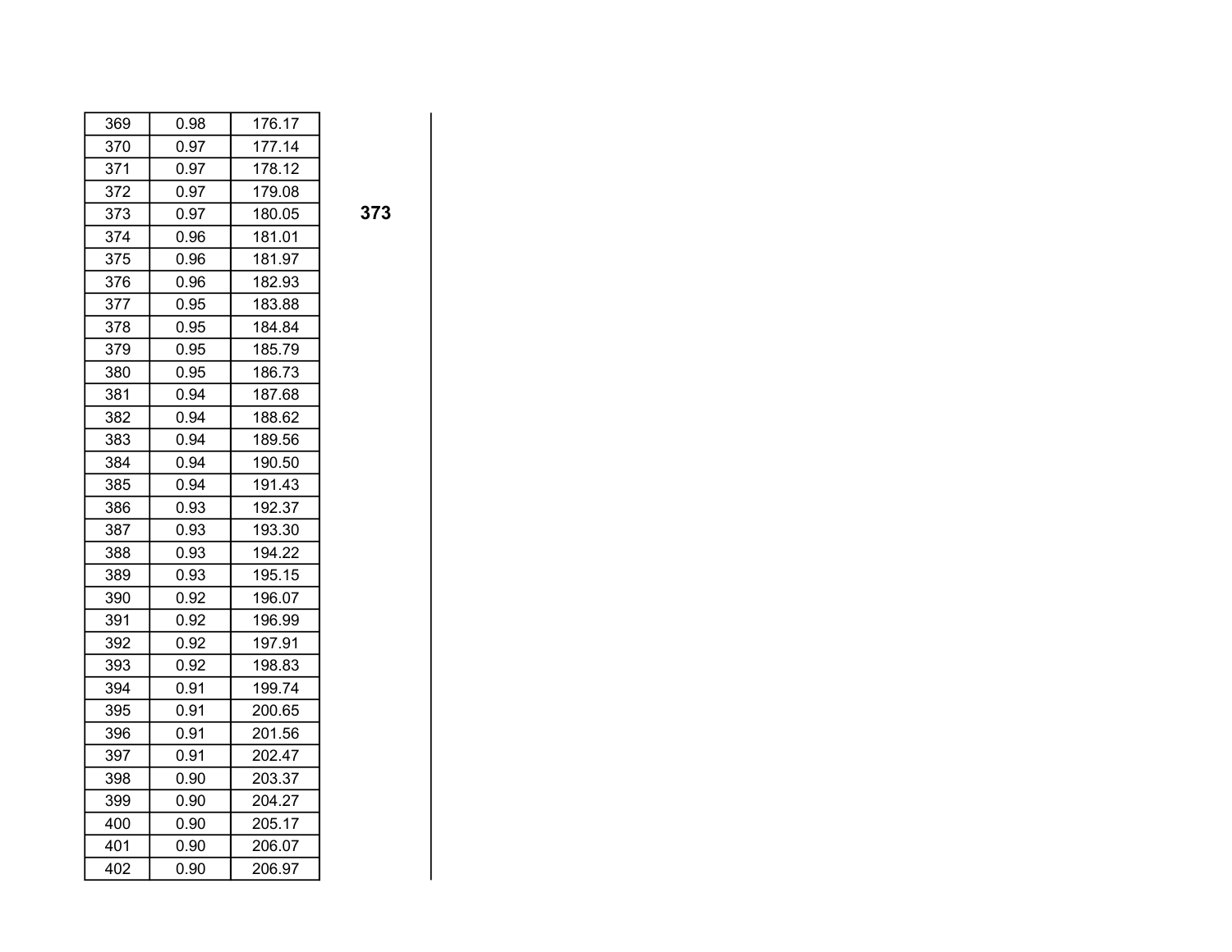| | | |
|---|---|---|
| 369 | 0.98 | 176.17 |
| 370 | 0.97 | 177.14 |
| 371 | 0.97 | 178.12 |
| 372 | 0.97 | 179.08 |
| 373 | 0.97 | 180.05 |
| 374 | 0.96 | 181.01 |
| 375 | 0.96 | 181.97 |
| 376 | 0.96 | 182.93 |
| 377 | 0.95 | 183.88 |
| 378 | 0.95 | 184.84 |
| 379 | 0.95 | 185.79 |
| 380 | 0.95 | 186.73 |
| 381 | 0.94 | 187.68 |
| 382 | 0.94 | 188.62 |
| 383 | 0.94 | 189.56 |
| 384 | 0.94 | 190.50 |
| 385 | 0.94 | 191.43 |
| 386 | 0.93 | 192.37 |
| 387 | 0.93 | 193.30 |
| 388 | 0.93 | 194.22 |
| 389 | 0.93 | 195.15 |
| 390 | 0.92 | 196.07 |
| 391 | 0.92 | 196.99 |
| 392 | 0.92 | 197.91 |
| 393 | 0.92 | 198.83 |
| 394 | 0.91 | 199.74 |
| 395 | 0.91 | 200.65 |
| 396 | 0.91 | 201.56 |
| 397 | 0.91 | 202.47 |
| 398 | 0.90 | 203.37 |
| 399 | 0.90 | 204.27 |
| 400 | 0.90 | 205.17 |
| 401 | 0.90 | 206.07 |
| 402 | 0.90 | 206.97 |

**373**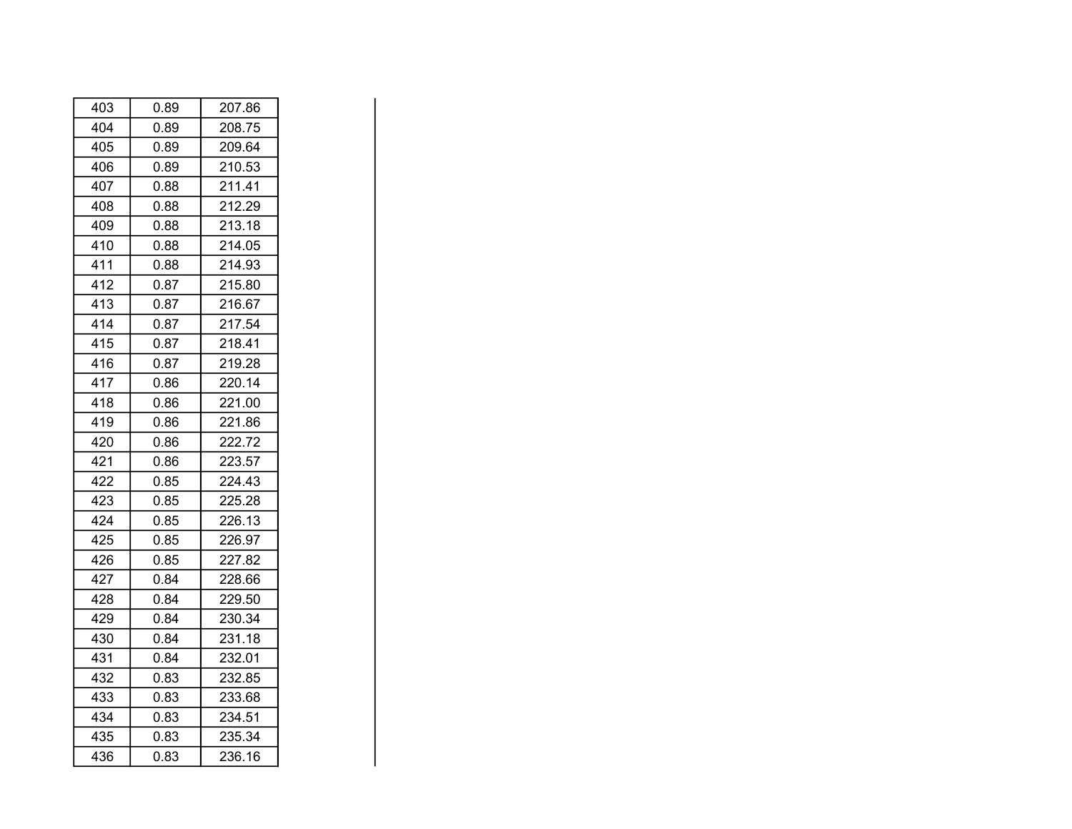| | | |
|---|---|---|
| 403 | 0.89 | 207.86 |
| 404 | 0.89 | 208.75 |
| 405 | 0.89 | 209.64 |
| 406 | 0.89 | 210.53 |
| 407 | 0.88 | 211.41 |
| 408 | 0.88 | 212.29 |
| 409 | 0.88 | 213.18 |
| 410 | 0.88 | 214.05 |
| 411 | 0.88 | 214.93 |
| 412 | 0.87 | 215.80 |
| 413 | 0.87 | 216.67 |
| 414 | 0.87 | 217.54 |
| 415 | 0.87 | 218.41 |
| 416 | 0.87 | 219.28 |
| 417 | 0.86 | 220.14 |
| 418 | 0.86 | 221.00 |
| 419 | 0.86 | 221.86 |
| 420 | 0.86 | 222.72 |
| 421 | 0.86 | 223.57 |
| 422 | 0.85 | 224.43 |
| 423 | 0.85 | 225.28 |
| 424 | 0.85 | 226.13 |
| 425 | 0.85 | 226.97 |
| 426 | 0.85 | 227.82 |
| 427 | 0.84 | 228.66 |
| 428 | 0.84 | 229.50 |
| 429 | 0.84 | 230.34 |
| 430 | 0.84 | 231.18 |
| 431 | 0.84 | 232.01 |
| 432 | 0.83 | 232.85 |
| 433 | 0.83 | 233.68 |
| 434 | 0.83 | 234.51 |
| 435 | 0.83 | 235.34 |
| 436 | 0.83 | 236.16 |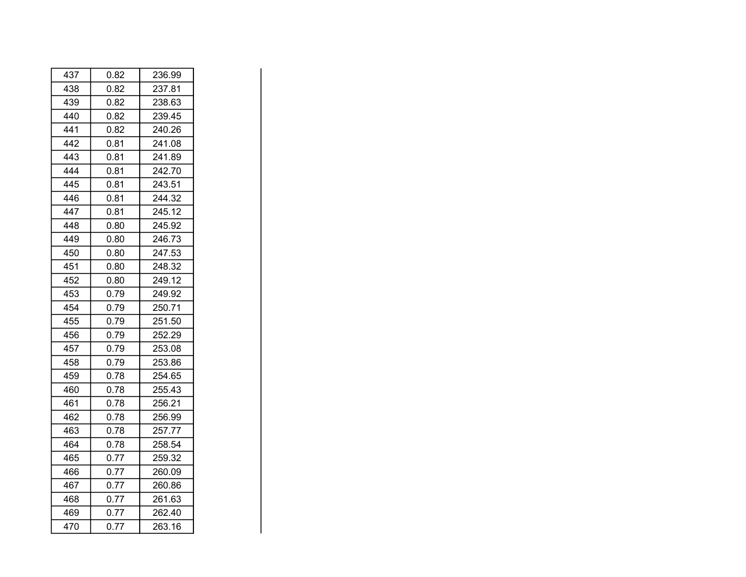| | | |
|---|---|---|
| 437 | 0.82 | 236.99 |
| 438 | 0.82 | 237.81 |
| 439 | 0.82 | 238.63 |
| 440 | 0.82 | 239.45 |
| 441 | 0.82 | 240.26 |
| 442 | 0.81 | 241.08 |
| 443 | 0.81 | 241.89 |
| 444 | 0.81 | 242.70 |
| 445 | 0.81 | 243.51 |
| 446 | 0.81 | 244.32 |
| 447 | 0.81 | 245.12 |
| 448 | 0.80 | 245.92 |
| 449 | 0.80 | 246.73 |
| 450 | 0.80 | 247.53 |
| 451 | 0.80 | 248.32 |
| 452 | 0.80 | 249.12 |
| 453 | 0.79 | 249.92 |
| 454 | 0.79 | 250.71 |
| 455 | 0.79 | 251.50 |
| 456 | 0.79 | 252.29 |
| 457 | 0.79 | 253.08 |
| 458 | 0.79 | 253.86 |
| 459 | 0.78 | 254.65 |
| 460 | 0.78 | 255.43 |
| 461 | 0.78 | 256.21 |
| 462 | 0.78 | 256.99 |
| 463 | 0.78 | 257.77 |
| 464 | 0.78 | 258.54 |
| 465 | 0.77 | 259.32 |
| 466 | 0.77 | 260.09 |
| 467 | 0.77 | 260.86 |
| 468 | 0.77 | 261.63 |
| 469 | 0.77 | 262.40 |
| 470 | 0.77 | 263.16 |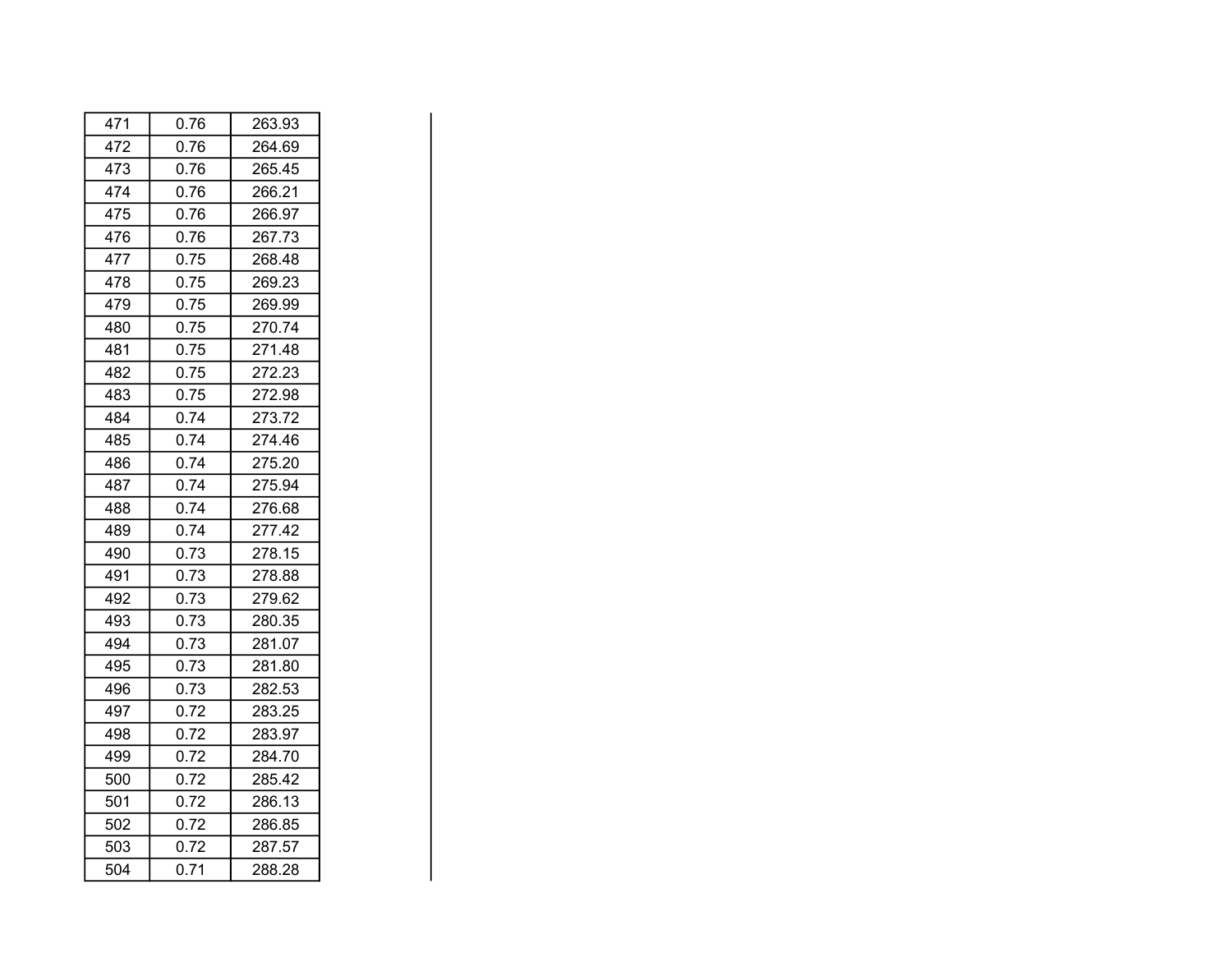| | | |
|---|---|---|
| 471 | 0.76 | 263.93 |
| 472 | 0.76 | 264.69 |
| 473 | 0.76 | 265.45 |
| 474 | 0.76 | 266.21 |
| 475 | 0.76 | 266.97 |
| 476 | 0.76 | 267.73 |
| 477 | 0.75 | 268.48 |
| 478 | 0.75 | 269.23 |
| 479 | 0.75 | 269.99 |
| 480 | 0.75 | 270.74 |
| 481 | 0.75 | 271.48 |
| 482 | 0.75 | 272.23 |
| 483 | 0.75 | 272.98 |
| 484 | 0.74 | 273.72 |
| 485 | 0.74 | 274.46 |
| 486 | 0.74 | 275.20 |
| 487 | 0.74 | 275.94 |
| 488 | 0.74 | 276.68 |
| 489 | 0.74 | 277.42 |
| 490 | 0.73 | 278.15 |
| 491 | 0.73 | 278.88 |
| 492 | 0.73 | 279.62 |
| 493 | 0.73 | 280.35 |
| 494 | 0.73 | 281.07 |
| 495 | 0.73 | 281.80 |
| 496 | 0.73 | 282.53 |
| 497 | 0.72 | 283.25 |
| 498 | 0.72 | 283.97 |
| 499 | 0.72 | 284.70 |
| 500 | 0.72 | 285.42 |
| 501 | 0.72 | 286.13 |
| 502 | 0.72 | 286.85 |
| 503 | 0.72 | 287.57 |
| 504 | 0.71 | 288.28 |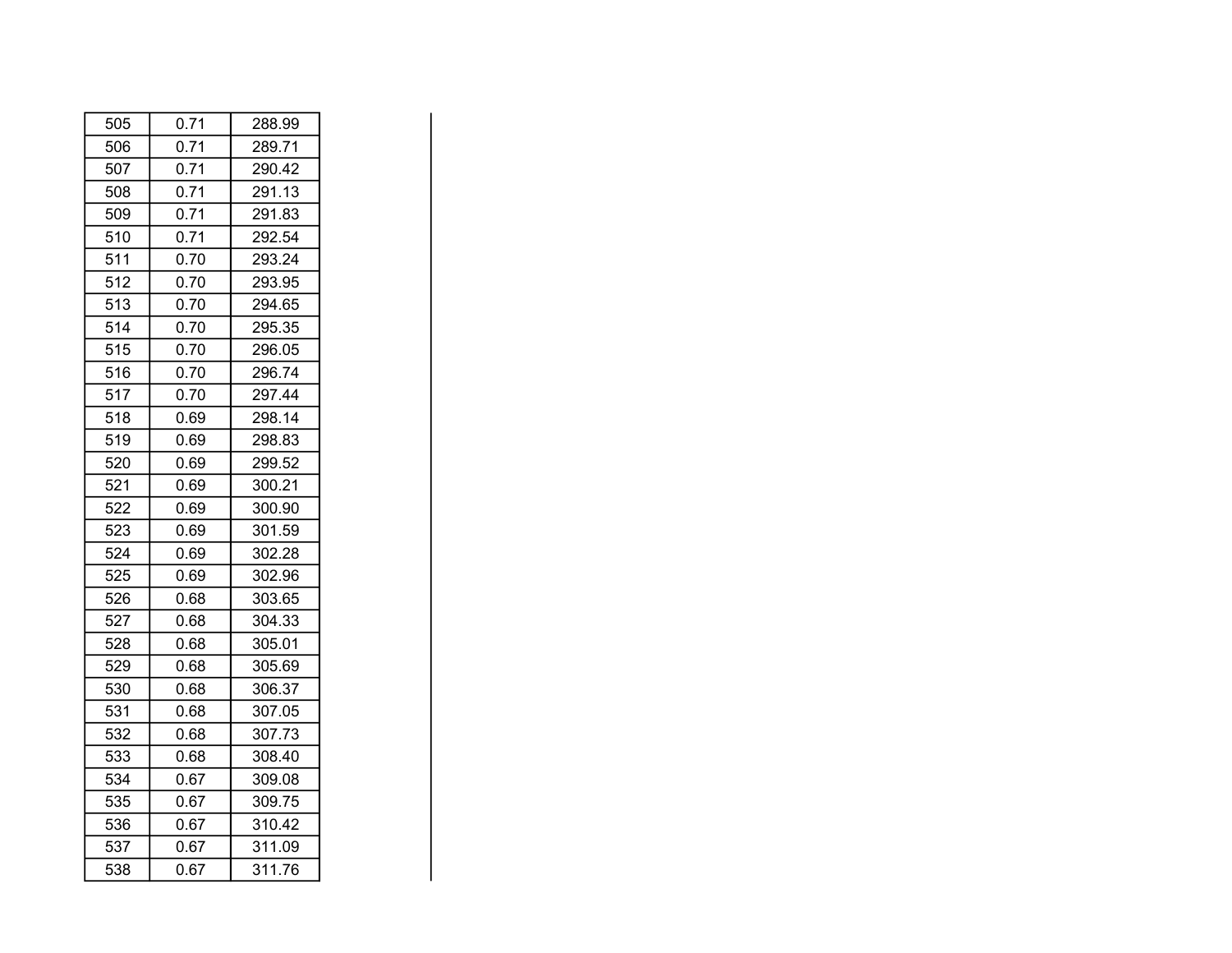| | | |
|---|---|---|
| 505 | 0.71 | 288.99 |
| 506 | 0.71 | 289.71 |
| 507 | 0.71 | 290.42 |
| 508 | 0.71 | 291.13 |
| 509 | 0.71 | 291.83 |
| 510 | 0.71 | 292.54 |
| 511 | 0.70 | 293.24 |
| 512 | 0.70 | 293.95 |
| 513 | 0.70 | 294.65 |
| 514 | 0.70 | 295.35 |
| 515 | 0.70 | 296.05 |
| 516 | 0.70 | 296.74 |
| 517 | 0.70 | 297.44 |
| 518 | 0.69 | 298.14 |
| 519 | 0.69 | 298.83 |
| 520 | 0.69 | 299.52 |
| 521 | 0.69 | 300.21 |
| 522 | 0.69 | 300.90 |
| 523 | 0.69 | 301.59 |
| 524 | 0.69 | 302.28 |
| 525 | 0.69 | 302.96 |
| 526 | 0.68 | 303.65 |
| 527 | 0.68 | 304.33 |
| 528 | 0.68 | 305.01 |
| 529 | 0.68 | 305.69 |
| 530 | 0.68 | 306.37 |
| 531 | 0.68 | 307.05 |
| 532 | 0.68 | 307.73 |
| 533 | 0.68 | 308.40 |
| 534 | 0.67 | 309.08 |
| 535 | 0.67 | 309.75 |
| 536 | 0.67 | 310.42 |
| 537 | 0.67 | 311.09 |
| 538 | 0.67 | 311.76 |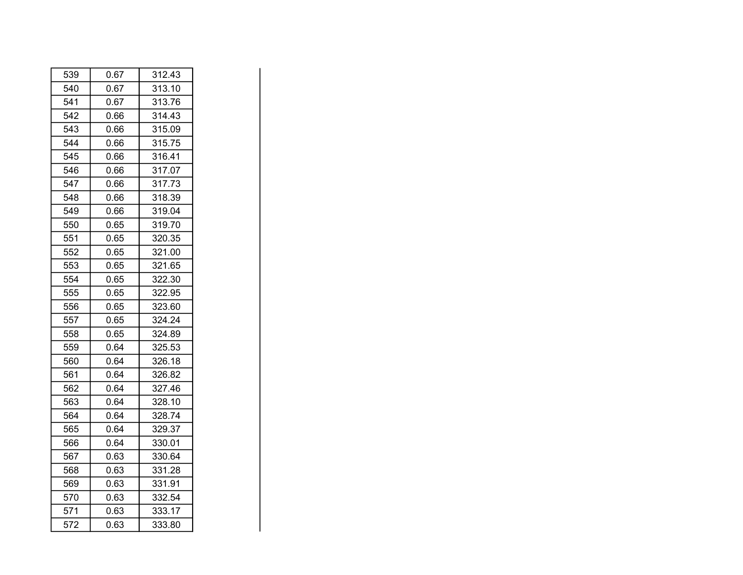| | | |
|---|---|---|
| 539 | 0.67 | 312.43 |
| 540 | 0.67 | 313.10 |
| 541 | 0.67 | 313.76 |
| 542 | 0.66 | 314.43 |
| 543 | 0.66 | 315.09 |
| 544 | 0.66 | 315.75 |
| 545 | 0.66 | 316.41 |
| 546 | 0.66 | 317.07 |
| 547 | 0.66 | 317.73 |
| 548 | 0.66 | 318.39 |
| 549 | 0.66 | 319.04 |
| 550 | 0.65 | 319.70 |
| 551 | 0.65 | 320.35 |
| 552 | 0.65 | 321.00 |
| 553 | 0.65 | 321.65 |
| 554 | 0.65 | 322.30 |
| 555 | 0.65 | 322.95 |
| 556 | 0.65 | 323.60 |
| 557 | 0.65 | 324.24 |
| 558 | 0.65 | 324.89 |
| 559 | 0.64 | 325.53 |
| 560 | 0.64 | 326.18 |
| 561 | 0.64 | 326.82 |
| 562 | 0.64 | 327.46 |
| 563 | 0.64 | 328.10 |
| 564 | 0.64 | 328.74 |
| 565 | 0.64 | 329.37 |
| 566 | 0.64 | 330.01 |
| 567 | 0.63 | 330.64 |
| 568 | 0.63 | 331.28 |
| 569 | 0.63 | 331.91 |
| 570 | 0.63 | 332.54 |
| 571 | 0.63 | 333.17 |
| 572 | 0.63 | 333.80 |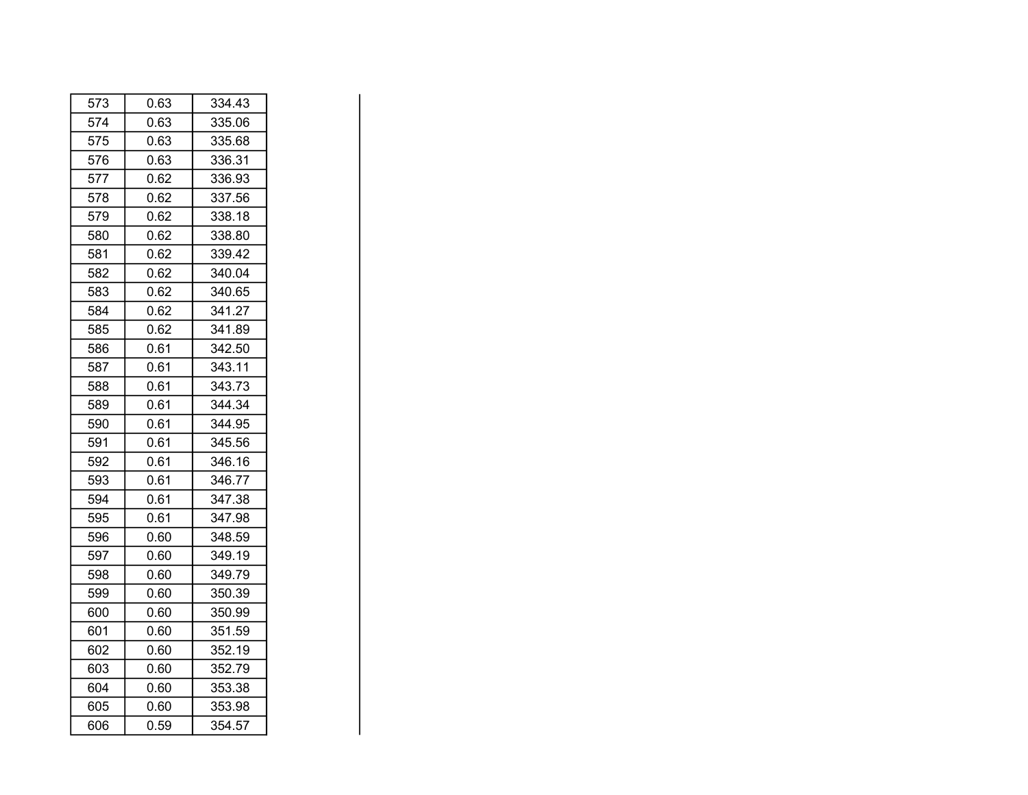| | | |
|---|---|---|
| 573 | 0.63 | 334.43 |
| 574 | 0.63 | 335.06 |
| 575 | 0.63 | 335.68 |
| 576 | 0.63 | 336.31 |
| 577 | 0.62 | 336.93 |
| 578 | 0.62 | 337.56 |
| 579 | 0.62 | 338.18 |
| 580 | 0.62 | 338.80 |
| 581 | 0.62 | 339.42 |
| 582 | 0.62 | 340.04 |
| 583 | 0.62 | 340.65 |
| 584 | 0.62 | 341.27 |
| 585 | 0.62 | 341.89 |
| 586 | 0.61 | 342.50 |
| 587 | 0.61 | 343.11 |
| 588 | 0.61 | 343.73 |
| 589 | 0.61 | 344.34 |
| 590 | 0.61 | 344.95 |
| 591 | 0.61 | 345.56 |
| 592 | 0.61 | 346.16 |
| 593 | 0.61 | 346.77 |
| 594 | 0.61 | 347.38 |
| 595 | 0.61 | 347.98 |
| 596 | 0.60 | 348.59 |
| 597 | 0.60 | 349.19 |
| 598 | 0.60 | 349.79 |
| 599 | 0.60 | 350.39 |
| 600 | 0.60 | 350.99 |
| 601 | 0.60 | 351.59 |
| 602 | 0.60 | 352.19 |
| 603 | 0.60 | 352.79 |
| 604 | 0.60 | 353.38 |
| 605 | 0.60 | 353.98 |
| 606 | 0.59 | 354.57 |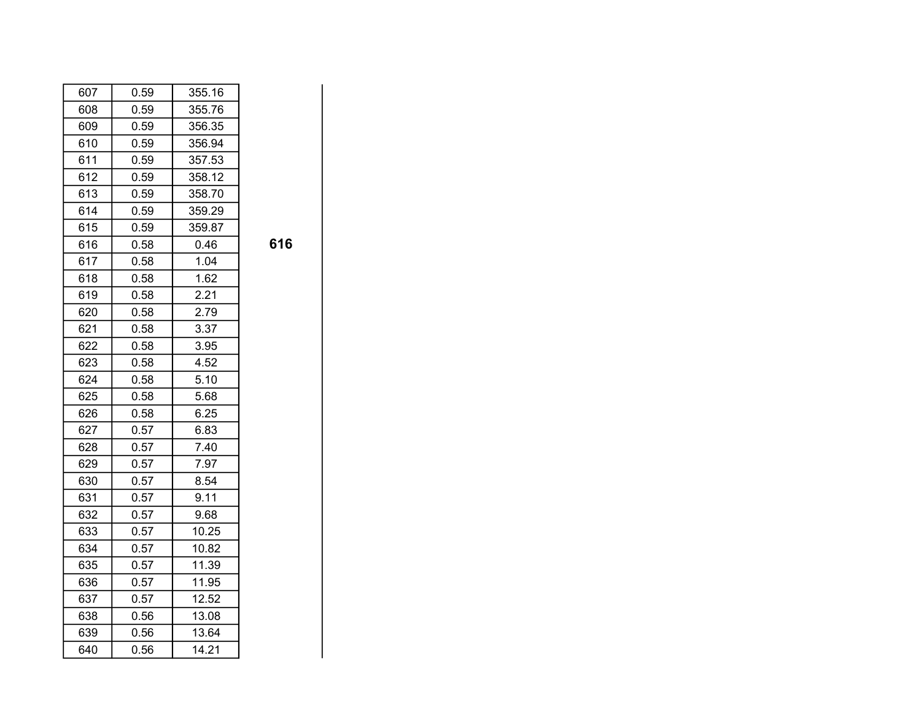| 607 | 0.59 | 355.16 |
|---|---|---|
| 608 | 0.59 | 355.76 |
| 609 | 0.59 | 356.35 |
| 610 | 0.59 | 356.94 |
| 611 | 0.59 | 357.53 |
| 612 | 0.59 | 358.12 |
| 613 | 0.59 | 358.70 |
| 614 | 0.59 | 359.29 |
| 615 | 0.59 | 359.87 |
| 616 | 0.58 | 0.46 |
| 617 | 0.58 | 1.04 |
| 618 | 0.58 | 1.62 |
| 619 | 0.58 | 2.21 |
| 620 | 0.58 | 2.79 |
| 621 | 0.58 | 3.37 |
| 622 | 0.58 | 3.95 |
| 623 | 0.58 | 4.52 |
| 624 | 0.58 | 5.10 |
| 625 | 0.58 | 5.68 |
| 626 | 0.58 | 6.25 |
| 627 | 0.57 | 6.83 |
| 628 | 0.57 | 7.40 |
| 629 | 0.57 | 7.97 |
| 630 | 0.57 | 8.54 |
| 631 | 0.57 | 9.11 |
| 632 | 0.57 | 9.68 |
| 633 | 0.57 | 10.25 |
| 634 | 0.57 | 10.82 |
| 635 | 0.57 | 11.39 |
| 636 | 0.57 | 11.95 |
| 637 | 0.57 | 12.52 |
| 638 | 0.56 | 13.08 |
| 639 | 0.56 | 13.64 |
| 640 | 0.56 | 14.21 |

**616**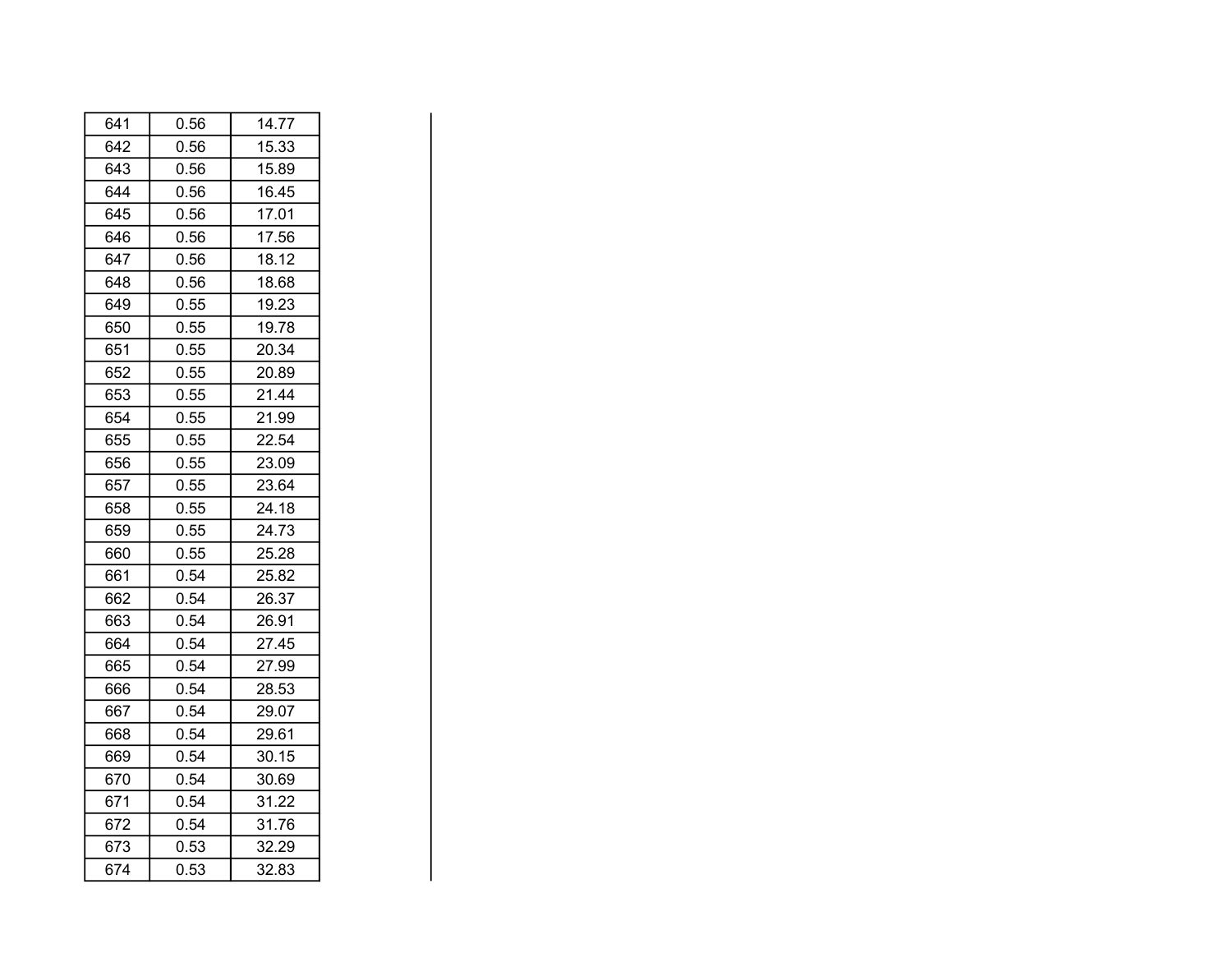| | | |
|---|---|---|
| 641 | 0.56 | 14.77 |
| 642 | 0.56 | 15.33 |
| 643 | 0.56 | 15.89 |
| 644 | 0.56 | 16.45 |
| 645 | 0.56 | 17.01 |
| 646 | 0.56 | 17.56 |
| 647 | 0.56 | 18.12 |
| 648 | 0.56 | 18.68 |
| 649 | 0.55 | 19.23 |
| 650 | 0.55 | 19.78 |
| 651 | 0.55 | 20.34 |
| 652 | 0.55 | 20.89 |
| 653 | 0.55 | 21.44 |
| 654 | 0.55 | 21.99 |
| 655 | 0.55 | 22.54 |
| 656 | 0.55 | 23.09 |
| 657 | 0.55 | 23.64 |
| 658 | 0.55 | 24.18 |
| 659 | 0.55 | 24.73 |
| 660 | 0.55 | 25.28 |
| 661 | 0.54 | 25.82 |
| 662 | 0.54 | 26.37 |
| 663 | 0.54 | 26.91 |
| 664 | 0.54 | 27.45 |
| 665 | 0.54 | 27.99 |
| 666 | 0.54 | 28.53 |
| 667 | 0.54 | 29.07 |
| 668 | 0.54 | 29.61 |
| 669 | 0.54 | 30.15 |
| 670 | 0.54 | 30.69 |
| 671 | 0.54 | 31.22 |
| 672 | 0.54 | 31.76 |
| 673 | 0.53 | 32.29 |
| 674 | 0.53 | 32.83 |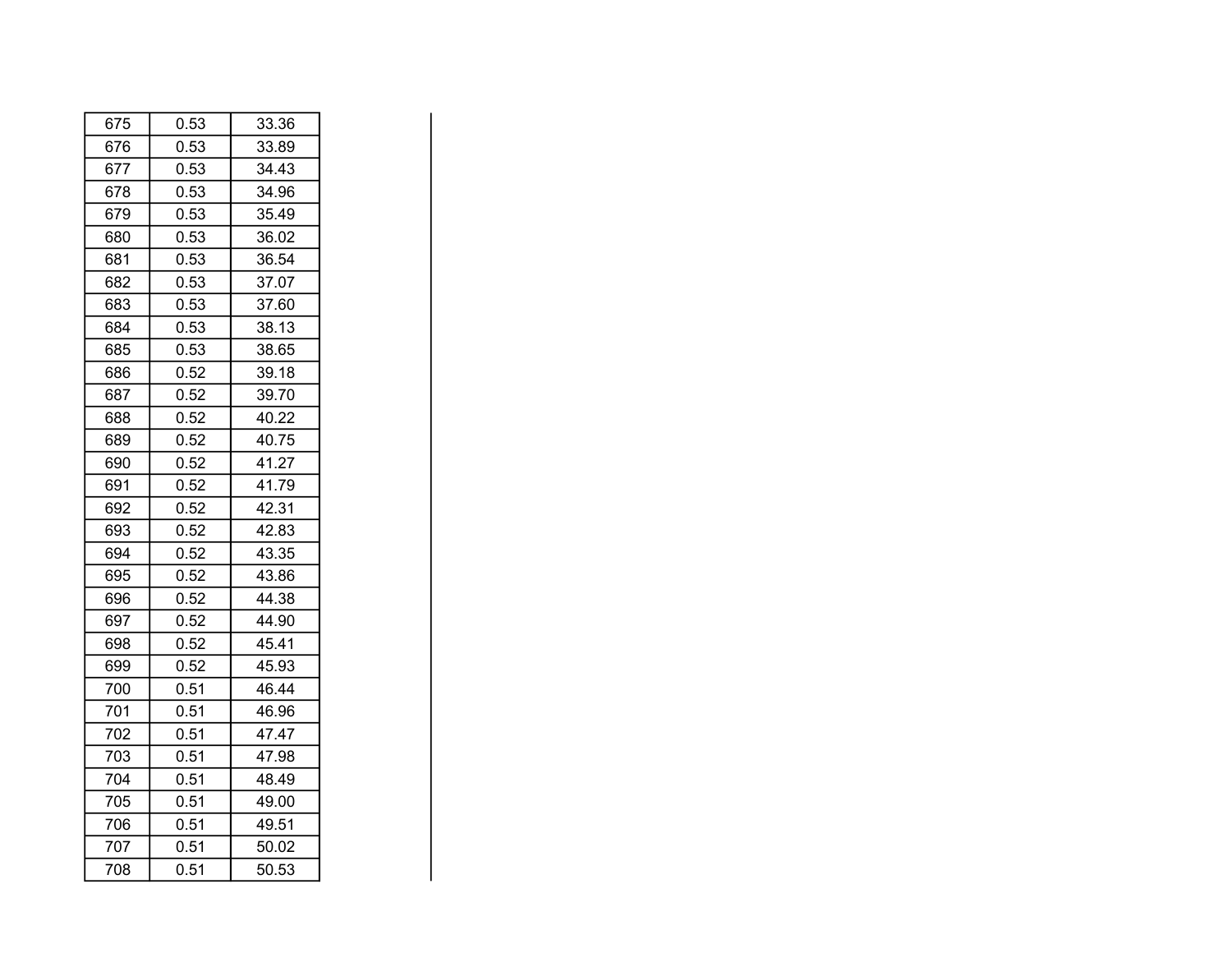| | | |
|---|---|---|
| 675 | 0.53 | 33.36 |
| 676 | 0.53 | 33.89 |
| 677 | 0.53 | 34.43 |
| 678 | 0.53 | 34.96 |
| 679 | 0.53 | 35.49 |
| 680 | 0.53 | 36.02 |
| 681 | 0.53 | 36.54 |
| 682 | 0.53 | 37.07 |
| 683 | 0.53 | 37.60 |
| 684 | 0.53 | 38.13 |
| 685 | 0.53 | 38.65 |
| 686 | 0.52 | 39.18 |
| 687 | 0.52 | 39.70 |
| 688 | 0.52 | 40.22 |
| 689 | 0.52 | 40.75 |
| 690 | 0.52 | 41.27 |
| 691 | 0.52 | 41.79 |
| 692 | 0.52 | 42.31 |
| 693 | 0.52 | 42.83 |
| 694 | 0.52 | 43.35 |
| 695 | 0.52 | 43.86 |
| 696 | 0.52 | 44.38 |
| 697 | 0.52 | 44.90 |
| 698 | 0.52 | 45.41 |
| 699 | 0.52 | 45.93 |
| 700 | 0.51 | 46.44 |
| 701 | 0.51 | 46.96 |
| 702 | 0.51 | 47.47 |
| 703 | 0.51 | 47.98 |
| 704 | 0.51 | 48.49 |
| 705 | 0.51 | 49.00 |
| 706 | 0.51 | 49.51 |
| 707 | 0.51 | 50.02 |
| 708 | 0.51 | 50.53 |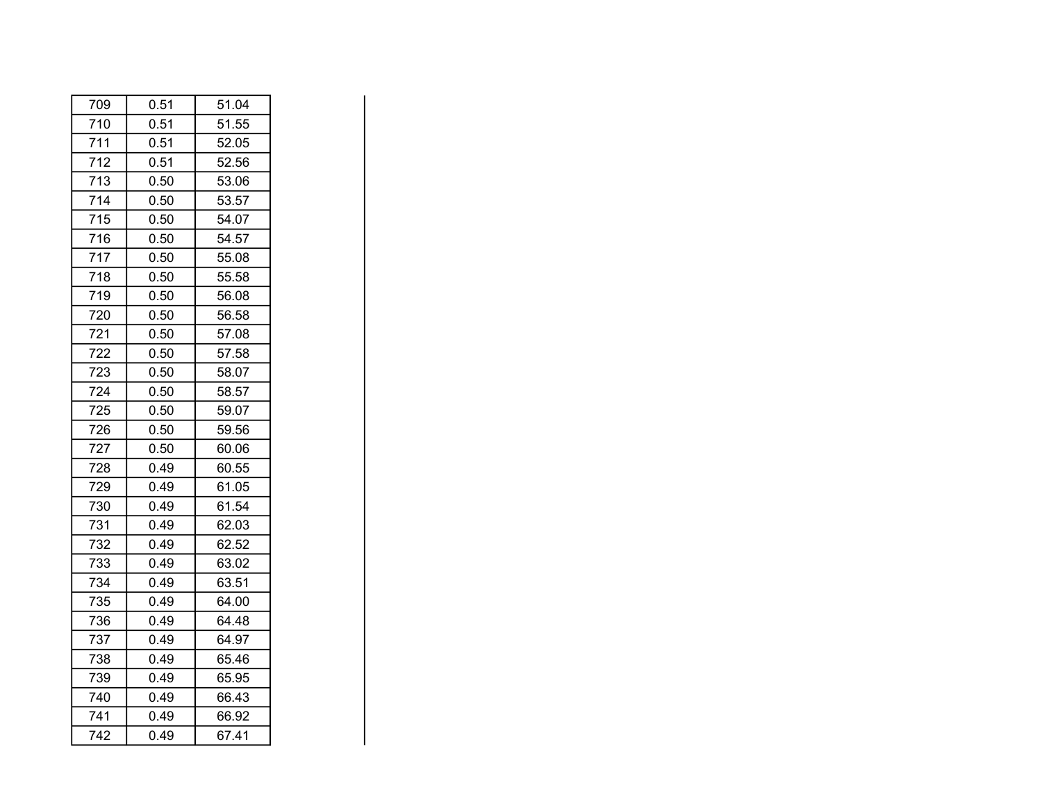| 709 | 0.51 | 51.04 |
|---|---|---|
| 710 | 0.51 | 51.55 |
| 711 | 0.51 | 52.05 |
| 712 | 0.51 | 52.56 |
| 713 | 0.50 | 53.06 |
| 714 | 0.50 | 53.57 |
| 715 | 0.50 | 54.07 |
| 716 | 0.50 | 54.57 |
| 717 | 0.50 | 55.08 |
| 718 | 0.50 | 55.58 |
| 719 | 0.50 | 56.08 |
| 720 | 0.50 | 56.58 |
| 721 | 0.50 | 57.08 |
| 722 | 0.50 | 57.58 |
| 723 | 0.50 | 58.07 |
| 724 | 0.50 | 58.57 |
| 725 | 0.50 | 59.07 |
| 726 | 0.50 | 59.56 |
| 727 | 0.50 | 60.06 |
| 728 | 0.49 | 60.55 |
| 729 | 0.49 | 61.05 |
| 730 | 0.49 | 61.54 |
| 731 | 0.49 | 62.03 |
| 732 | 0.49 | 62.52 |
| 733 | 0.49 | 63.02 |
| 734 | 0.49 | 63.51 |
| 735 | 0.49 | 64.00 |
| 736 | 0.49 | 64.48 |
| 737 | 0.49 | 64.97 |
| 738 | 0.49 | 65.46 |
| 739 | 0.49 | 65.95 |
| 740 | 0.49 | 66.43 |
| 741 | 0.49 | 66.92 |
| 742 | 0.49 | 67.41 |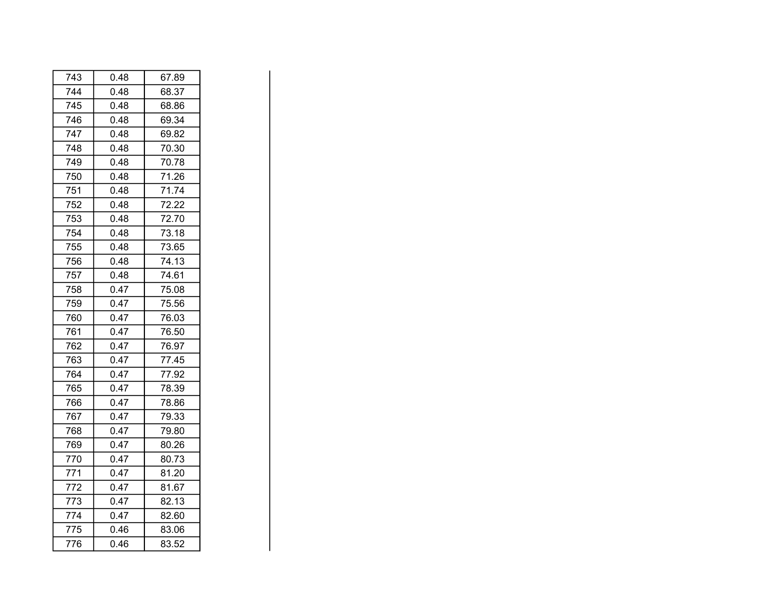| | | |
|---|---|---|
| 743 | 0.48 | 67.89 |
| 744 | 0.48 | 68.37 |
| 745 | 0.48 | 68.86 |
| 746 | 0.48 | 69.34 |
| 747 | 0.48 | 69.82 |
| 748 | 0.48 | 70.30 |
| 749 | 0.48 | 70.78 |
| 750 | 0.48 | 71.26 |
| 751 | 0.48 | 71.74 |
| 752 | 0.48 | 72.22 |
| 753 | 0.48 | 72.70 |
| 754 | 0.48 | 73.18 |
| 755 | 0.48 | 73.65 |
| 756 | 0.48 | 74.13 |
| 757 | 0.48 | 74.61 |
| 758 | 0.47 | 75.08 |
| 759 | 0.47 | 75.56 |
| 760 | 0.47 | 76.03 |
| 761 | 0.47 | 76.50 |
| 762 | 0.47 | 76.97 |
| 763 | 0.47 | 77.45 |
| 764 | 0.47 | 77.92 |
| 765 | 0.47 | 78.39 |
| 766 | 0.47 | 78.86 |
| 767 | 0.47 | 79.33 |
| 768 | 0.47 | 79.80 |
| 769 | 0.47 | 80.26 |
| 770 | 0.47 | 80.73 |
| 771 | 0.47 | 81.20 |
| 772 | 0.47 | 81.67 |
| 773 | 0.47 | 82.13 |
| 774 | 0.47 | 82.60 |
| 775 | 0.46 | 83.06 |
| 776 | 0.46 | 83.52 |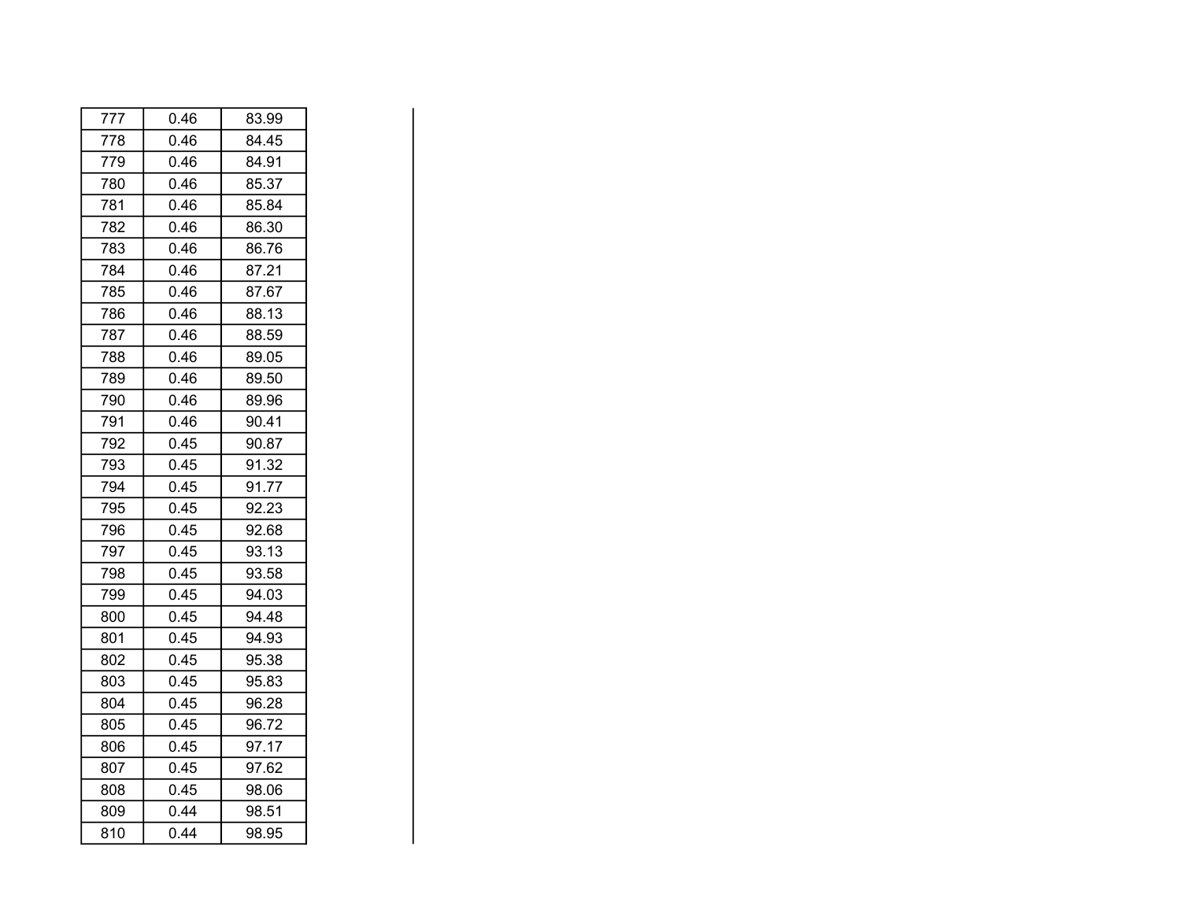| | | |
|---|---|---|
| 777 | 0.46 | 83.99 |
| 778 | 0.46 | 84.45 |
| 779 | 0.46 | 84.91 |
| 780 | 0.46 | 85.37 |
| 781 | 0.46 | 85.84 |
| 782 | 0.46 | 86.30 |
| 783 | 0.46 | 86.76 |
| 784 | 0.46 | 87.21 |
| 785 | 0.46 | 87.67 |
| 786 | 0.46 | 88.13 |
| 787 | 0.46 | 88.59 |
| 788 | 0.46 | 89.05 |
| 789 | 0.46 | 89.50 |
| 790 | 0.46 | 89.96 |
| 791 | 0.46 | 90.41 |
| 792 | 0.45 | 90.87 |
| 793 | 0.45 | 91.32 |
| 794 | 0.45 | 91.77 |
| 795 | 0.45 | 92.23 |
| 796 | 0.45 | 92.68 |
| 797 | 0.45 | 93.13 |
| 798 | 0.45 | 93.58 |
| 799 | 0.45 | 94.03 |
| 800 | 0.45 | 94.48 |
| 801 | 0.45 | 94.93 |
| 802 | 0.45 | 95.38 |
| 803 | 0.45 | 95.83 |
| 804 | 0.45 | 96.28 |
| 805 | 0.45 | 96.72 |
| 806 | 0.45 | 97.17 |
| 807 | 0.45 | 97.62 |
| 808 | 0.45 | 98.06 |
| 809 | 0.44 | 98.51 |
| 810 | 0.44 | 98.95 |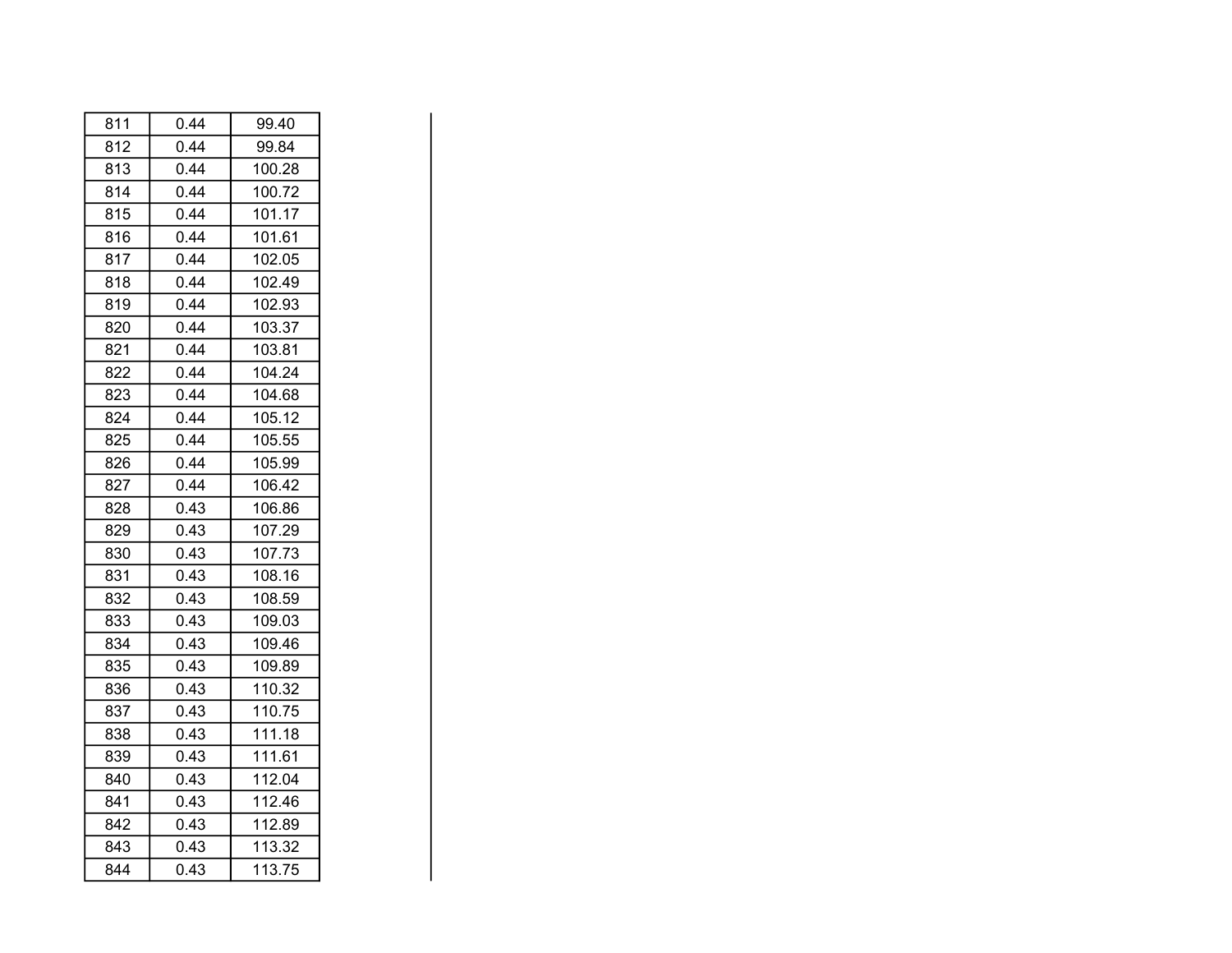| | | |
|---|---|---|
| 811 | 0.44 | 99.40 |
| 812 | 0.44 | 99.84 |
| 813 | 0.44 | 100.28 |
| 814 | 0.44 | 100.72 |
| 815 | 0.44 | 101.17 |
| 816 | 0.44 | 101.61 |
| 817 | 0.44 | 102.05 |
| 818 | 0.44 | 102.49 |
| 819 | 0.44 | 102.93 |
| 820 | 0.44 | 103.37 |
| 821 | 0.44 | 103.81 |
| 822 | 0.44 | 104.24 |
| 823 | 0.44 | 104.68 |
| 824 | 0.44 | 105.12 |
| 825 | 0.44 | 105.55 |
| 826 | 0.44 | 105.99 |
| 827 | 0.44 | 106.42 |
| 828 | 0.43 | 106.86 |
| 829 | 0.43 | 107.29 |
| 830 | 0.43 | 107.73 |
| 831 | 0.43 | 108.16 |
| 832 | 0.43 | 108.59 |
| 833 | 0.43 | 109.03 |
| 834 | 0.43 | 109.46 |
| 835 | 0.43 | 109.89 |
| 836 | 0.43 | 110.32 |
| 837 | 0.43 | 110.75 |
| 838 | 0.43 | 111.18 |
| 839 | 0.43 | 111.61 |
| 840 | 0.43 | 112.04 |
| 841 | 0.43 | 112.46 |
| 842 | 0.43 | 112.89 |
| 843 | 0.43 | 113.32 |
| 844 | 0.43 | 113.75 |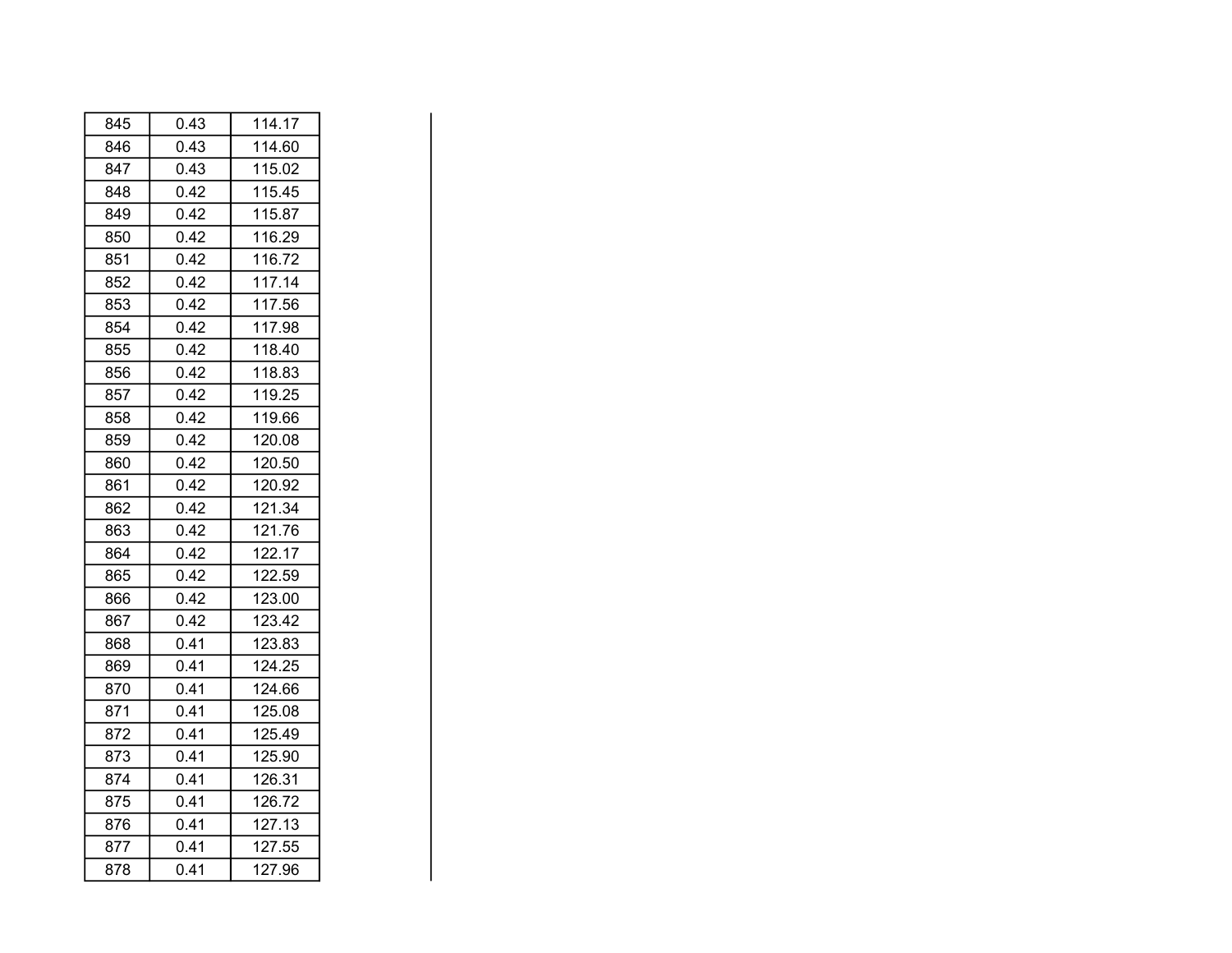| | | |
|---|---|---|
| 845 | 0.43 | 114.17 |
| 846 | 0.43 | 114.60 |
| 847 | 0.43 | 115.02 |
| 848 | 0.42 | 115.45 |
| 849 | 0.42 | 115.87 |
| 850 | 0.42 | 116.29 |
| 851 | 0.42 | 116.72 |
| 852 | 0.42 | 117.14 |
| 853 | 0.42 | 117.56 |
| 854 | 0.42 | 117.98 |
| 855 | 0.42 | 118.40 |
| 856 | 0.42 | 118.83 |
| 857 | 0.42 | 119.25 |
| 858 | 0.42 | 119.66 |
| 859 | 0.42 | 120.08 |
| 860 | 0.42 | 120.50 |
| 861 | 0.42 | 120.92 |
| 862 | 0.42 | 121.34 |
| 863 | 0.42 | 121.76 |
| 864 | 0.42 | 122.17 |
| 865 | 0.42 | 122.59 |
| 866 | 0.42 | 123.00 |
| 867 | 0.42 | 123.42 |
| 868 | 0.41 | 123.83 |
| 869 | 0.41 | 124.25 |
| 870 | 0.41 | 124.66 |
| 871 | 0.41 | 125.08 |
| 872 | 0.41 | 125.49 |
| 873 | 0.41 | 125.90 |
| 874 | 0.41 | 126.31 |
| 875 | 0.41 | 126.72 |
| 876 | 0.41 | 127.13 |
| 877 | 0.41 | 127.55 |
| 878 | 0.41 | 127.96 |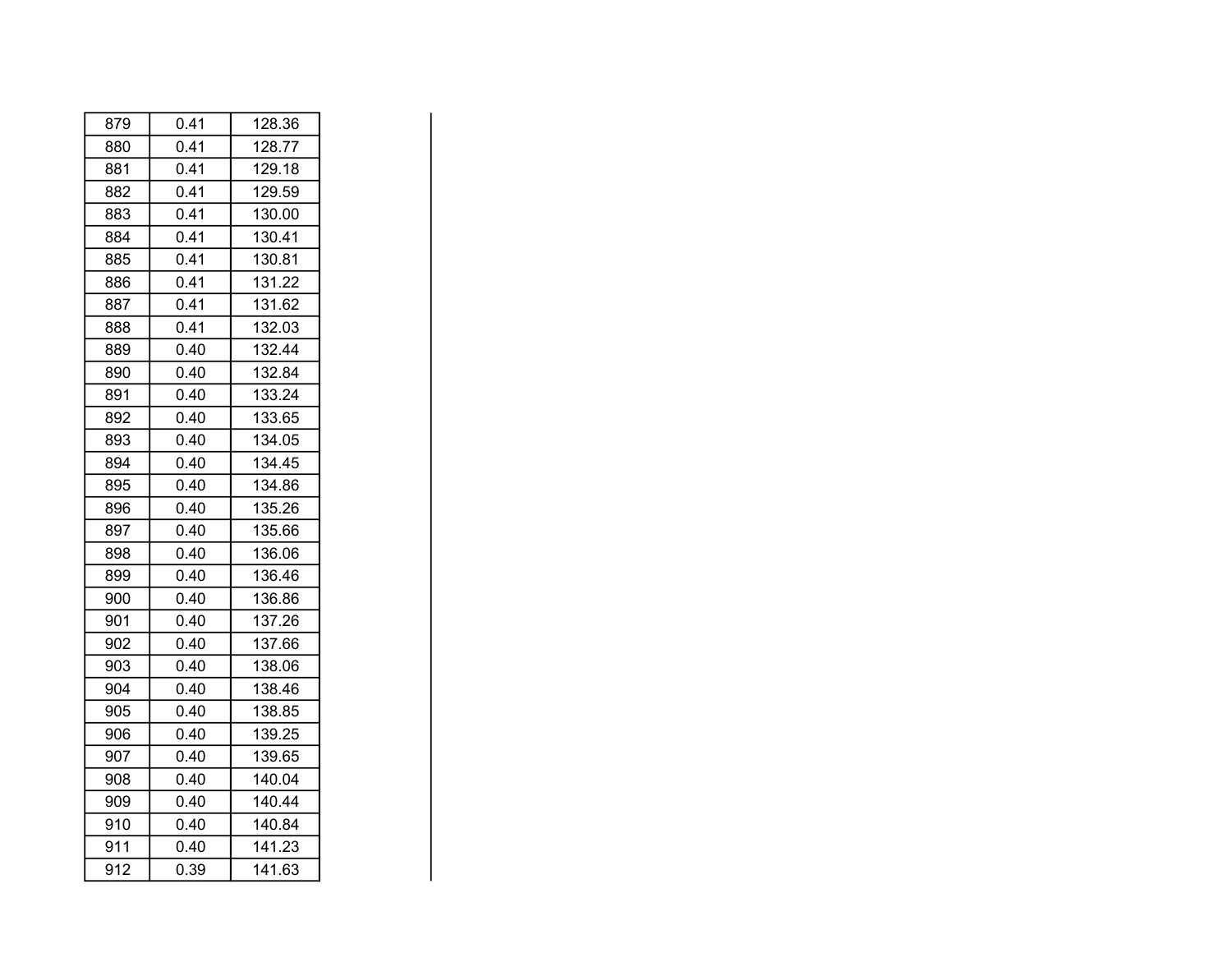| | | |
|---|---|---|
| 879 | 0.41 | 128.36 |
| 880 | 0.41 | 128.77 |
| 881 | 0.41 | 129.18 |
| 882 | 0.41 | 129.59 |
| 883 | 0.41 | 130.00 |
| 884 | 0.41 | 130.41 |
| 885 | 0.41 | 130.81 |
| 886 | 0.41 | 131.22 |
| 887 | 0.41 | 131.62 |
| 888 | 0.41 | 132.03 |
| 889 | 0.40 | 132.44 |
| 890 | 0.40 | 132.84 |
| 891 | 0.40 | 133.24 |
| 892 | 0.40 | 133.65 |
| 893 | 0.40 | 134.05 |
| 894 | 0.40 | 134.45 |
| 895 | 0.40 | 134.86 |
| 896 | 0.40 | 135.26 |
| 897 | 0.40 | 135.66 |
| 898 | 0.40 | 136.06 |
| 899 | 0.40 | 136.46 |
| 900 | 0.40 | 136.86 |
| 901 | 0.40 | 137.26 |
| 902 | 0.40 | 137.66 |
| 903 | 0.40 | 138.06 |
| 904 | 0.40 | 138.46 |
| 905 | 0.40 | 138.85 |
| 906 | 0.40 | 139.25 |
| 907 | 0.40 | 139.65 |
| 908 | 0.40 | 140.04 |
| 909 | 0.40 | 140.44 |
| 910 | 0.40 | 140.84 |
| 911 | 0.40 | 141.23 |
| 912 | 0.39 | 141.63 |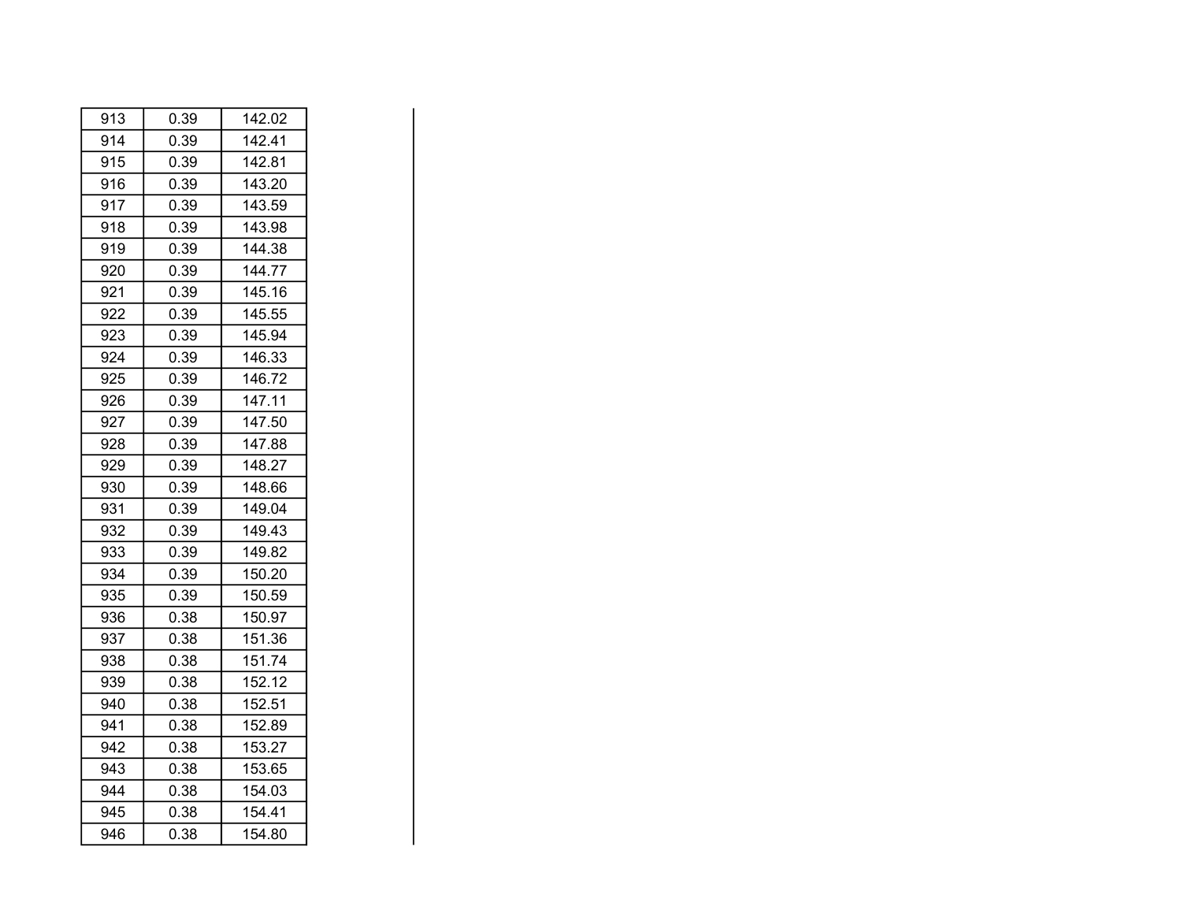| | | |
|---|---|---|
| 913 | 0.39 | 142.02 |
| 914 | 0.39 | 142.41 |
| 915 | 0.39 | 142.81 |
| 916 | 0.39 | 143.20 |
| 917 | 0.39 | 143.59 |
| 918 | 0.39 | 143.98 |
| 919 | 0.39 | 144.38 |
| 920 | 0.39 | 144.77 |
| 921 | 0.39 | 145.16 |
| 922 | 0.39 | 145.55 |
| 923 | 0.39 | 145.94 |
| 924 | 0.39 | 146.33 |
| 925 | 0.39 | 146.72 |
| 926 | 0.39 | 147.11 |
| 927 | 0.39 | 147.50 |
| 928 | 0.39 | 147.88 |
| 929 | 0.39 | 148.27 |
| 930 | 0.39 | 148.66 |
| 931 | 0.39 | 149.04 |
| 932 | 0.39 | 149.43 |
| 933 | 0.39 | 149.82 |
| 934 | 0.39 | 150.20 |
| 935 | 0.39 | 150.59 |
| 936 | 0.38 | 150.97 |
| 937 | 0.38 | 151.36 |
| 938 | 0.38 | 151.74 |
| 939 | 0.38 | 152.12 |
| 940 | 0.38 | 152.51 |
| 941 | 0.38 | 152.89 |
| 942 | 0.38 | 153.27 |
| 943 | 0.38 | 153.65 |
| 944 | 0.38 | 154.03 |
| 945 | 0.38 | 154.41 |
| 946 | 0.38 | 154.80 |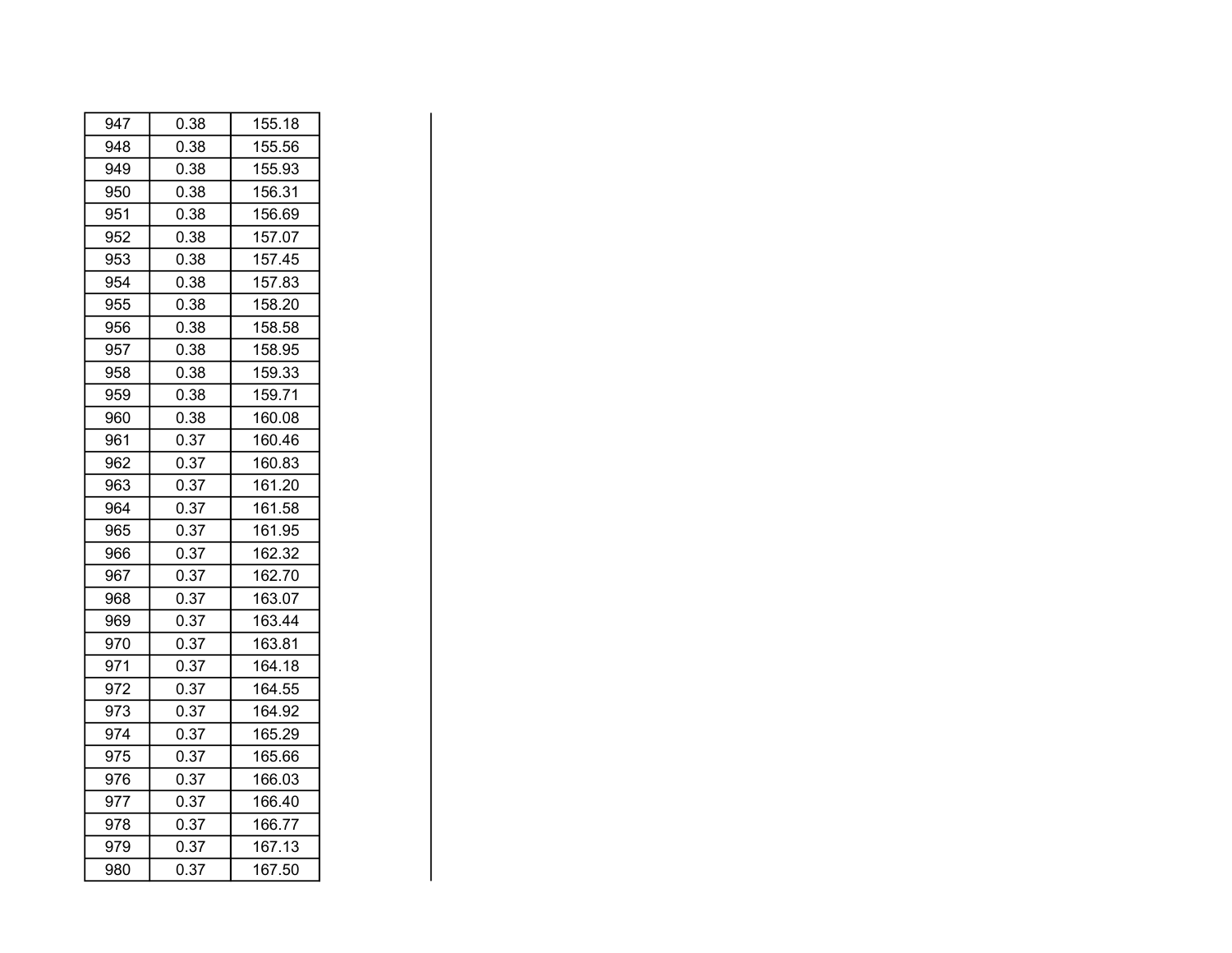| | | |
|---|---|---|
| 947 | 0.38 | 155.18 |
| 948 | 0.38 | 155.56 |
| 949 | 0.38 | 155.93 |
| 950 | 0.38 | 156.31 |
| 951 | 0.38 | 156.69 |
| 952 | 0.38 | 157.07 |
| 953 | 0.38 | 157.45 |
| 954 | 0.38 | 157.83 |
| 955 | 0.38 | 158.20 |
| 956 | 0.38 | 158.58 |
| 957 | 0.38 | 158.95 |
| 958 | 0.38 | 159.33 |
| 959 | 0.38 | 159.71 |
| 960 | 0.38 | 160.08 |
| 961 | 0.37 | 160.46 |
| 962 | 0.37 | 160.83 |
| 963 | 0.37 | 161.20 |
| 964 | 0.37 | 161.58 |
| 965 | 0.37 | 161.95 |
| 966 | 0.37 | 162.32 |
| 967 | 0.37 | 162.70 |
| 968 | 0.37 | 163.07 |
| 969 | 0.37 | 163.44 |
| 970 | 0.37 | 163.81 |
| 971 | 0.37 | 164.18 |
| 972 | 0.37 | 164.55 |
| 973 | 0.37 | 164.92 |
| 974 | 0.37 | 165.29 |
| 975 | 0.37 | 165.66 |
| 976 | 0.37 | 166.03 |
| 977 | 0.37 | 166.40 |
| 978 | 0.37 | 166.77 |
| 979 | 0.37 | 167.13 |
| 980 | 0.37 | 167.50 |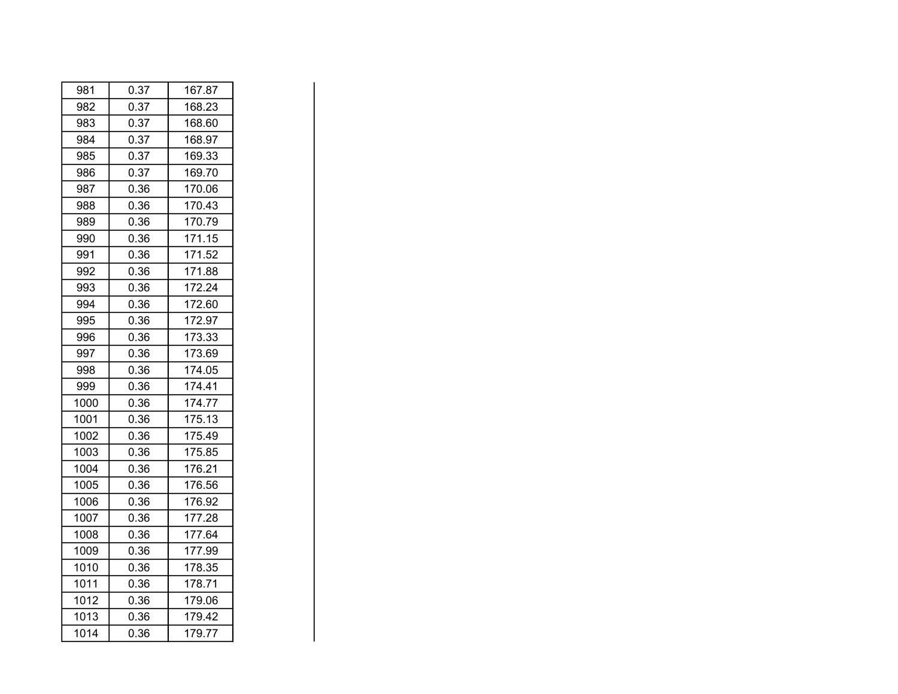| | | |
|---|---|---|
| 981 | 0.37 | 167.87 |
| 982 | 0.37 | 168.23 |
| 983 | 0.37 | 168.60 |
| 984 | 0.37 | 168.97 |
| 985 | 0.37 | 169.33 |
| 986 | 0.37 | 169.70 |
| 987 | 0.36 | 170.06 |
| 988 | 0.36 | 170.43 |
| 989 | 0.36 | 170.79 |
| 990 | 0.36 | 171.15 |
| 991 | 0.36 | 171.52 |
| 992 | 0.36 | 171.88 |
| 993 | 0.36 | 172.24 |
| 994 | 0.36 | 172.60 |
| 995 | 0.36 | 172.97 |
| 996 | 0.36 | 173.33 |
| 997 | 0.36 | 173.69 |
| 998 | 0.36 | 174.05 |
| 999 | 0.36 | 174.41 |
| 1000 | 0.36 | 174.77 |
| 1001 | 0.36 | 175.13 |
| 1002 | 0.36 | 175.49 |
| 1003 | 0.36 | 175.85 |
| 1004 | 0.36 | 176.21 |
| 1005 | 0.36 | 176.56 |
| 1006 | 0.36 | 176.92 |
| 1007 | 0.36 | 177.28 |
| 1008 | 0.36 | 177.64 |
| 1009 | 0.36 | 177.99 |
| 1010 | 0.36 | 178.35 |
| 1011 | 0.36 | 178.71 |
| 1012 | 0.36 | 179.06 |
| 1013 | 0.36 | 179.42 |
| 1014 | 0.36 | 179.77 |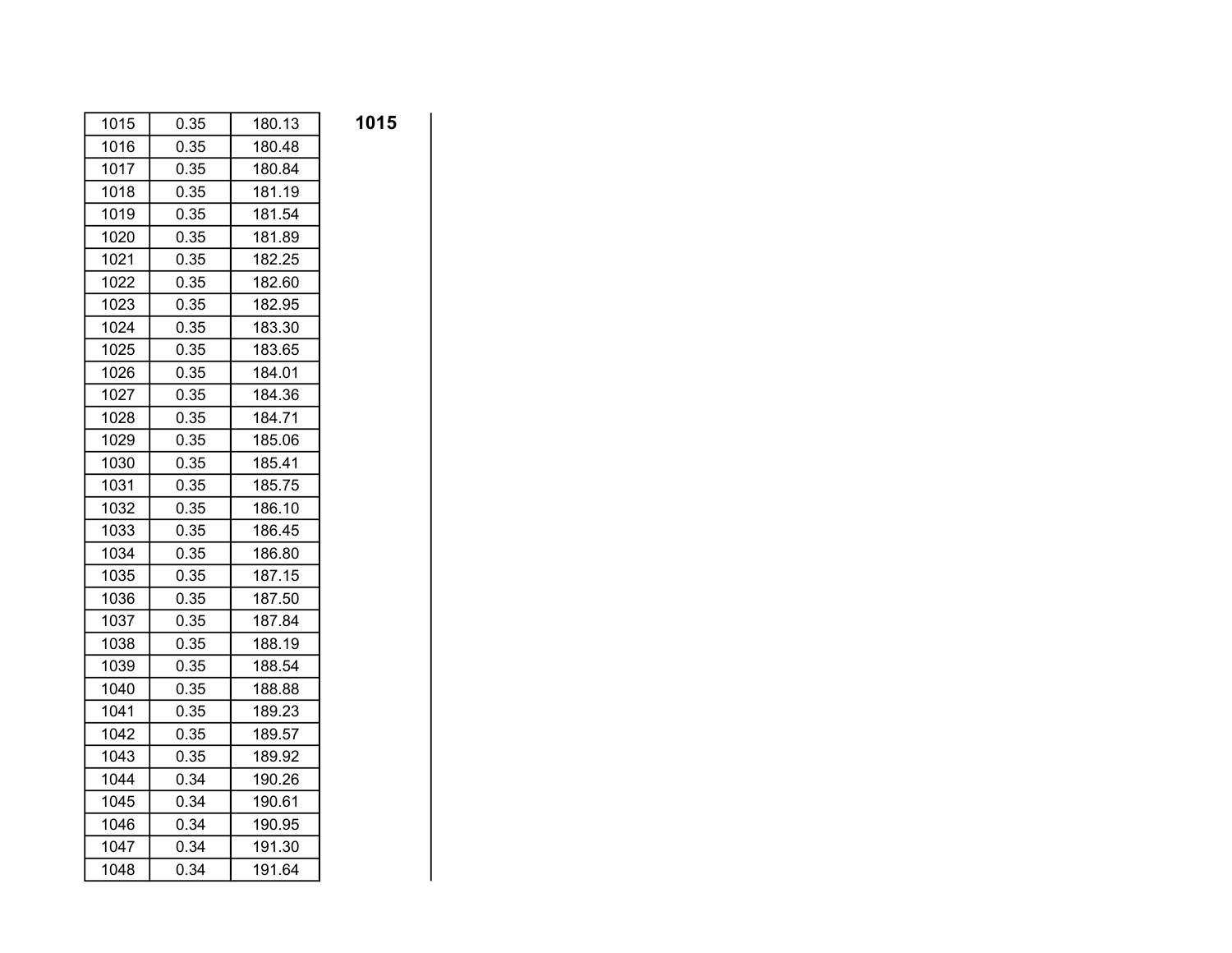| 1015 | 0.35 | 180.13 |
|---|---|---|
| 1016 | 0.35 | 180.48 |
| 1017 | 0.35 | 180.84 |
| 1018 | 0.35 | 181.19 |
| 1019 | 0.35 | 181.54 |
| 1020 | 0.35 | 181.89 |
| 1021 | 0.35 | 182.25 |
| 1022 | 0.35 | 182.60 |
| 1023 | 0.35 | 182.95 |
| 1024 | 0.35 | 183.30 |
| 1025 | 0.35 | 183.65 |
| 1026 | 0.35 | 184.01 |
| 1027 | 0.35 | 184.36 |
| 1028 | 0.35 | 184.71 |
| 1029 | 0.35 | 185.06 |
| 1030 | 0.35 | 185.41 |
| 1031 | 0.35 | 185.75 |
| 1032 | 0.35 | 186.10 |
| 1033 | 0.35 | 186.45 |
| 1034 | 0.35 | 186.80 |
| 1035 | 0.35 | 187.15 |
| 1036 | 0.35 | 187.50 |
| 1037 | 0.35 | 187.84 |
| 1038 | 0.35 | 188.19 |
| 1039 | 0.35 | 188.54 |
| 1040 | 0.35 | 188.88 |
| 1041 | 0.35 | 189.23 |
| 1042 | 0.35 | 189.57 |
| 1043 | 0.35 | 189.92 |
| 1044 | 0.34 | 190.26 |
| 1045 | 0.34 | 190.61 |
| 1046 | 0.34 | 190.95 |
| 1047 | 0.34 | 191.30 |
| 1048 | 0.34 | 191.64 |

**1015**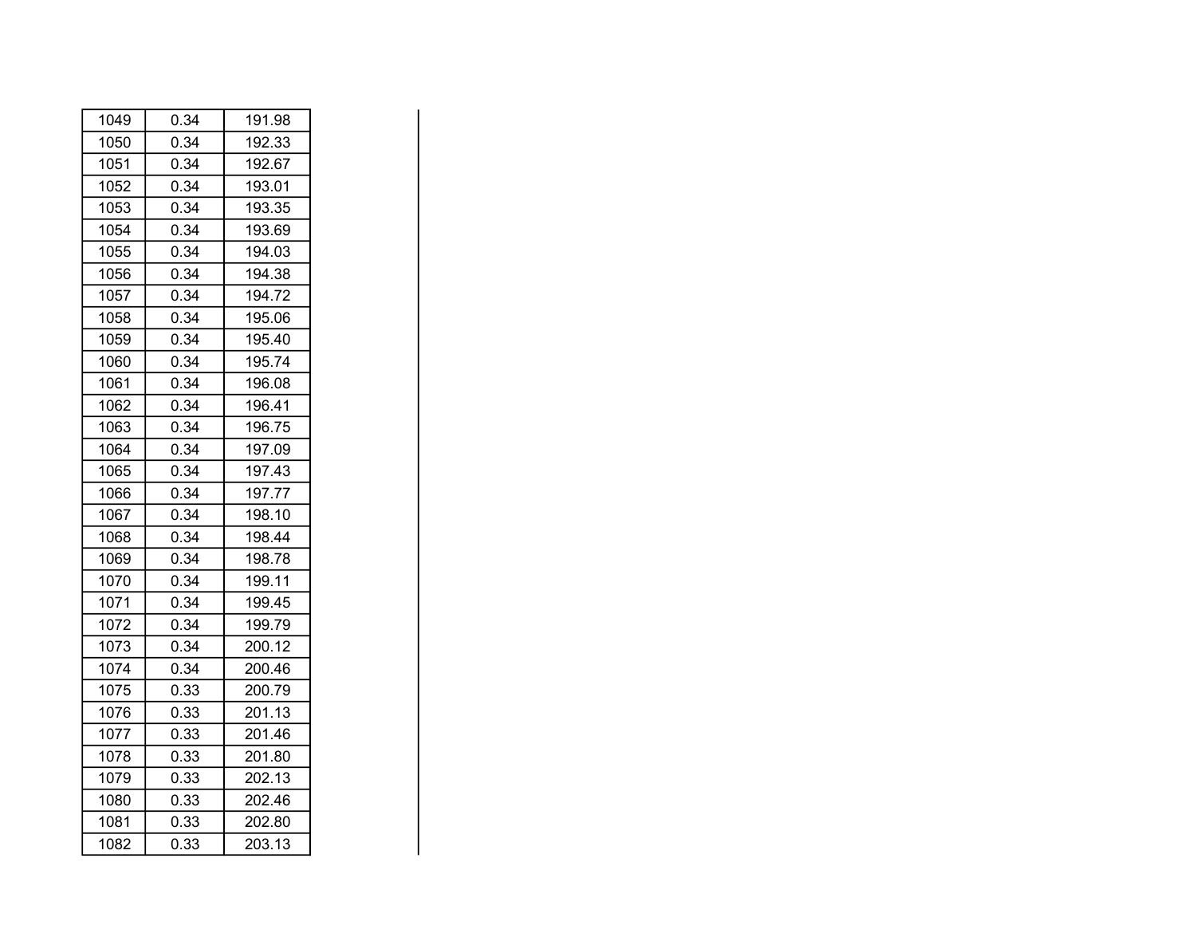| | | |
|---|---|---|
| 1049 | 0.34 | 191.98 |
| 1050 | 0.34 | 192.33 |
| 1051 | 0.34 | 192.67 |
| 1052 | 0.34 | 193.01 |
| 1053 | 0.34 | 193.35 |
| 1054 | 0.34 | 193.69 |
| 1055 | 0.34 | 194.03 |
| 1056 | 0.34 | 194.38 |
| 1057 | 0.34 | 194.72 |
| 1058 | 0.34 | 195.06 |
| 1059 | 0.34 | 195.40 |
| 1060 | 0.34 | 195.74 |
| 1061 | 0.34 | 196.08 |
| 1062 | 0.34 | 196.41 |
| 1063 | 0.34 | 196.75 |
| 1064 | 0.34 | 197.09 |
| 1065 | 0.34 | 197.43 |
| 1066 | 0.34 | 197.77 |
| 1067 | 0.34 | 198.10 |
| 1068 | 0.34 | 198.44 |
| 1069 | 0.34 | 198.78 |
| 1070 | 0.34 | 199.11 |
| 1071 | 0.34 | 199.45 |
| 1072 | 0.34 | 199.79 |
| 1073 | 0.34 | 200.12 |
| 1074 | 0.34 | 200.46 |
| 1075 | 0.33 | 200.79 |
| 1076 | 0.33 | 201.13 |
| 1077 | 0.33 | 201.46 |
| 1078 | 0.33 | 201.80 |
| 1079 | 0.33 | 202.13 |
| 1080 | 0.33 | 202.46 |
| 1081 | 0.33 | 202.80 |
| 1082 | 0.33 | 203.13 |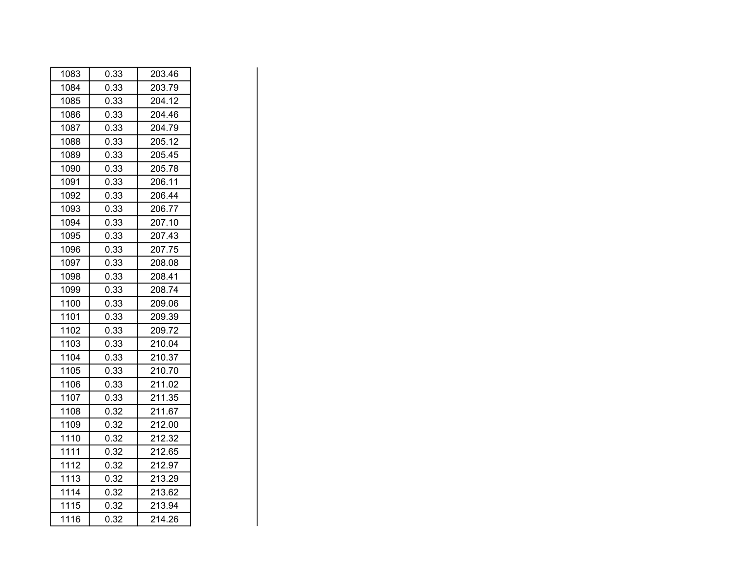| | | |
|---|---|---|
| 1083 | 0.33 | 203.46 |
| 1084 | 0.33 | 203.79 |
| 1085 | 0.33 | 204.12 |
| 1086 | 0.33 | 204.46 |
| 1087 | 0.33 | 204.79 |
| 1088 | 0.33 | 205.12 |
| 1089 | 0.33 | 205.45 |
| 1090 | 0.33 | 205.78 |
| 1091 | 0.33 | 206.11 |
| 1092 | 0.33 | 206.44 |
| 1093 | 0.33 | 206.77 |
| 1094 | 0.33 | 207.10 |
| 1095 | 0.33 | 207.43 |
| 1096 | 0.33 | 207.75 |
| 1097 | 0.33 | 208.08 |
| 1098 | 0.33 | 208.41 |
| 1099 | 0.33 | 208.74 |
| 1100 | 0.33 | 209.06 |
| 1101 | 0.33 | 209.39 |
| 1102 | 0.33 | 209.72 |
| 1103 | 0.33 | 210.04 |
| 1104 | 0.33 | 210.37 |
| 1105 | 0.33 | 210.70 |
| 1106 | 0.33 | 211.02 |
| 1107 | 0.33 | 211.35 |
| 1108 | 0.32 | 211.67 |
| 1109 | 0.32 | 212.00 |
| 1110 | 0.32 | 212.32 |
| 1111 | 0.32 | 212.65 |
| 1112 | 0.32 | 212.97 |
| 1113 | 0.32 | 213.29 |
| 1114 | 0.32 | 213.62 |
| 1115 | 0.32 | 213.94 |
| 1116 | 0.32 | 214.26 |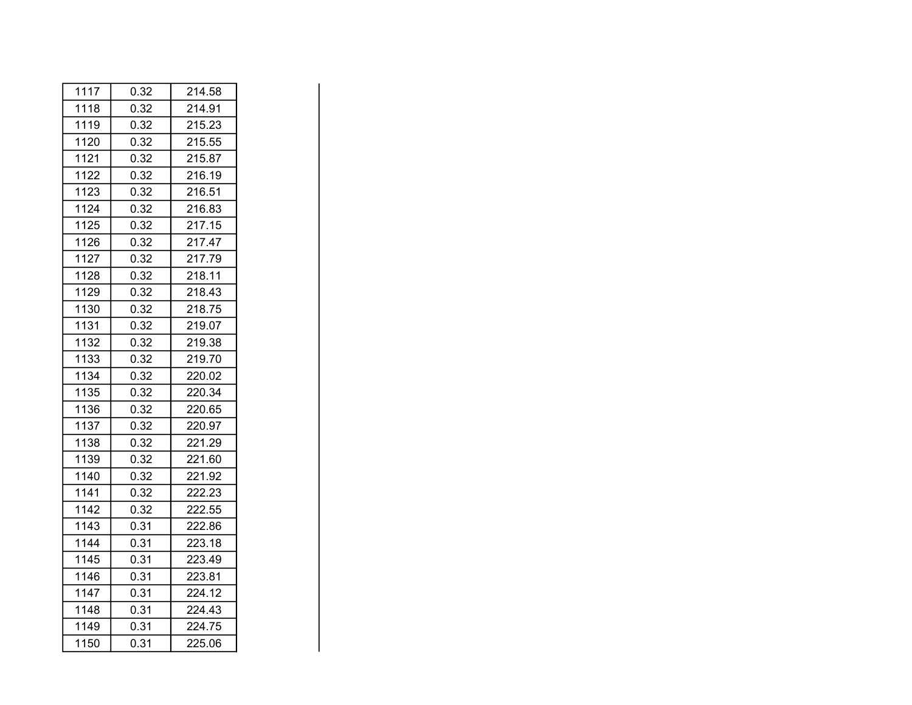| | | |
|---|---|---|
| 1117 | 0.32 | 214.58 |
| 1118 | 0.32 | 214.91 |
| 1119 | 0.32 | 215.23 |
| 1120 | 0.32 | 215.55 |
| 1121 | 0.32 | 215.87 |
| 1122 | 0.32 | 216.19 |
| 1123 | 0.32 | 216.51 |
| 1124 | 0.32 | 216.83 |
| 1125 | 0.32 | 217.15 |
| 1126 | 0.32 | 217.47 |
| 1127 | 0.32 | 217.79 |
| 1128 | 0.32 | 218.11 |
| 1129 | 0.32 | 218.43 |
| 1130 | 0.32 | 218.75 |
| 1131 | 0.32 | 219.07 |
| 1132 | 0.32 | 219.38 |
| 1133 | 0.32 | 219.70 |
| 1134 | 0.32 | 220.02 |
| 1135 | 0.32 | 220.34 |
| 1136 | 0.32 | 220.65 |
| 1137 | 0.32 | 220.97 |
| 1138 | 0.32 | 221.29 |
| 1139 | 0.32 | 221.60 |
| 1140 | 0.32 | 221.92 |
| 1141 | 0.32 | 222.23 |
| 1142 | 0.32 | 222.55 |
| 1143 | 0.31 | 222.86 |
| 1144 | 0.31 | 223.18 |
| 1145 | 0.31 | 223.49 |
| 1146 | 0.31 | 223.81 |
| 1147 | 0.31 | 224.12 |
| 1148 | 0.31 | 224.43 |
| 1149 | 0.31 | 224.75 |
| 1150 | 0.31 | 225.06 |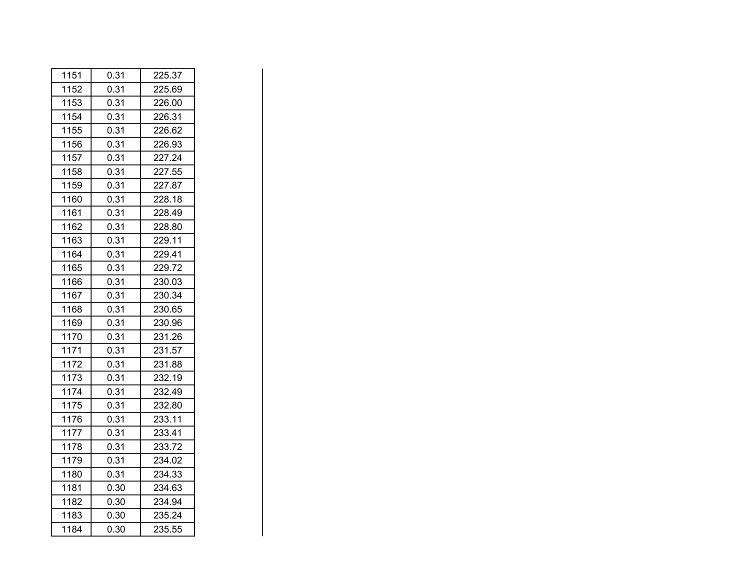| | | |
|---|---|---|
| 1151 | 0.31 | 225.37 |
| 1152 | 0.31 | 225.69 |
| 1153 | 0.31 | 226.00 |
| 1154 | 0.31 | 226.31 |
| 1155 | 0.31 | 226.62 |
| 1156 | 0.31 | 226.93 |
| 1157 | 0.31 | 227.24 |
| 1158 | 0.31 | 227.55 |
| 1159 | 0.31 | 227.87 |
| 1160 | 0.31 | 228.18 |
| 1161 | 0.31 | 228.49 |
| 1162 | 0.31 | 228.80 |
| 1163 | 0.31 | 229.11 |
| 1164 | 0.31 | 229.41 |
| 1165 | 0.31 | 229.72 |
| 1166 | 0.31 | 230.03 |
| 1167 | 0.31 | 230.34 |
| 1168 | 0.31 | 230.65 |
| 1169 | 0.31 | 230.96 |
| 1170 | 0.31 | 231.26 |
| 1171 | 0.31 | 231.57 |
| 1172 | 0.31 | 231.88 |
| 1173 | 0.31 | 232.19 |
| 1174 | 0.31 | 232.49 |
| 1175 | 0.31 | 232.80 |
| 1176 | 0.31 | 233.11 |
| 1177 | 0.31 | 233.41 |
| 1178 | 0.31 | 233.72 |
| 1179 | 0.31 | 234.02 |
| 1180 | 0.31 | 234.33 |
| 1181 | 0.30 | 234.63 |
| 1182 | 0.30 | 234.94 |
| 1183 | 0.30 | 235.24 |
| 1184 | 0.30 | 235.55 |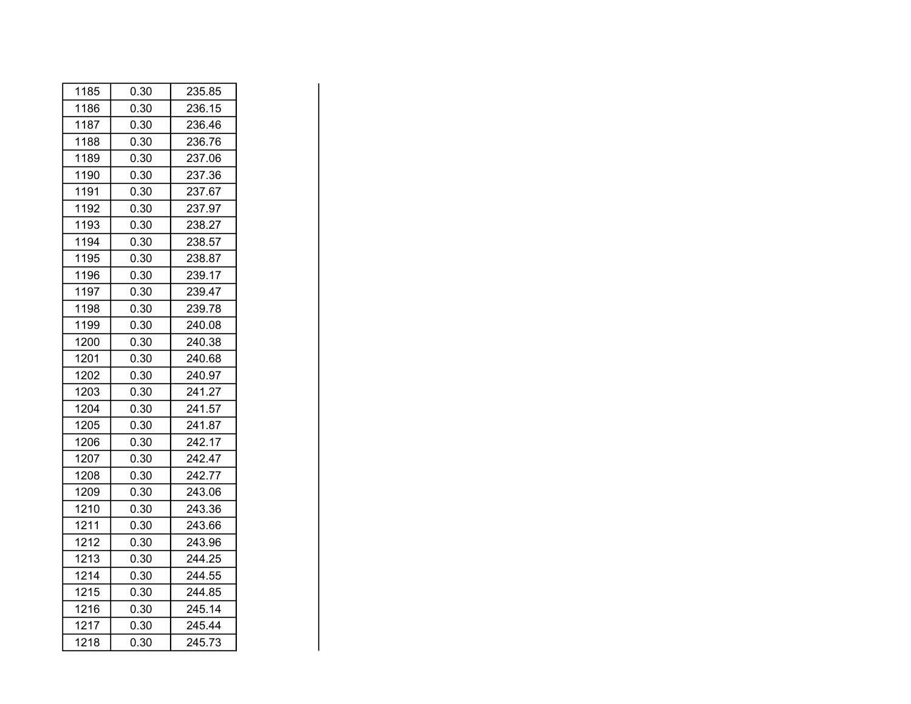| 1185 | 0.30 | 235.85 |
|---|---|---|
| 1186 | 0.30 | 236.15 |
| 1187 | 0.30 | 236.46 |
| 1188 | 0.30 | 236.76 |
| 1189 | 0.30 | 237.06 |
| 1190 | 0.30 | 237.36 |
| 1191 | 0.30 | 237.67 |
| 1192 | 0.30 | 237.97 |
| 1193 | 0.30 | 238.27 |
| 1194 | 0.30 | 238.57 |
| 1195 | 0.30 | 238.87 |
| 1196 | 0.30 | 239.17 |
| 1197 | 0.30 | 239.47 |
| 1198 | 0.30 | 239.78 |
| 1199 | 0.30 | 240.08 |
| 1200 | 0.30 | 240.38 |
| 1201 | 0.30 | 240.68 |
| 1202 | 0.30 | 240.97 |
| 1203 | 0.30 | 241.27 |
| 1204 | 0.30 | 241.57 |
| 1205 | 0.30 | 241.87 |
| 1206 | 0.30 | 242.17 |
| 1207 | 0.30 | 242.47 |
| 1208 | 0.30 | 242.77 |
| 1209 | 0.30 | 243.06 |
| 1210 | 0.30 | 243.36 |
| 1211 | 0.30 | 243.66 |
| 1212 | 0.30 | 243.96 |
| 1213 | 0.30 | 244.25 |
| 1214 | 0.30 | 244.55 |
| 1215 | 0.30 | 244.85 |
| 1216 | 0.30 | 245.14 |
| 1217 | 0.30 | 245.44 |
| 1218 | 0.30 | 245.73 |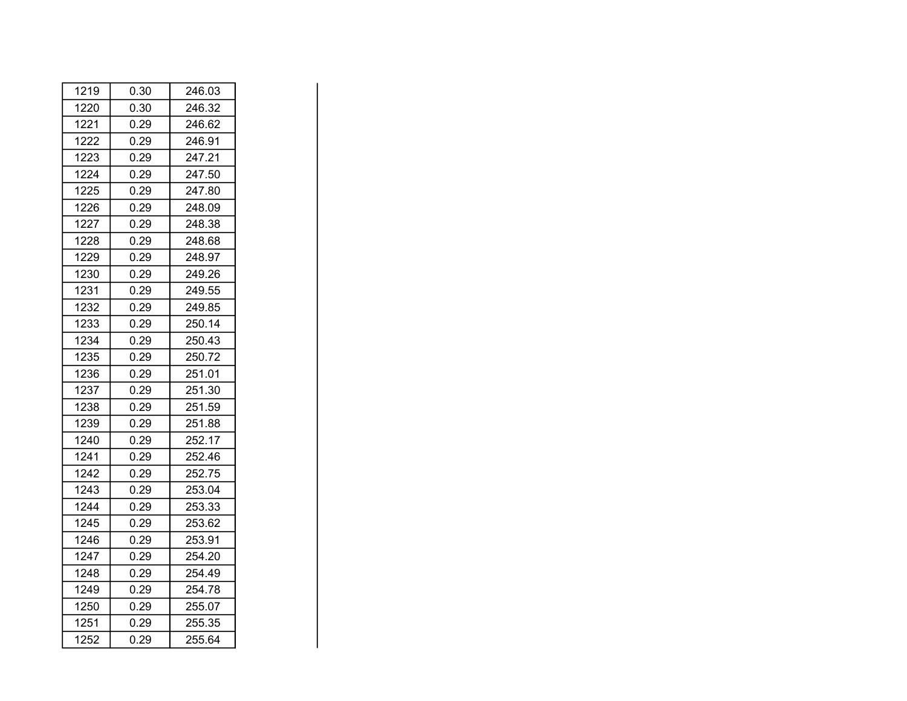| | | |
|---|---|---|
| 1219 | 0.30 | 246.03 |
| 1220 | 0.30 | 246.32 |
| 1221 | 0.29 | 246.62 |
| 1222 | 0.29 | 246.91 |
| 1223 | 0.29 | 247.21 |
| 1224 | 0.29 | 247.50 |
| 1225 | 0.29 | 247.80 |
| 1226 | 0.29 | 248.09 |
| 1227 | 0.29 | 248.38 |
| 1228 | 0.29 | 248.68 |
| 1229 | 0.29 | 248.97 |
| 1230 | 0.29 | 249.26 |
| 1231 | 0.29 | 249.55 |
| 1232 | 0.29 | 249.85 |
| 1233 | 0.29 | 250.14 |
| 1234 | 0.29 | 250.43 |
| 1235 | 0.29 | 250.72 |
| 1236 | 0.29 | 251.01 |
| 1237 | 0.29 | 251.30 |
| 1238 | 0.29 | 251.59 |
| 1239 | 0.29 | 251.88 |
| 1240 | 0.29 | 252.17 |
| 1241 | 0.29 | 252.46 |
| 1242 | 0.29 | 252.75 |
| 1243 | 0.29 | 253.04 |
| 1244 | 0.29 | 253.33 |
| 1245 | 0.29 | 253.62 |
| 1246 | 0.29 | 253.91 |
| 1247 | 0.29 | 254.20 |
| 1248 | 0.29 | 254.49 |
| 1249 | 0.29 | 254.78 |
| 1250 | 0.29 | 255.07 |
| 1251 | 0.29 | 255.35 |
| 1252 | 0.29 | 255.64 |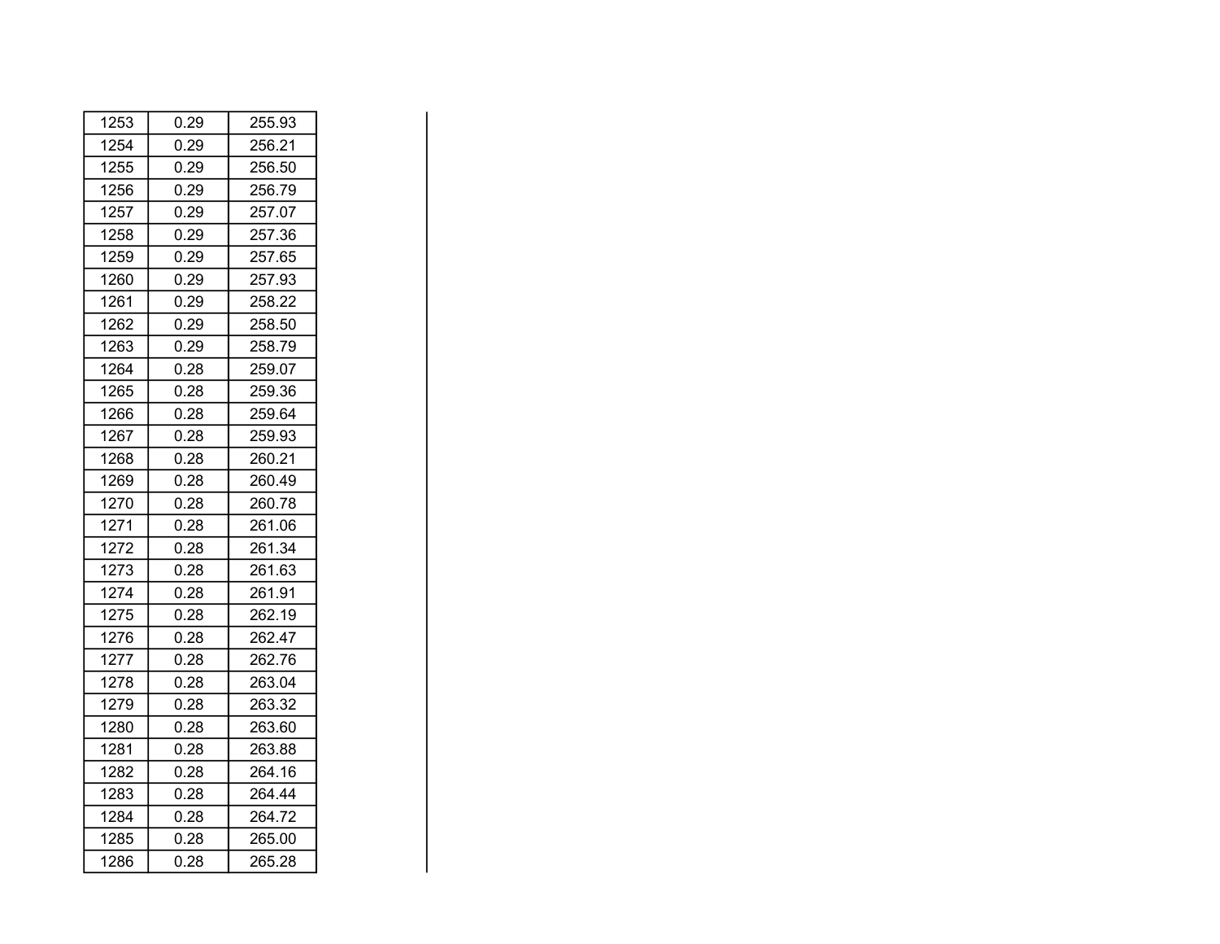| | | |
|---|---|---|
| 1253 | 0.29 | 255.93 |
| 1254 | 0.29 | 256.21 |
| 1255 | 0.29 | 256.50 |
| 1256 | 0.29 | 256.79 |
| 1257 | 0.29 | 257.07 |
| 1258 | 0.29 | 257.36 |
| 1259 | 0.29 | 257.65 |
| 1260 | 0.29 | 257.93 |
| 1261 | 0.29 | 258.22 |
| 1262 | 0.29 | 258.50 |
| 1263 | 0.29 | 258.79 |
| 1264 | 0.28 | 259.07 |
| 1265 | 0.28 | 259.36 |
| 1266 | 0.28 | 259.64 |
| 1267 | 0.28 | 259.93 |
| 1268 | 0.28 | 260.21 |
| 1269 | 0.28 | 260.49 |
| 1270 | 0.28 | 260.78 |
| 1271 | 0.28 | 261.06 |
| 1272 | 0.28 | 261.34 |
| 1273 | 0.28 | 261.63 |
| 1274 | 0.28 | 261.91 |
| 1275 | 0.28 | 262.19 |
| 1276 | 0.28 | 262.47 |
| 1277 | 0.28 | 262.76 |
| 1278 | 0.28 | 263.04 |
| 1279 | 0.28 | 263.32 |
| 1280 | 0.28 | 263.60 |
| 1281 | 0.28 | 263.88 |
| 1282 | 0.28 | 264.16 |
| 1283 | 0.28 | 264.44 |
| 1284 | 0.28 | 264.72 |
| 1285 | 0.28 | 265.00 |
| 1286 | 0.28 | 265.28 |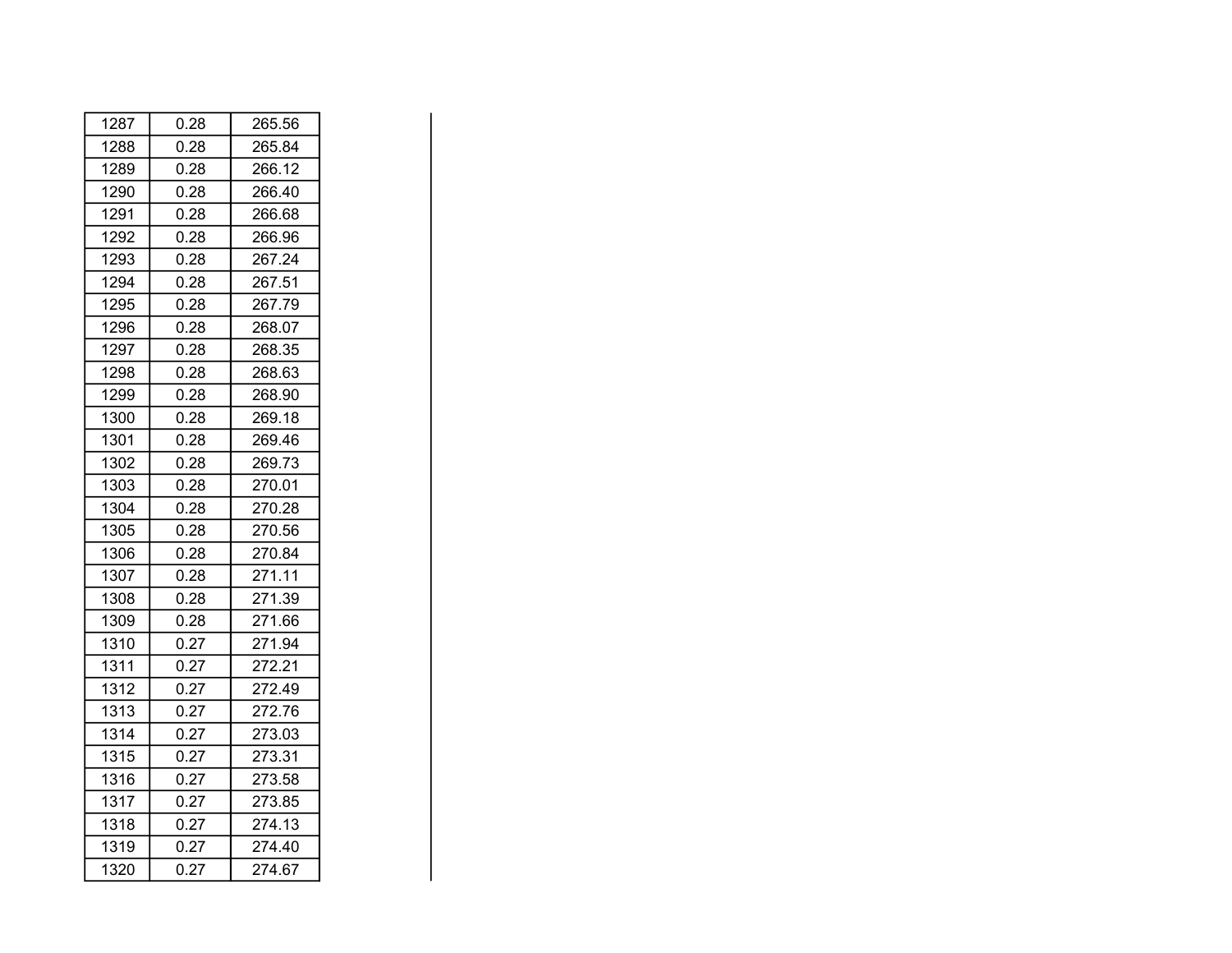| | | |
|---|---|---|
| 1287 | 0.28 | 265.56 |
| 1288 | 0.28 | 265.84 |
| 1289 | 0.28 | 266.12 |
| 1290 | 0.28 | 266.40 |
| 1291 | 0.28 | 266.68 |
| 1292 | 0.28 | 266.96 |
| 1293 | 0.28 | 267.24 |
| 1294 | 0.28 | 267.51 |
| 1295 | 0.28 | 267.79 |
| 1296 | 0.28 | 268.07 |
| 1297 | 0.28 | 268.35 |
| 1298 | 0.28 | 268.63 |
| 1299 | 0.28 | 268.90 |
| 1300 | 0.28 | 269.18 |
| 1301 | 0.28 | 269.46 |
| 1302 | 0.28 | 269.73 |
| 1303 | 0.28 | 270.01 |
| 1304 | 0.28 | 270.28 |
| 1305 | 0.28 | 270.56 |
| 1306 | 0.28 | 270.84 |
| 1307 | 0.28 | 271.11 |
| 1308 | 0.28 | 271.39 |
| 1309 | 0.28 | 271.66 |
| 1310 | 0.27 | 271.94 |
| 1311 | 0.27 | 272.21 |
| 1312 | 0.27 | 272.49 |
| 1313 | 0.27 | 272.76 |
| 1314 | 0.27 | 273.03 |
| 1315 | 0.27 | 273.31 |
| 1316 | 0.27 | 273.58 |
| 1317 | 0.27 | 273.85 |
| 1318 | 0.27 | 274.13 |
| 1319 | 0.27 | 274.40 |
| 1320 | 0.27 | 274.67 |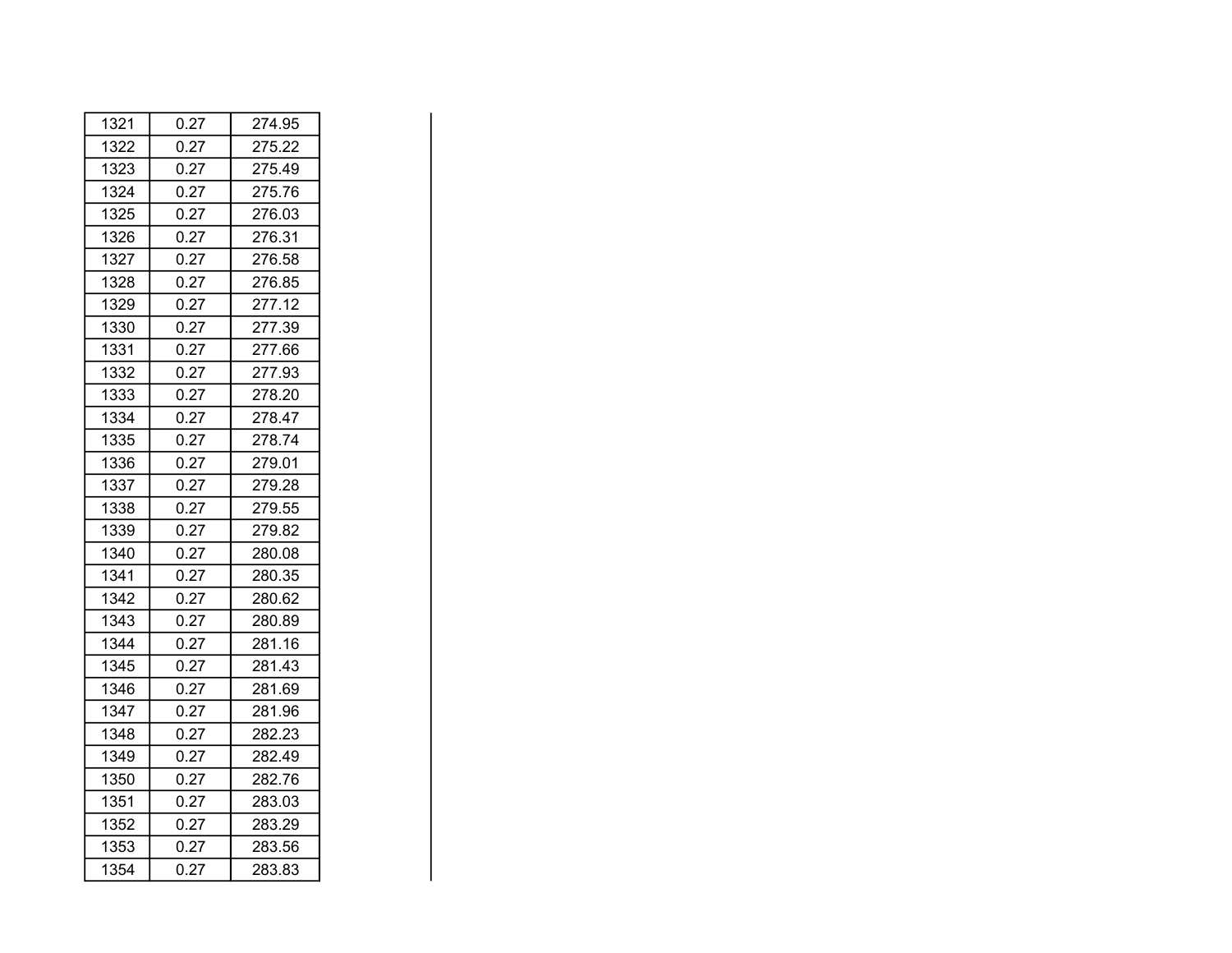| | | |
|---|---|---|
| 1321 | 0.27 | 274.95 |
| 1322 | 0.27 | 275.22 |
| 1323 | 0.27 | 275.49 |
| 1324 | 0.27 | 275.76 |
| 1325 | 0.27 | 276.03 |
| 1326 | 0.27 | 276.31 |
| 1327 | 0.27 | 276.58 |
| 1328 | 0.27 | 276.85 |
| 1329 | 0.27 | 277.12 |
| 1330 | 0.27 | 277.39 |
| 1331 | 0.27 | 277.66 |
| 1332 | 0.27 | 277.93 |
| 1333 | 0.27 | 278.20 |
| 1334 | 0.27 | 278.47 |
| 1335 | 0.27 | 278.74 |
| 1336 | 0.27 | 279.01 |
| 1337 | 0.27 | 279.28 |
| 1338 | 0.27 | 279.55 |
| 1339 | 0.27 | 279.82 |
| 1340 | 0.27 | 280.08 |
| 1341 | 0.27 | 280.35 |
| 1342 | 0.27 | 280.62 |
| 1343 | 0.27 | 280.89 |
| 1344 | 0.27 | 281.16 |
| 1345 | 0.27 | 281.43 |
| 1346 | 0.27 | 281.69 |
| 1347 | 0.27 | 281.96 |
| 1348 | 0.27 | 282.23 |
| 1349 | 0.27 | 282.49 |
| 1350 | 0.27 | 282.76 |
| 1351 | 0.27 | 283.03 |
| 1352 | 0.27 | 283.29 |
| 1353 | 0.27 | 283.56 |
| 1354 | 0.27 | 283.83 |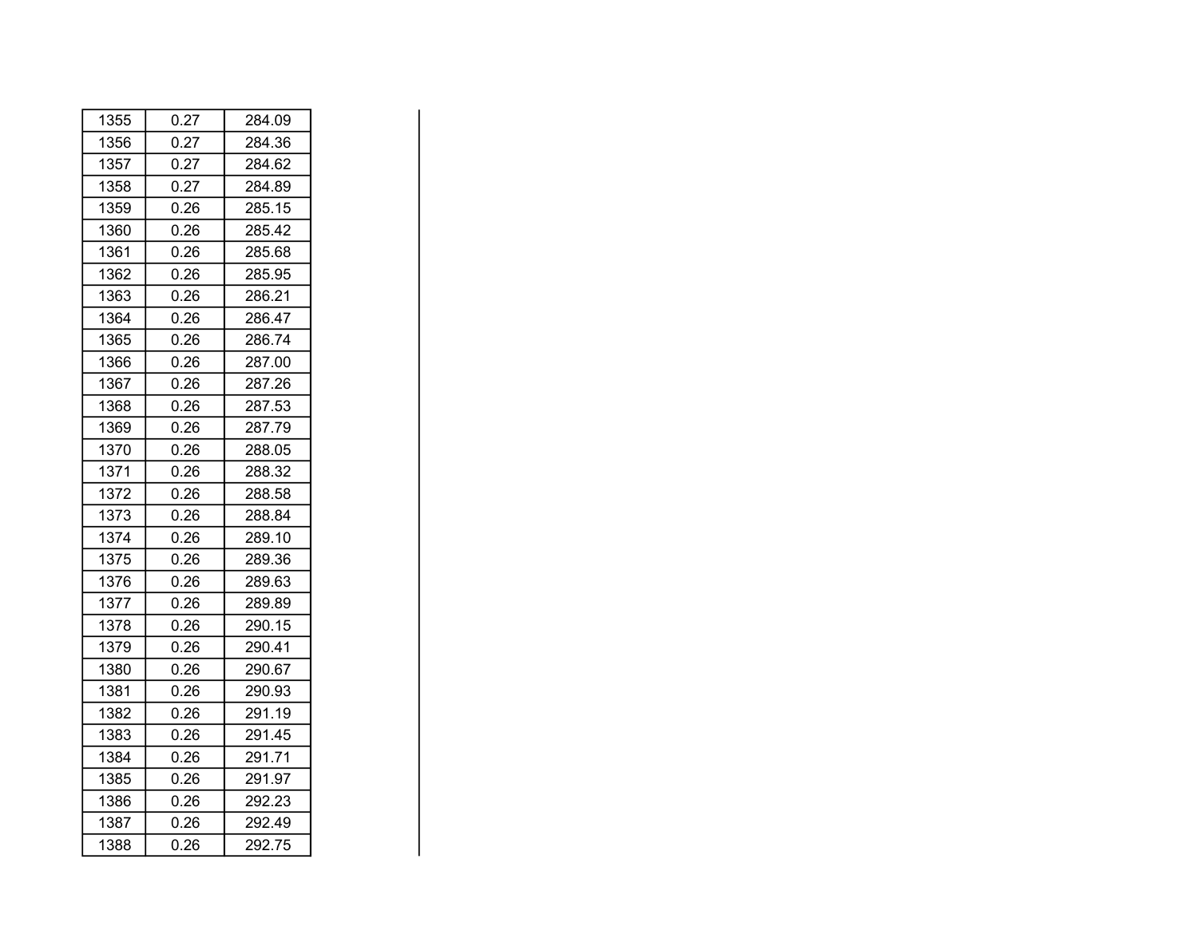| | | |
|---|---|---|
| 1355 | 0.27 | 284.09 |
| 1356 | 0.27 | 284.36 |
| 1357 | 0.27 | 284.62 |
| 1358 | 0.27 | 284.89 |
| 1359 | 0.26 | 285.15 |
| 1360 | 0.26 | 285.42 |
| 1361 | 0.26 | 285.68 |
| 1362 | 0.26 | 285.95 |
| 1363 | 0.26 | 286.21 |
| 1364 | 0.26 | 286.47 |
| 1365 | 0.26 | 286.74 |
| 1366 | 0.26 | 287.00 |
| 1367 | 0.26 | 287.26 |
| 1368 | 0.26 | 287.53 |
| 1369 | 0.26 | 287.79 |
| 1370 | 0.26 | 288.05 |
| 1371 | 0.26 | 288.32 |
| 1372 | 0.26 | 288.58 |
| 1373 | 0.26 | 288.84 |
| 1374 | 0.26 | 289.10 |
| 1375 | 0.26 | 289.36 |
| 1376 | 0.26 | 289.63 |
| 1377 | 0.26 | 289.89 |
| 1378 | 0.26 | 290.15 |
| 1379 | 0.26 | 290.41 |
| 1380 | 0.26 | 290.67 |
| 1381 | 0.26 | 290.93 |
| 1382 | 0.26 | 291.19 |
| 1383 | 0.26 | 291.45 |
| 1384 | 0.26 | 291.71 |
| 1385 | 0.26 | 291.97 |
| 1386 | 0.26 | 292.23 |
| 1387 | 0.26 | 292.49 |
| 1388 | 0.26 | 292.75 |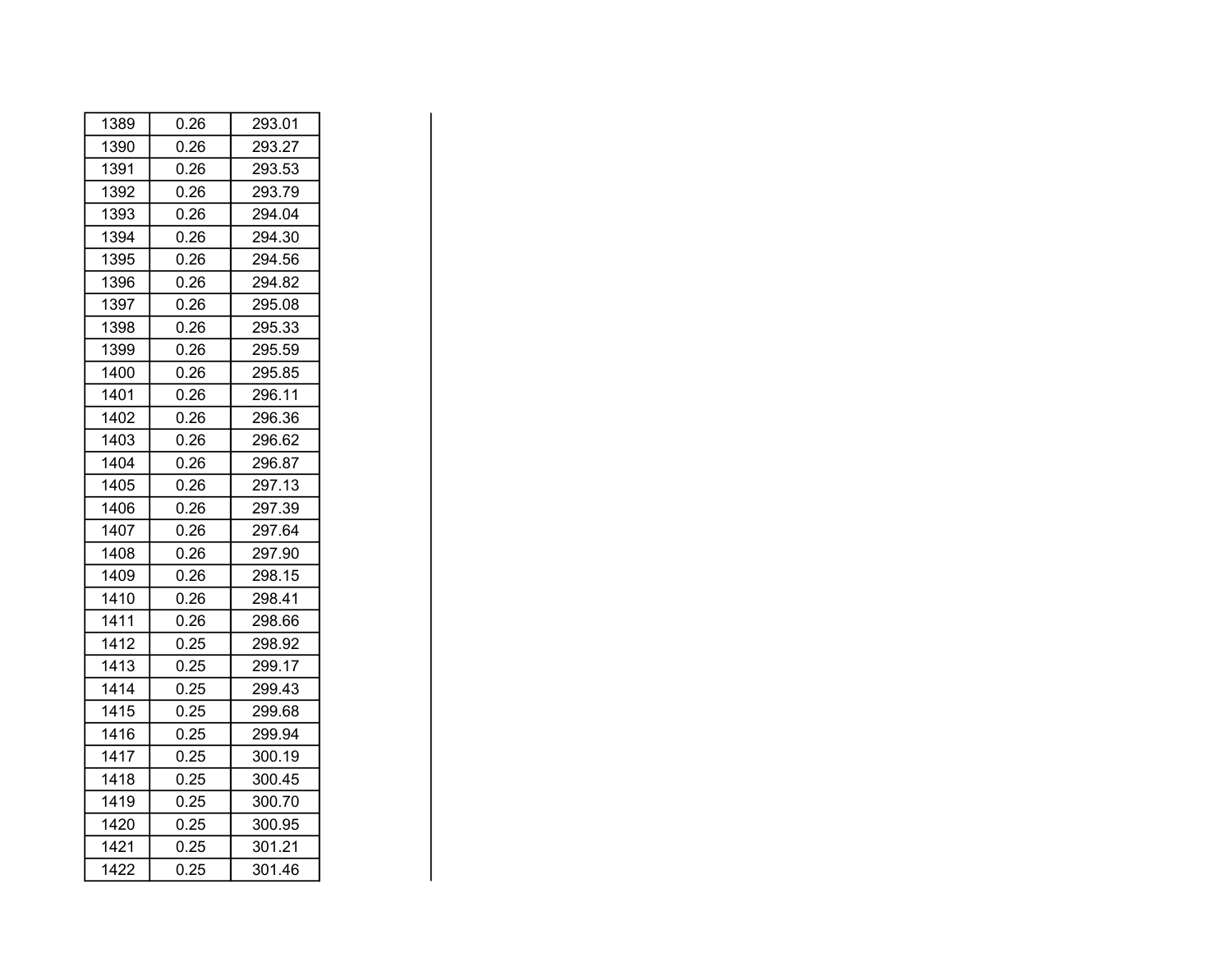| | | |
|---|---|---|
| 1389 | 0.26 | 293.01 |
| 1390 | 0.26 | 293.27 |
| 1391 | 0.26 | 293.53 |
| 1392 | 0.26 | 293.79 |
| 1393 | 0.26 | 294.04 |
| 1394 | 0.26 | 294.30 |
| 1395 | 0.26 | 294.56 |
| 1396 | 0.26 | 294.82 |
| 1397 | 0.26 | 295.08 |
| 1398 | 0.26 | 295.33 |
| 1399 | 0.26 | 295.59 |
| 1400 | 0.26 | 295.85 |
| 1401 | 0.26 | 296.11 |
| 1402 | 0.26 | 296.36 |
| 1403 | 0.26 | 296.62 |
| 1404 | 0.26 | 296.87 |
| 1405 | 0.26 | 297.13 |
| 1406 | 0.26 | 297.39 |
| 1407 | 0.26 | 297.64 |
| 1408 | 0.26 | 297.90 |
| 1409 | 0.26 | 298.15 |
| 1410 | 0.26 | 298.41 |
| 1411 | 0.26 | 298.66 |
| 1412 | 0.25 | 298.92 |
| 1413 | 0.25 | 299.17 |
| 1414 | 0.25 | 299.43 |
| 1415 | 0.25 | 299.68 |
| 1416 | 0.25 | 299.94 |
| 1417 | 0.25 | 300.19 |
| 1418 | 0.25 | 300.45 |
| 1419 | 0.25 | 300.70 |
| 1420 | 0.25 | 300.95 |
| 1421 | 0.25 | 301.21 |
| 1422 | 0.25 | 301.46 |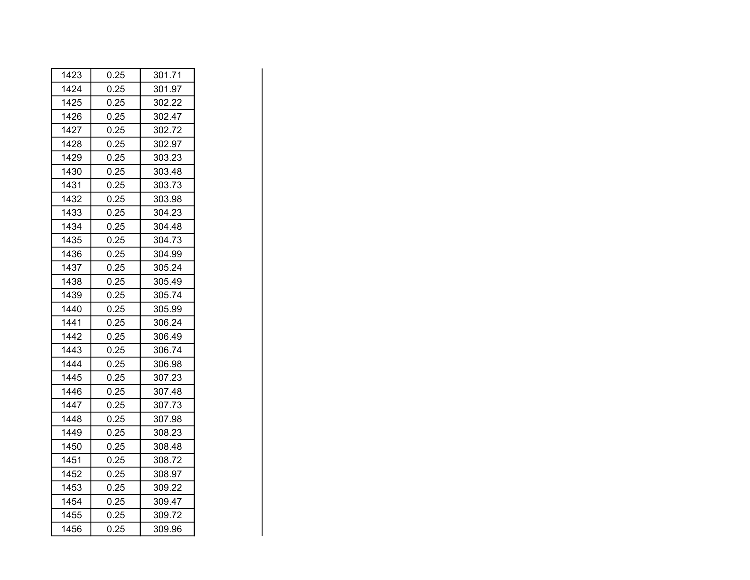| | | |
|---|---|---|
| 1423 | 0.25 | 301.71 |
| 1424 | 0.25 | 301.97 |
| 1425 | 0.25 | 302.22 |
| 1426 | 0.25 | 302.47 |
| 1427 | 0.25 | 302.72 |
| 1428 | 0.25 | 302.97 |
| 1429 | 0.25 | 303.23 |
| 1430 | 0.25 | 303.48 |
| 1431 | 0.25 | 303.73 |
| 1432 | 0.25 | 303.98 |
| 1433 | 0.25 | 304.23 |
| 1434 | 0.25 | 304.48 |
| 1435 | 0.25 | 304.73 |
| 1436 | 0.25 | 304.99 |
| 1437 | 0.25 | 305.24 |
| 1438 | 0.25 | 305.49 |
| 1439 | 0.25 | 305.74 |
| 1440 | 0.25 | 305.99 |
| 1441 | 0.25 | 306.24 |
| 1442 | 0.25 | 306.49 |
| 1443 | 0.25 | 306.74 |
| 1444 | 0.25 | 306.98 |
| 1445 | 0.25 | 307.23 |
| 1446 | 0.25 | 307.48 |
| 1447 | 0.25 | 307.73 |
| 1448 | 0.25 | 307.98 |
| 1449 | 0.25 | 308.23 |
| 1450 | 0.25 | 308.48 |
| 1451 | 0.25 | 308.72 |
| 1452 | 0.25 | 308.97 |
| 1453 | 0.25 | 309.22 |
| 1454 | 0.25 | 309.47 |
| 1455 | 0.25 | 309.72 |
| 1456 | 0.25 | 309.96 |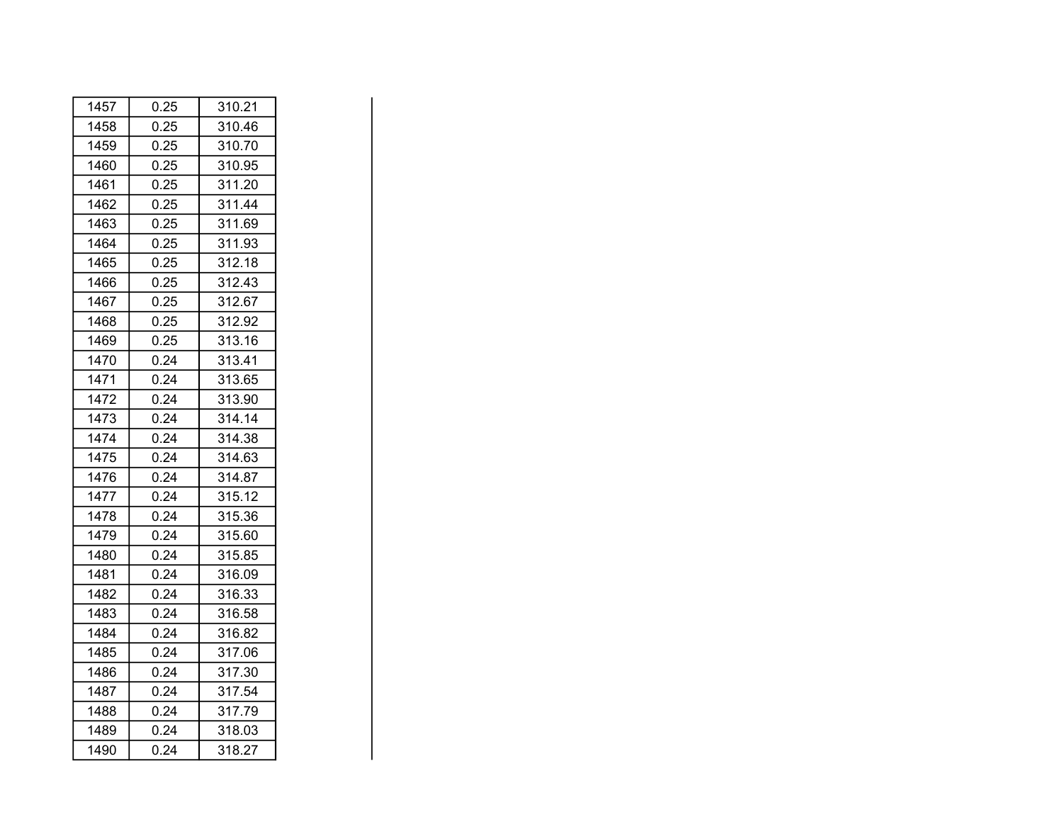| | | |
|---|---|---|
| 1457 | 0.25 | 310.21 |
| 1458 | 0.25 | 310.46 |
| 1459 | 0.25 | 310.70 |
| 1460 | 0.25 | 310.95 |
| 1461 | 0.25 | 311.20 |
| 1462 | 0.25 | 311.44 |
| 1463 | 0.25 | 311.69 |
| 1464 | 0.25 | 311.93 |
| 1465 | 0.25 | 312.18 |
| 1466 | 0.25 | 312.43 |
| 1467 | 0.25 | 312.67 |
| 1468 | 0.25 | 312.92 |
| 1469 | 0.25 | 313.16 |
| 1470 | 0.24 | 313.41 |
| 1471 | 0.24 | 313.65 |
| 1472 | 0.24 | 313.90 |
| 1473 | 0.24 | 314.14 |
| 1474 | 0.24 | 314.38 |
| 1475 | 0.24 | 314.63 |
| 1476 | 0.24 | 314.87 |
| 1477 | 0.24 | 315.12 |
| 1478 | 0.24 | 315.36 |
| 1479 | 0.24 | 315.60 |
| 1480 | 0.24 | 315.85 |
| 1481 | 0.24 | 316.09 |
| 1482 | 0.24 | 316.33 |
| 1483 | 0.24 | 316.58 |
| 1484 | 0.24 | 316.82 |
| 1485 | 0.24 | 317.06 |
| 1486 | 0.24 | 317.30 |
| 1487 | 0.24 | 317.54 |
| 1488 | 0.24 | 317.79 |
| 1489 | 0.24 | 318.03 |
| 1490 | 0.24 | 318.27 |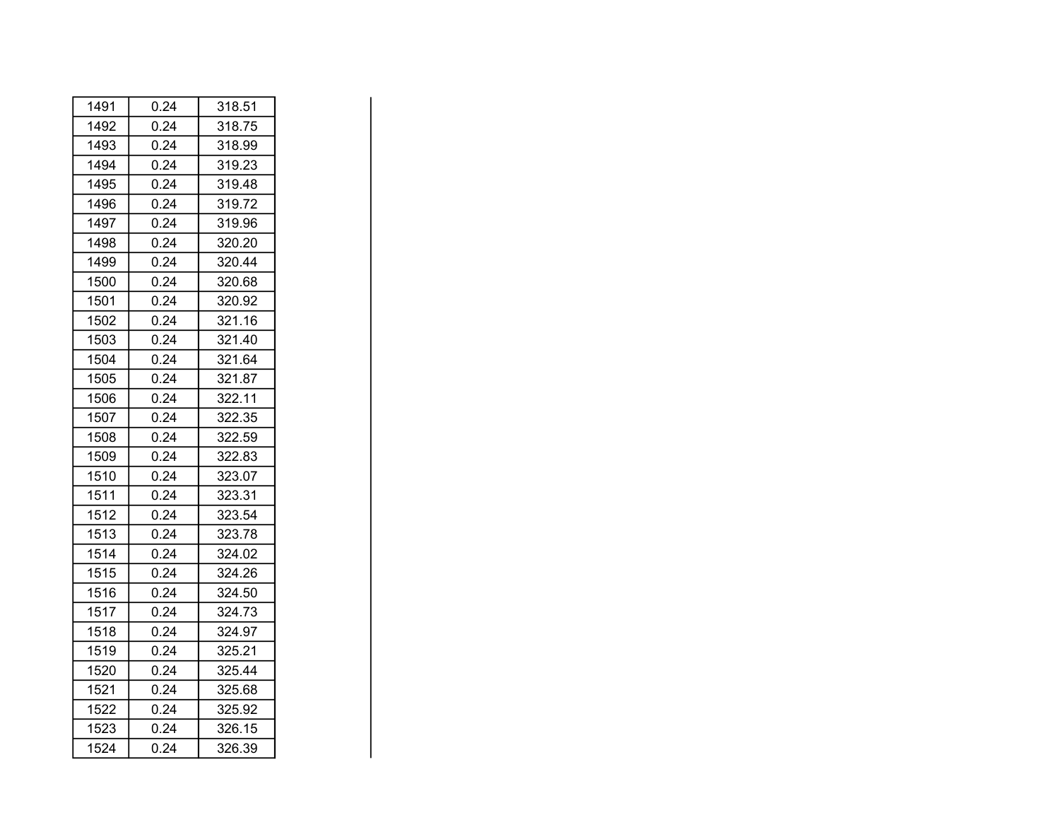| 1491 | 0.24 | 318.51 |
|---|---|---|
| 1492 | 0.24 | 318.75 |
| 1493 | 0.24 | 318.99 |
| 1494 | 0.24 | 319.23 |
| 1495 | 0.24 | 319.48 |
| 1496 | 0.24 | 319.72 |
| 1497 | 0.24 | 319.96 |
| 1498 | 0.24 | 320.20 |
| 1499 | 0.24 | 320.44 |
| 1500 | 0.24 | 320.68 |
| 1501 | 0.24 | 320.92 |
| 1502 | 0.24 | 321.16 |
| 1503 | 0.24 | 321.40 |
| 1504 | 0.24 | 321.64 |
| 1505 | 0.24 | 321.87 |
| 1506 | 0.24 | 322.11 |
| 1507 | 0.24 | 322.35 |
| 1508 | 0.24 | 322.59 |
| 1509 | 0.24 | 322.83 |
| 1510 | 0.24 | 323.07 |
| 1511 | 0.24 | 323.31 |
| 1512 | 0.24 | 323.54 |
| 1513 | 0.24 | 323.78 |
| 1514 | 0.24 | 324.02 |
| 1515 | 0.24 | 324.26 |
| 1516 | 0.24 | 324.50 |
| 1517 | 0.24 | 324.73 |
| 1518 | 0.24 | 324.97 |
| 1519 | 0.24 | 325.21 |
| 1520 | 0.24 | 325.44 |
| 1521 | 0.24 | 325.68 |
| 1522 | 0.24 | 325.92 |
| 1523 | 0.24 | 326.15 |
| 1524 | 0.24 | 326.39 |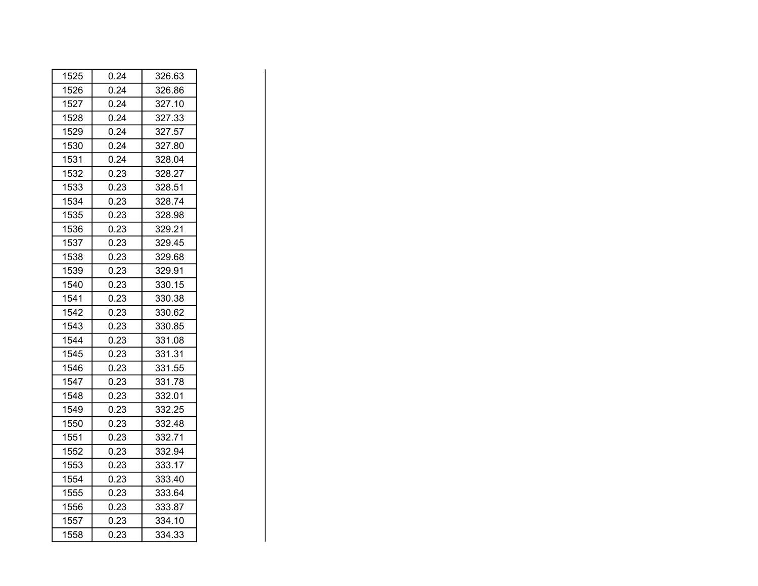| | | |
|---|---|---|
| 1525 | 0.24 | 326.63 |
| 1526 | 0.24 | 326.86 |
| 1527 | 0.24 | 327.10 |
| 1528 | 0.24 | 327.33 |
| 1529 | 0.24 | 327.57 |
| 1530 | 0.24 | 327.80 |
| 1531 | 0.24 | 328.04 |
| 1532 | 0.23 | 328.27 |
| 1533 | 0.23 | 328.51 |
| 1534 | 0.23 | 328.74 |
| 1535 | 0.23 | 328.98 |
| 1536 | 0.23 | 329.21 |
| 1537 | 0.23 | 329.45 |
| 1538 | 0.23 | 329.68 |
| 1539 | 0.23 | 329.91 |
| 1540 | 0.23 | 330.15 |
| 1541 | 0.23 | 330.38 |
| 1542 | 0.23 | 330.62 |
| 1543 | 0.23 | 330.85 |
| 1544 | 0.23 | 331.08 |
| 1545 | 0.23 | 331.31 |
| 1546 | 0.23 | 331.55 |
| 1547 | 0.23 | 331.78 |
| 1548 | 0.23 | 332.01 |
| 1549 | 0.23 | 332.25 |
| 1550 | 0.23 | 332.48 |
| 1551 | 0.23 | 332.71 |
| 1552 | 0.23 | 332.94 |
| 1553 | 0.23 | 333.17 |
| 1554 | 0.23 | 333.40 |
| 1555 | 0.23 | 333.64 |
| 1556 | 0.23 | 333.87 |
| 1557 | 0.23 | 334.10 |
| 1558 | 0.23 | 334.33 |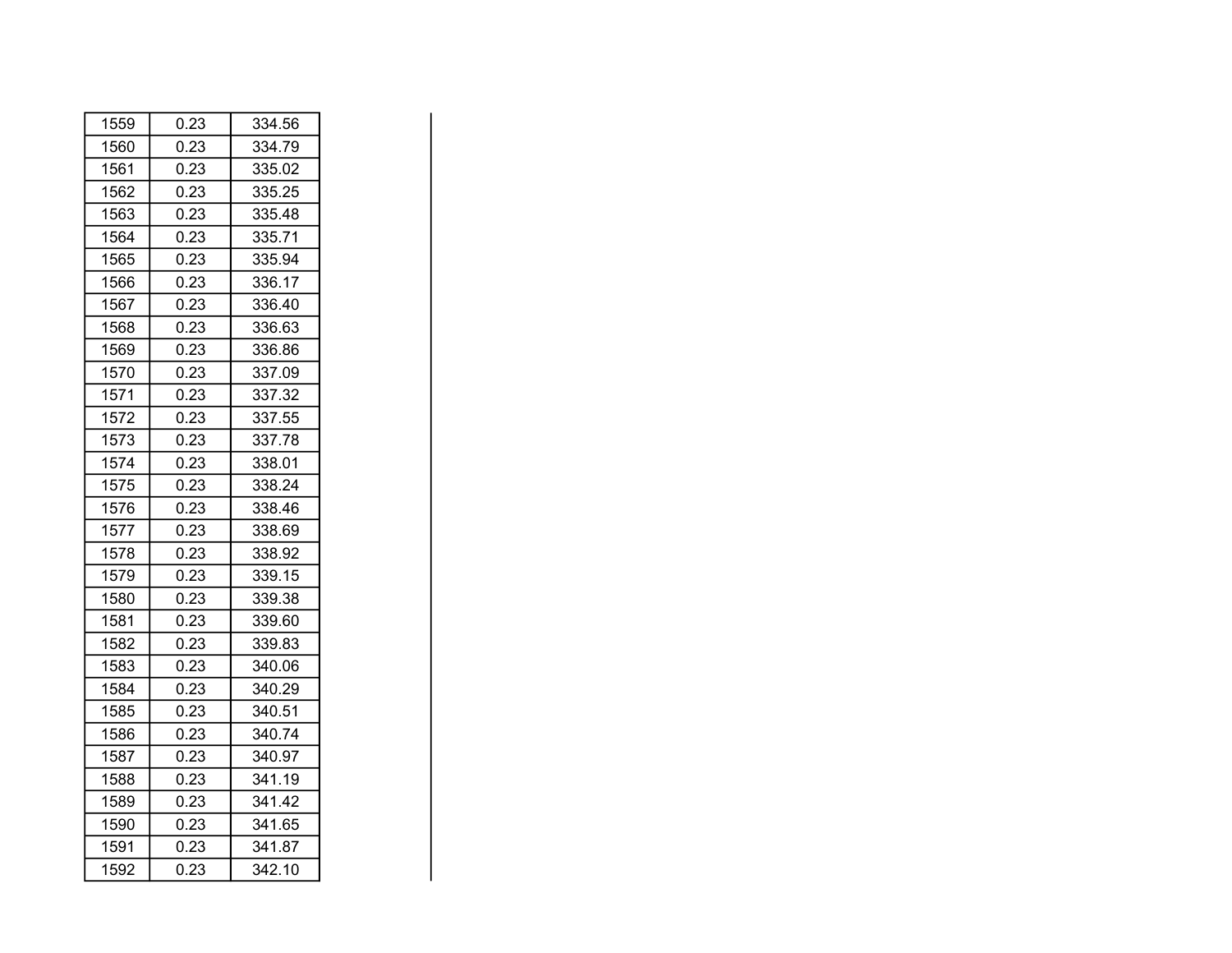| 1559 | 0.23 | 334.56 |
| --- | --- | --- |
| 1560 | 0.23 | 334.79 |
| 1561 | 0.23 | 335.02 |
| 1562 | 0.23 | 335.25 |
| 1563 | 0.23 | 335.48 |
| 1564 | 0.23 | 335.71 |
| 1565 | 0.23 | 335.94 |
| 1566 | 0.23 | 336.17 |
| 1567 | 0.23 | 336.40 |
| 1568 | 0.23 | 336.63 |
| 1569 | 0.23 | 336.86 |
| 1570 | 0.23 | 337.09 |
| 1571 | 0.23 | 337.32 |
| 1572 | 0.23 | 337.55 |
| 1573 | 0.23 | 337.78 |
| 1574 | 0.23 | 338.01 |
| 1575 | 0.23 | 338.24 |
| 1576 | 0.23 | 338.46 |
| 1577 | 0.23 | 338.69 |
| 1578 | 0.23 | 338.92 |
| 1579 | 0.23 | 339.15 |
| 1580 | 0.23 | 339.38 |
| 1581 | 0.23 | 339.60 |
| 1582 | 0.23 | 339.83 |
| 1583 | 0.23 | 340.06 |
| 1584 | 0.23 | 340.29 |
| 1585 | 0.23 | 340.51 |
| 1586 | 0.23 | 340.74 |
| 1587 | 0.23 | 340.97 |
| 1588 | 0.23 | 341.19 |
| 1589 | 0.23 | 341.42 |
| 1590 | 0.23 | 341.65 |
| 1591 | 0.23 | 341.87 |
| 1592 | 0.23 | 342.10 |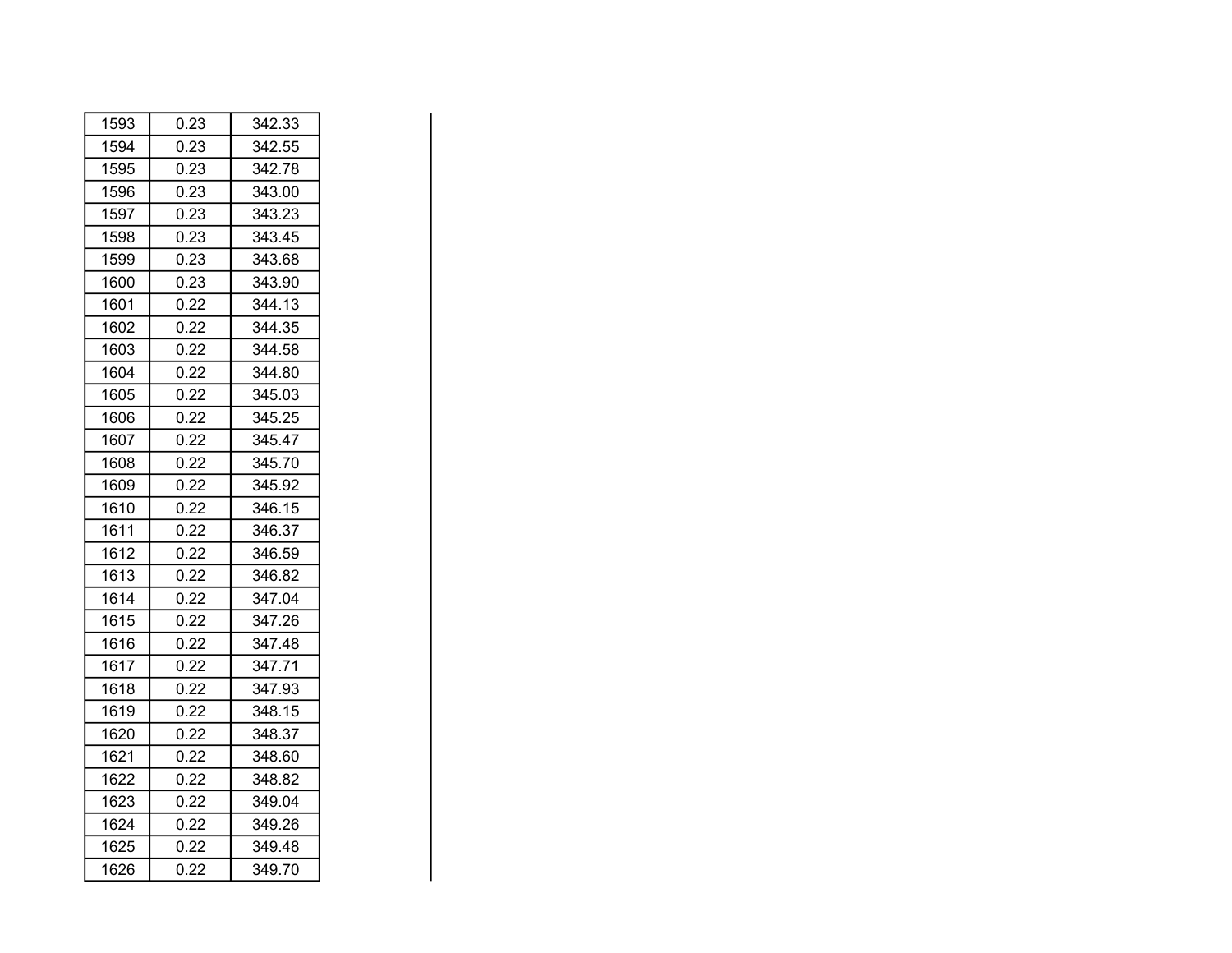| | | |
|---|---|---|
| 1593 | 0.23 | 342.33 |
| 1594 | 0.23 | 342.55 |
| 1595 | 0.23 | 342.78 |
| 1596 | 0.23 | 343.00 |
| 1597 | 0.23 | 343.23 |
| 1598 | 0.23 | 343.45 |
| 1599 | 0.23 | 343.68 |
| 1600 | 0.23 | 343.90 |
| 1601 | 0.22 | 344.13 |
| 1602 | 0.22 | 344.35 |
| 1603 | 0.22 | 344.58 |
| 1604 | 0.22 | 344.80 |
| 1605 | 0.22 | 345.03 |
| 1606 | 0.22 | 345.25 |
| 1607 | 0.22 | 345.47 |
| 1608 | 0.22 | 345.70 |
| 1609 | 0.22 | 345.92 |
| 1610 | 0.22 | 346.15 |
| 1611 | 0.22 | 346.37 |
| 1612 | 0.22 | 346.59 |
| 1613 | 0.22 | 346.82 |
| 1614 | 0.22 | 347.04 |
| 1615 | 0.22 | 347.26 |
| 1616 | 0.22 | 347.48 |
| 1617 | 0.22 | 347.71 |
| 1618 | 0.22 | 347.93 |
| 1619 | 0.22 | 348.15 |
| 1620 | 0.22 | 348.37 |
| 1621 | 0.22 | 348.60 |
| 1622 | 0.22 | 348.82 |
| 1623 | 0.22 | 349.04 |
| 1624 | 0.22 | 349.26 |
| 1625 | 0.22 | 349.48 |
| 1626 | 0.22 | 349.70 |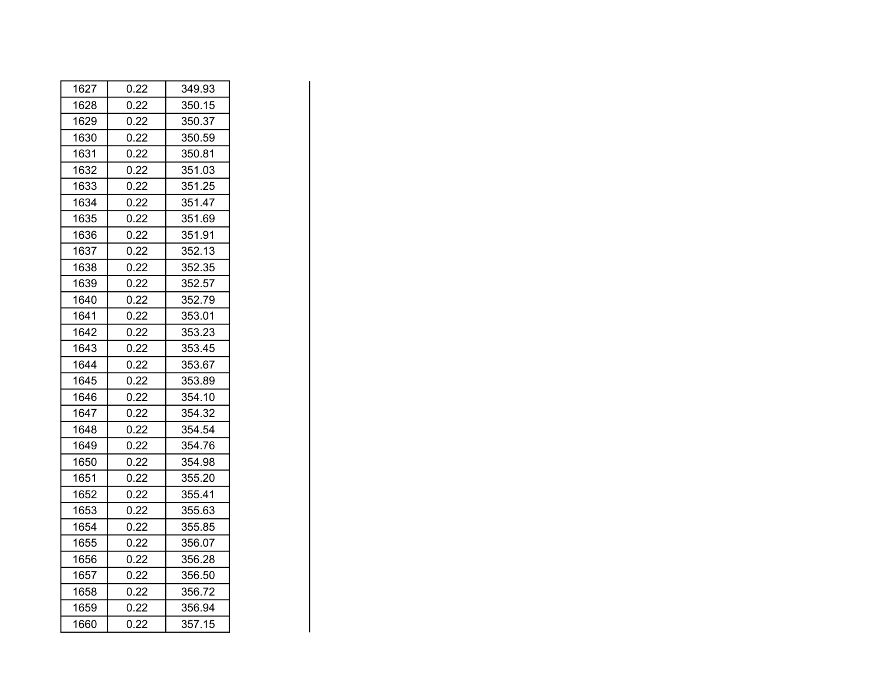| | | |
|---|---|---|
| 1627 | 0.22 | 349.93 |
| 1628 | 0.22 | 350.15 |
| 1629 | 0.22 | 350.37 |
| 1630 | 0.22 | 350.59 |
| 1631 | 0.22 | 350.81 |
| 1632 | 0.22 | 351.03 |
| 1633 | 0.22 | 351.25 |
| 1634 | 0.22 | 351.47 |
| 1635 | 0.22 | 351.69 |
| 1636 | 0.22 | 351.91 |
| 1637 | 0.22 | 352.13 |
| 1638 | 0.22 | 352.35 |
| 1639 | 0.22 | 352.57 |
| 1640 | 0.22 | 352.79 |
| 1641 | 0.22 | 353.01 |
| 1642 | 0.22 | 353.23 |
| 1643 | 0.22 | 353.45 |
| 1644 | 0.22 | 353.67 |
| 1645 | 0.22 | 353.89 |
| 1646 | 0.22 | 354.10 |
| 1647 | 0.22 | 354.32 |
| 1648 | 0.22 | 354.54 |
| 1649 | 0.22 | 354.76 |
| 1650 | 0.22 | 354.98 |
| 1651 | 0.22 | 355.20 |
| 1652 | 0.22 | 355.41 |
| 1653 | 0.22 | 355.63 |
| 1654 | 0.22 | 355.85 |
| 1655 | 0.22 | 356.07 |
| 1656 | 0.22 | 356.28 |
| 1657 | 0.22 | 356.50 |
| 1658 | 0.22 | 356.72 |
| 1659 | 0.22 | 356.94 |
| 1660 | 0.22 | 357.15 |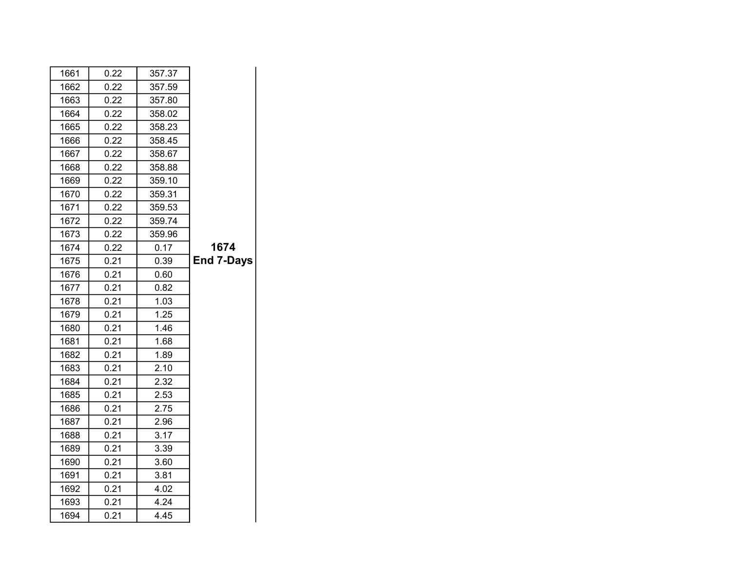| | | | |
|---|---|---|---|
| 1661 | 0.22 | 357.37 | |
| 1662 | 0.22 | 357.59 | |
| 1663 | 0.22 | 357.80 | |
| 1664 | 0.22 | 358.02 | |
| 1665 | 0.22 | 358.23 | |
| 1666 | 0.22 | 358.45 | |
| 1667 | 0.22 | 358.67 | |
| 1668 | 0.22 | 358.88 | |
| 1669 | 0.22 | 359.10 | |
| 1670 | 0.22 | 359.31 | |
| 1671 | 0.22 | 359.53 | |
| 1672 | 0.22 | 359.74 | |
| 1673 | 0.22 | 359.96 | |
| 1674 | 0.22 | 0.17 | **1674** |
| 1675 | 0.21 | 0.39 | **End 7-Days** |
| 1676 | 0.21 | 0.60 | |
| 1677 | 0.21 | 0.82 | |
| 1678 | 0.21 | 1.03 | |
| 1679 | 0.21 | 1.25 | |
| 1680 | 0.21 | 1.46 | |
| 1681 | 0.21 | 1.68 | |
| 1682 | 0.21 | 1.89 | |
| 1683 | 0.21 | 2.10 | |
| 1684 | 0.21 | 2.32 | |
| 1685 | 0.21 | 2.53 | |
| 1686 | 0.21 | 2.75 | |
| 1687 | 0.21 | 2.96 | |
| 1688 | 0.21 | 3.17 | |
| 1689 | 0.21 | 3.39 | |
| 1690 | 0.21 | 3.60 | |
| 1691 | 0.21 | 3.81 | |
| 1692 | 0.21 | 4.02 | |
| 1693 | 0.21 | 4.24 | |
| 1694 | 0.21 | 4.45 | |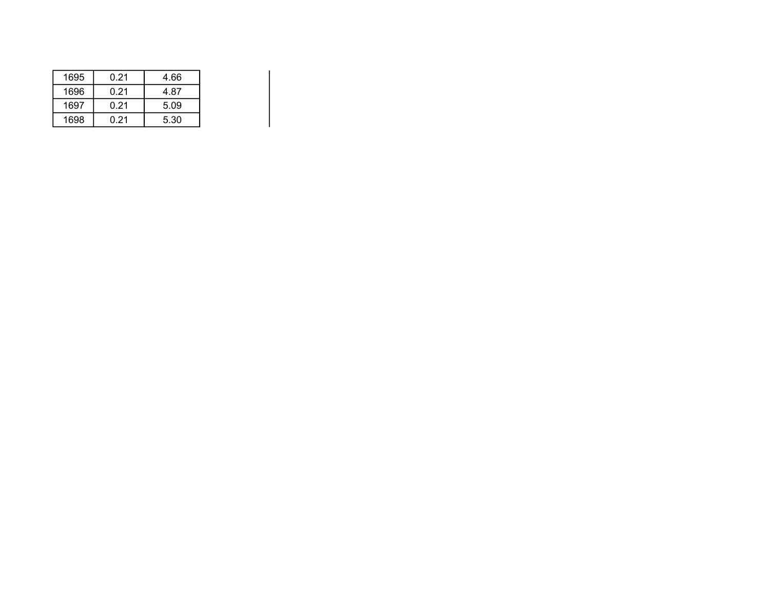| | | |
|---|---|---|
| 1695 | 0.21 | 4.66 |
| 1696 | 0.21 | 4.87 |
| 1697 | 0.21 | 5.09 |
| 1698 | 0.21 | 5.30 |